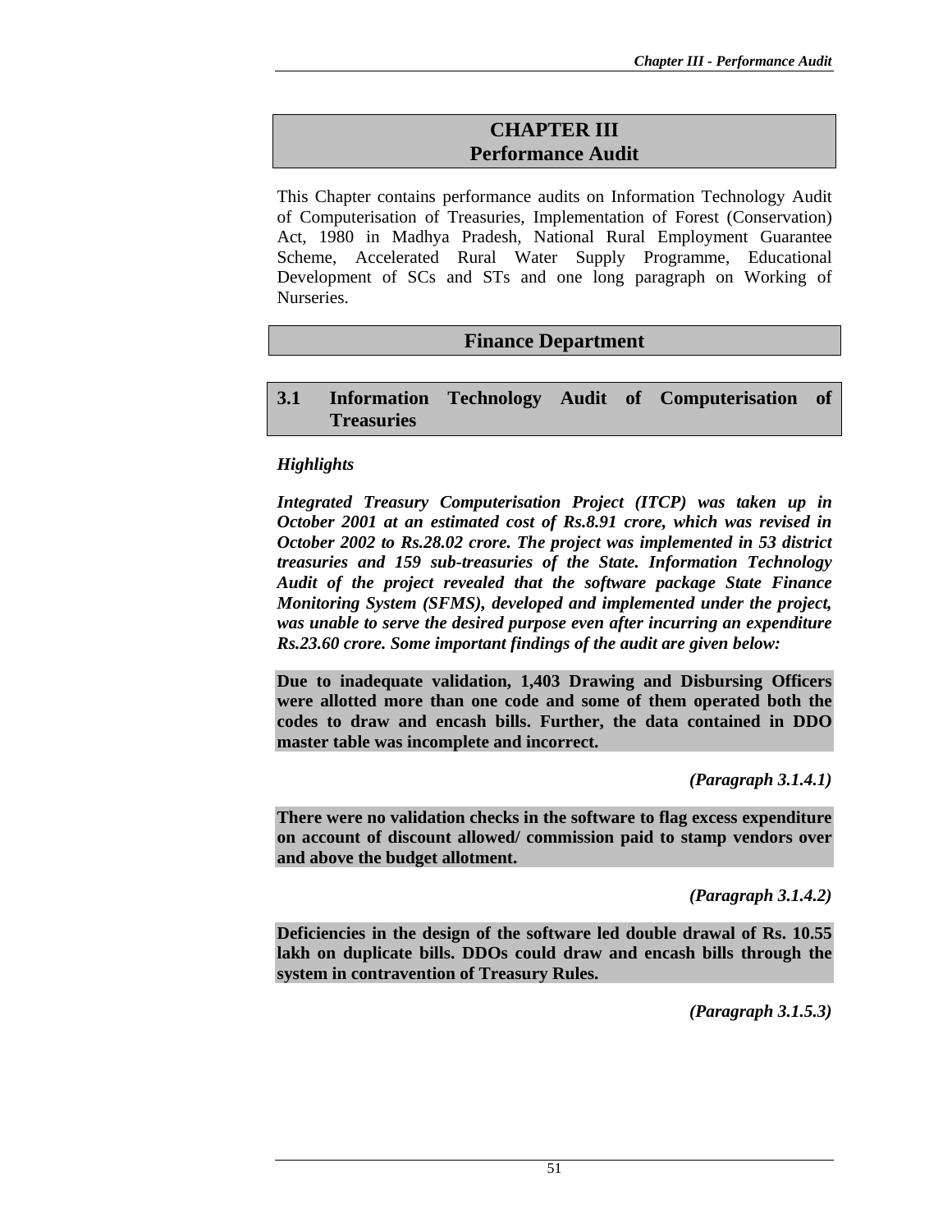# CHAPTER III
# Performance Audit

This Chapter contains performance audits on Information Technology Audit of Computerisation of Treasuries, Implementation of Forest (Conservation) Act, 1980 in Madhya Pradesh, National Rural Employment Guarantee Scheme, Accelerated Rural Water Supply Programme, Educational Development of SCs and STs and one long paragraph on Working of Nurseries.

## Finance Department

### 3.1 Information Technology Audit of Computerisation of Treasuries

*Highlights*

***Integrated Treasury Computerisation Project (ITCP) was taken up in October 2001 at an estimated cost of Rs.8.91 crore, which was revised in October 2002 to Rs.28.02 crore. The project was implemented in 53 district treasuries and 159 sub-treasuries of the State. Information Technology Audit of the project revealed that the software package State Finance Monitoring System (SFMS), developed and implemented under the project, was unable to serve the desired purpose even after incurring an expenditure Rs.23.60 crore. Some important findings of the audit are given below:***

**Due to inadequate validation, 1,403 Drawing and Disbursing Officers were allotted more than one code and some of them operated both the codes to draw and encash bills. Further, the data contained in DDO master table was incomplete and incorrect.**

***(Paragraph 3.1.4.1)***

**There were no validation checks in the software to flag excess expenditure on account of discount allowed/ commission paid to stamp vendors over and above the budget allotment.**

***(Paragraph 3.1.4.2)***

**Deficiencies in the design of the software led double drawal of Rs. 10.55 lakh on duplicate bills. DDOs could draw and encash bills through the system in contravention of Treasury Rules.**

***(Paragraph 3.1.5.3)***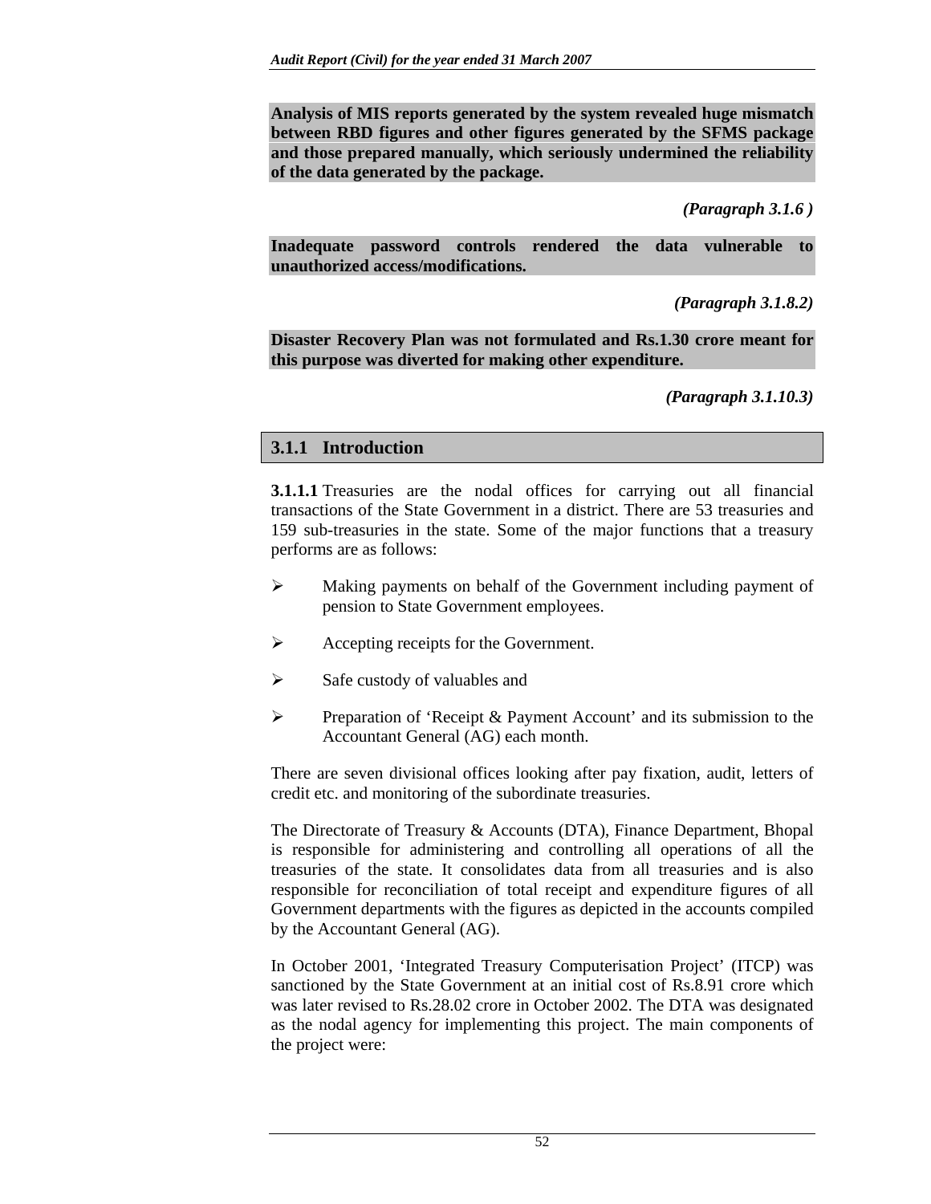**Analysis of MIS reports generated by the system revealed huge mismatch between RBD figures and other figures generated by the SFMS package and those prepared manually, which seriously undermined the reliability of the data generated by the package.**

*(Paragraph 3.1.6 )*

**Inadequate password controls rendered the data vulnerable to unauthorized access/modifications.**

*(Paragraph 3.1.8.2)*

**Disaster Recovery Plan was not formulated and Rs.1.30 crore meant for this purpose was diverted for making other expenditure.**

*(Paragraph 3.1.10.3)*

## 3.1.1 Introduction

**3.1.1.1** Treasuries are the nodal offices for carrying out all financial transactions of the State Government in a district. There are 53 treasuries and 159 sub-treasuries in the state. Some of the major functions that a treasury performs are as follows:

- Making payments on behalf of the Government including payment of pension to State Government employees.
- Accepting receipts for the Government.
- Safe custody of valuables and
- Preparation of 'Receipt & Payment Account' and its submission to the Accountant General (AG) each month.

There are seven divisional offices looking after pay fixation, audit, letters of credit etc. and monitoring of the subordinate treasuries.

The Directorate of Treasury & Accounts (DTA), Finance Department, Bhopal is responsible for administering and controlling all operations of all the treasuries of the state. It consolidates data from all treasuries and is also responsible for reconciliation of total receipt and expenditure figures of all Government departments with the figures as depicted in the accounts compiled by the Accountant General (AG).

In October 2001, 'Integrated Treasury Computerisation Project' (ITCP) was sanctioned by the State Government at an initial cost of Rs.8.91 crore which was later revised to Rs.28.02 crore in October 2002. The DTA was designated as the nodal agency for implementing this project. The main components of the project were: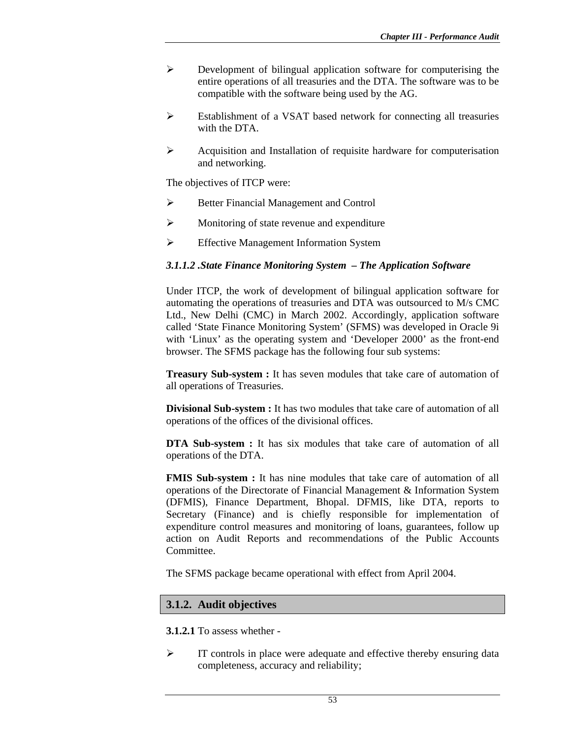- Development of bilingual application software for computerising the entire operations of all treasuries and the DTA. The software was to be compatible with the software being used by the AG.
- Establishment of a VSAT based network for connecting all treasuries with the DTA.
- Acquisition and Installation of requisite hardware for computerisation and networking.

The objectives of ITCP were:

- Better Financial Management and Control
- Monitoring of state revenue and expenditure
- Effective Management Information System

#### *3.1.1.2 .State Finance Monitoring System – The Application Software*

Under ITCP, the work of development of bilingual application software for automating the operations of treasuries and DTA was outsourced to M/s CMC Ltd., New Delhi (CMC) in March 2002. Accordingly, application software called 'State Finance Monitoring System' (SFMS) was developed in Oracle 9i with 'Linux' as the operating system and 'Developer 2000' as the front-end browser. The SFMS package has the following four sub systems:

**Treasury Sub-system :** It has seven modules that take care of automation of all operations of Treasuries.

**Divisional Sub-system :** It has two modules that take care of automation of all operations of the offices of the divisional offices.

**DTA Sub-system :** It has six modules that take care of automation of all operations of the DTA.

**FMIS Sub-system :** It has nine modules that take care of automation of all operations of the Directorate of Financial Management & Information System (DFMIS), Finance Department, Bhopal. DFMIS, like DTA, reports to Secretary (Finance) and is chiefly responsible for implementation of expenditure control measures and monitoring of loans, guarantees, follow up action on Audit Reports and recommendations of the Public Accounts Committee.

The SFMS package became operational with effect from April 2004.

## 3.1.2. Audit objectives

**3.1.2.1** To assess whether -

- IT controls in place were adequate and effective thereby ensuring data completeness, accuracy and reliability;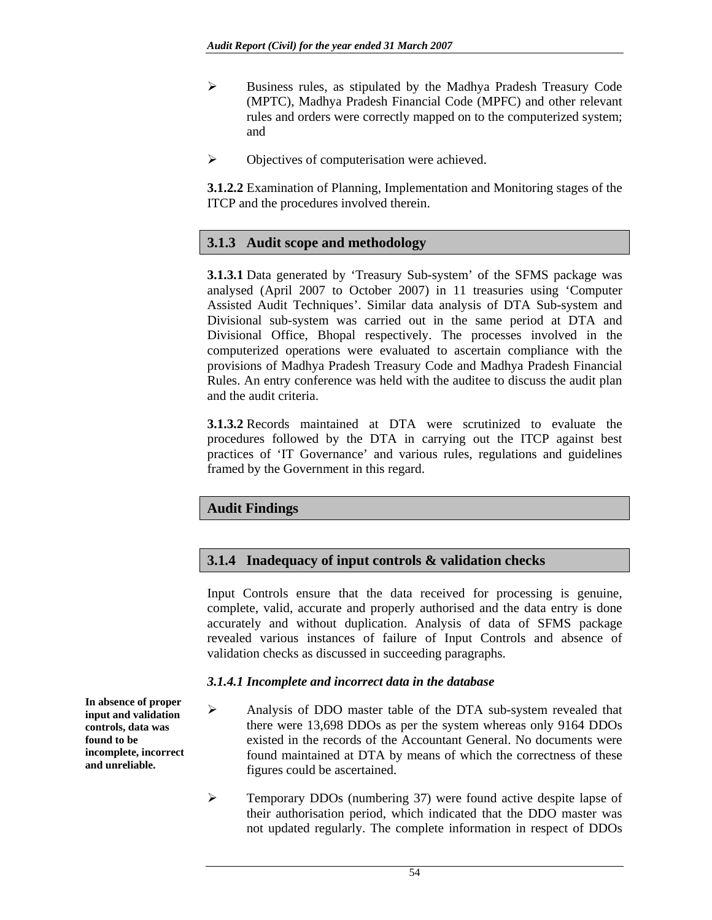- Business rules, as stipulated by the Madhya Pradesh Treasury Code (MPTC), Madhya Pradesh Financial Code (MPFC) and other relevant rules and orders were correctly mapped on to the computerized system; and

- Objectives of computerisation were achieved.

**3.1.2.2** Examination of Planning, Implementation and Monitoring stages of the ITCP and the procedures involved therein.

## 3.1.3 Audit scope and methodology

**3.1.3.1** Data generated by 'Treasury Sub-system' of the SFMS package was analysed (April 2007 to October 2007) in 11 treasuries using 'Computer Assisted Audit Techniques'. Similar data analysis of DTA Sub-system and Divisional sub-system was carried out in the same period at DTA and Divisional Office, Bhopal respectively. The processes involved in the computerized operations were evaluated to ascertain compliance with the provisions of Madhya Pradesh Treasury Code and Madhya Pradesh Financial Rules. An entry conference was held with the auditee to discuss the audit plan and the audit criteria.

**3.1.3.2** Records maintained at DTA were scrutinized to evaluate the procedures followed by the DTA in carrying out the ITCP against best practices of 'IT Governance' and various rules, regulations and guidelines framed by the Government in this regard.

## Audit Findings

## 3.1.4 Inadequacy of input controls & validation checks

Input Controls ensure that the data received for processing is genuine, complete, valid, accurate and properly authorised and the data entry is done accurately and without duplication. Analysis of data of SFMS package revealed various instances of failure of Input Controls and absence of validation checks as discussed in succeeding paragraphs.

### *3.1.4.1 Incomplete and incorrect data in the database*

**In absence of proper input and validation controls, data was found to be incomplete, incorrect and unreliable.**

- Analysis of DDO master table of the DTA sub-system revealed that there were 13,698 DDOs as per the system whereas only 9164 DDOs existed in the records of the Accountant General. No documents were found maintained at DTA by means of which the correctness of these figures could be ascertained.

- Temporary DDOs (numbering 37) were found active despite lapse of their authorisation period, which indicated that the DDO master was not updated regularly. The complete information in respect of DDOs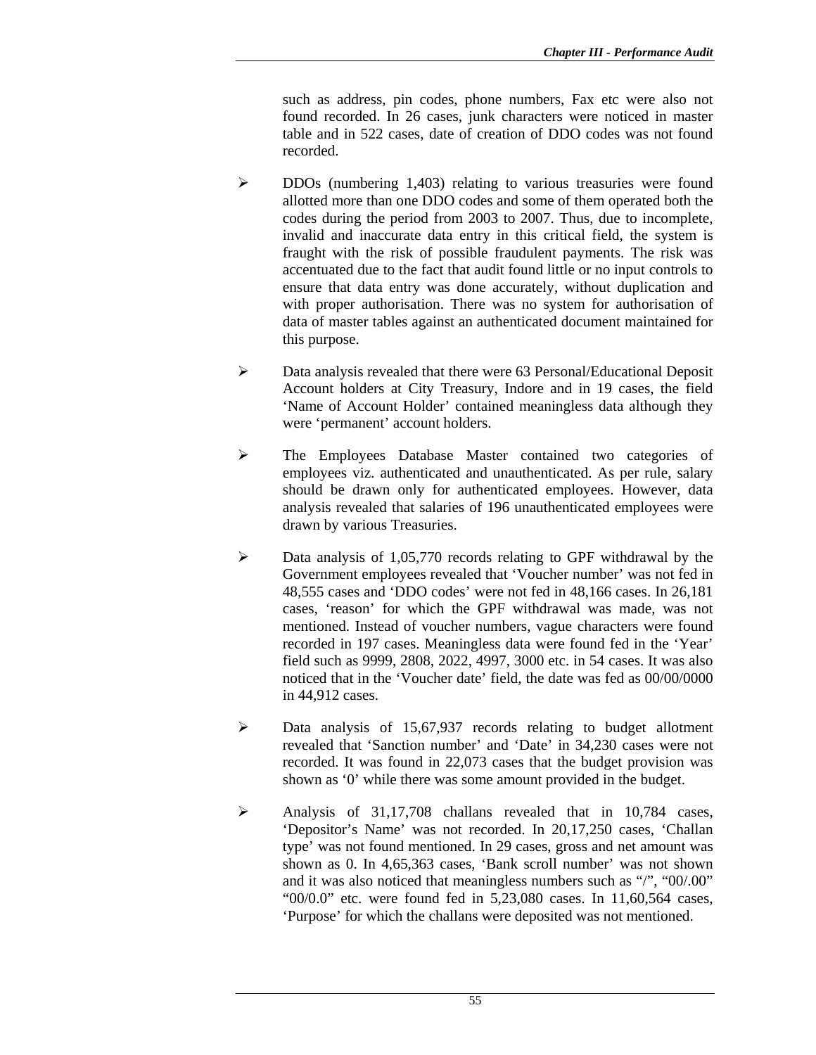such as address, pin codes, phone numbers, Fax etc were also not found recorded. In 26 cases, junk characters were noticed in master table and in 522 cases, date of creation of DDO codes was not found recorded.

- DDOs (numbering 1,403) relating to various treasuries were found allotted more than one DDO codes and some of them operated both the codes during the period from 2003 to 2007. Thus, due to incomplete, invalid and inaccurate data entry in this critical field, the system is fraught with the risk of possible fraudulent payments. The risk was accentuated due to the fact that audit found little or no input controls to ensure that data entry was done accurately, without duplication and with proper authorisation. There was no system for authorisation of data of master tables against an authenticated document maintained for this purpose.

- Data analysis revealed that there were 63 Personal/Educational Deposit Account holders at City Treasury, Indore and in 19 cases, the field 'Name of Account Holder' contained meaningless data although they were 'permanent' account holders.

- The Employees Database Master contained two categories of employees viz. authenticated and unauthenticated. As per rule, salary should be drawn only for authenticated employees. However, data analysis revealed that salaries of 196 unauthenticated employees were drawn by various Treasuries.

- Data analysis of 1,05,770 records relating to GPF withdrawal by the Government employees revealed that 'Voucher number' was not fed in 48,555 cases and 'DDO codes' were not fed in 48,166 cases. In 26,181 cases, 'reason' for which the GPF withdrawal was made, was not mentioned. Instead of voucher numbers, vague characters were found recorded in 197 cases. Meaningless data were found fed in the 'Year' field such as 9999, 2808, 2022, 4997, 3000 etc. in 54 cases. It was also noticed that in the 'Voucher date' field, the date was fed as 00/00/0000 in 44,912 cases.

- Data analysis of 15,67,937 records relating to budget allotment revealed that 'Sanction number' and 'Date' in 34,230 cases were not recorded. It was found in 22,073 cases that the budget provision was shown as '0' while there was some amount provided in the budget.

- Analysis of 31,17,708 challans revealed that in 10,784 cases, 'Depositor's Name' was not recorded. In 20,17,250 cases, 'Challan type' was not found mentioned. In 29 cases, gross and net amount was shown as 0. In 4,65,363 cases, 'Bank scroll number' was not shown and it was also noticed that meaningless numbers such as "/", "00/.00" "00/0.0" etc. were found fed in 5,23,080 cases. In 11,60,564 cases, 'Purpose' for which the challans were deposited was not mentioned.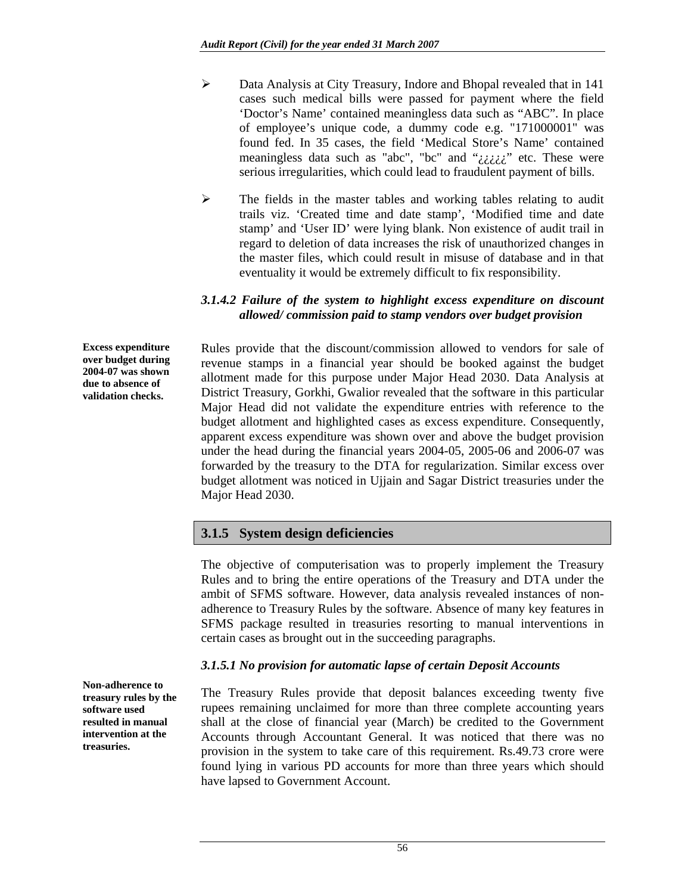- Data Analysis at City Treasury, Indore and Bhopal revealed that in 141 cases such medical bills were passed for payment where the field 'Doctor's Name' contained meaningless data such as "ABC". In place of employee's unique code, a dummy code e.g. "171000001" was found fed. In 35 cases, the field 'Medical Store's Name' contained meaningless data such as "abc", "bc" and "¿¿¿¿¿" etc. These were serious irregularities, which could lead to fraudulent payment of bills.

- The fields in the master tables and working tables relating to audit trails viz. 'Created time and date stamp', 'Modified time and date stamp' and 'User ID' were lying blank. Non existence of audit trail in regard to deletion of data increases the risk of unauthorized changes in the master files, which could result in misuse of database and in that eventuality it would be extremely difficult to fix responsibility.

#### *3.1.4.2 Failure of the system to highlight excess expenditure on discount allowed/ commission paid to stamp vendors over budget provision*

**Excess expenditure over budget during 2004-07 was shown due to absence of validation checks.**

Rules provide that the discount/commission allowed to vendors for sale of revenue stamps in a financial year should be booked against the budget allotment made for this purpose under Major Head 2030. Data Analysis at District Treasury, Gorkhi, Gwalior revealed that the software in this particular Major Head did not validate the expenditure entries with reference to the budget allotment and highlighted cases as excess expenditure. Consequently, apparent excess expenditure was shown over and above the budget provision under the head during the financial years 2004-05, 2005-06 and 2006-07 was forwarded by the treasury to the DTA for regularization. Similar excess over budget allotment was noticed in Ujjain and Sagar District treasuries under the Major Head 2030.

### 3.1.5 System design deficiencies

The objective of computerisation was to properly implement the Treasury Rules and to bring the entire operations of the Treasury and DTA under the ambit of SFMS software. However, data analysis revealed instances of non-adherence to Treasury Rules by the software. Absence of many key features in SFMS package resulted in treasuries resorting to manual interventions in certain cases as brought out in the succeeding paragraphs.

#### *3.1.5.1 No provision for automatic lapse of certain Deposit Accounts*

**Non-adherence to treasury rules by the software used resulted in manual intervention at the treasuries.**

The Treasury Rules provide that deposit balances exceeding twenty five rupees remaining unclaimed for more than three complete accounting years shall at the close of financial year (March) be credited to the Government Accounts through Accountant General. It was noticed that there was no provision in the system to take care of this requirement. Rs.49.73 crore were found lying in various PD accounts for more than three years which should have lapsed to Government Account.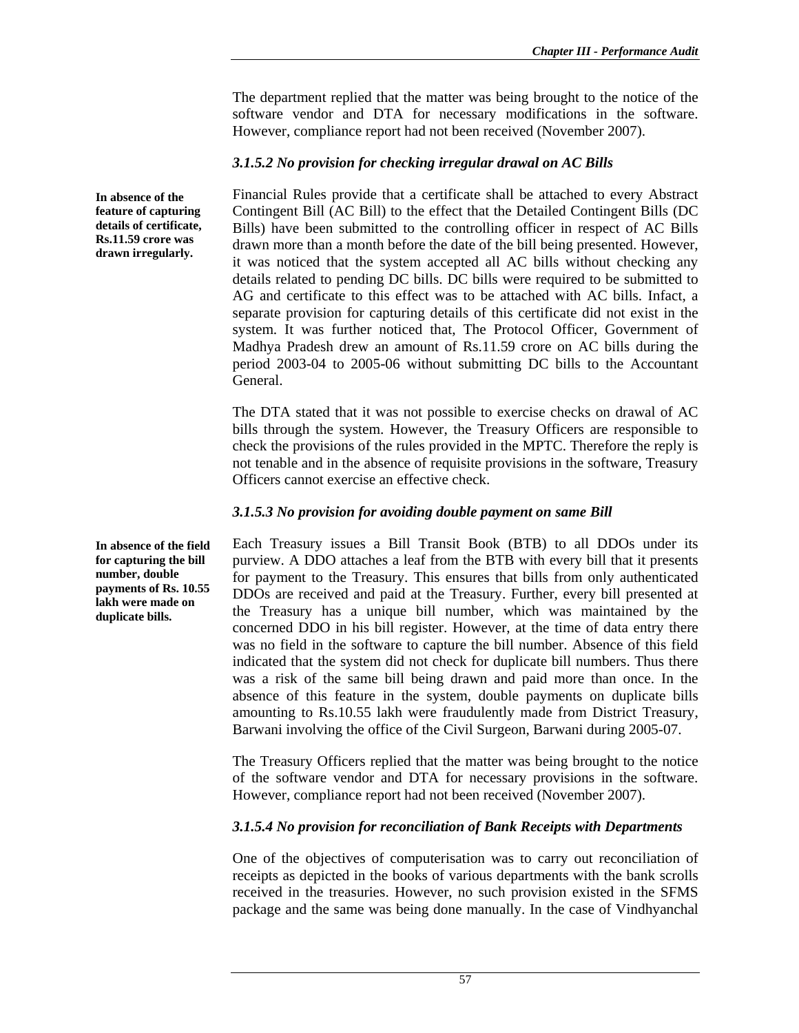The department replied that the matter was being brought to the notice of the software vendor and DTA for necessary modifications in the software. However, compliance report had not been received (November 2007).

### *3.1.5.2 No provision for checking irregular drawal on AC Bills*

**In absence of the feature of capturing details of certificate, Rs.11.59 crore was drawn irregularly.**

Financial Rules provide that a certificate shall be attached to every Abstract Contingent Bill (AC Bill) to the effect that the Detailed Contingent Bills (DC Bills) have been submitted to the controlling officer in respect of AC Bills drawn more than a month before the date of the bill being presented. However, it was noticed that the system accepted all AC bills without checking any details related to pending DC bills. DC bills were required to be submitted to AG and certificate to this effect was to be attached with AC bills. Infact, a separate provision for capturing details of this certificate did not exist in the system. It was further noticed that, The Protocol Officer, Government of Madhya Pradesh drew an amount of Rs.11.59 crore on AC bills during the period 2003-04 to 2005-06 without submitting DC bills to the Accountant General.

The DTA stated that it was not possible to exercise checks on drawal of AC bills through the system. However, the Treasury Officers are responsible to check the provisions of the rules provided in the MPTC. Therefore the reply is not tenable and in the absence of requisite provisions in the software, Treasury Officers cannot exercise an effective check.

### *3.1.5.3 No provision for avoiding double payment on same Bill*

**In absence of the field for capturing the bill number, double payments of Rs. 10.55 lakh were made on duplicate bills.**

Each Treasury issues a Bill Transit Book (BTB) to all DDOs under its purview. A DDO attaches a leaf from the BTB with every bill that it presents for payment to the Treasury. This ensures that bills from only authenticated DDOs are received and paid at the Treasury. Further, every bill presented at the Treasury has a unique bill number, which was maintained by the concerned DDO in his bill register. However, at the time of data entry there was no field in the software to capture the bill number. Absence of this field indicated that the system did not check for duplicate bill numbers. Thus there was a risk of the same bill being drawn and paid more than once. In the absence of this feature in the system, double payments on duplicate bills amounting to Rs.10.55 lakh were fraudulently made from District Treasury, Barwani involving the office of the Civil Surgeon, Barwani during 2005-07.

The Treasury Officers replied that the matter was being brought to the notice of the software vendor and DTA for necessary provisions in the software. However, compliance report had not been received (November 2007).

### *3.1.5.4 No provision for reconciliation of Bank Receipts with Departments*

One of the objectives of computerisation was to carry out reconciliation of receipts as depicted in the books of various departments with the bank scrolls received in the treasuries. However, no such provision existed in the SFMS package and the same was being done manually. In the case of Vindhyanchal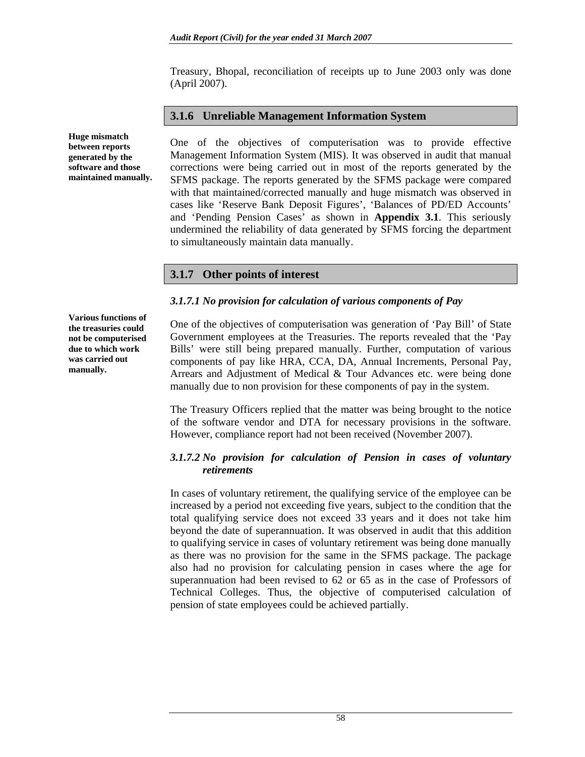Treasury, Bhopal, reconciliation of receipts up to June 2003 only was done (April 2007).

### 3.1.6 Unreliable Management Information System

**Huge mismatch between reports generated by the software and those maintained manually.**

One of the objectives of computerisation was to provide effective Management Information System (MIS). It was observed in audit that manual corrections were being carried out in most of the reports generated by the SFMS package. The reports generated by the SFMS package were compared with that maintained/corrected manually and huge mismatch was observed in cases like 'Reserve Bank Deposit Figures', 'Balances of PD/ED Accounts' and 'Pending Pension Cases' as shown in **Appendix 3.1**. This seriously undermined the reliability of data generated by SFMS forcing the department to simultaneously maintain data manually.

### 3.1.7 Other points of interest

#### *3.1.7.1 No provision for calculation of various components of Pay*

**Various functions of the treasuries could not be computerised due to which work was carried out manually.**

One of the objectives of computerisation was generation of 'Pay Bill' of State Government employees at the Treasuries. The reports revealed that the 'Pay Bills' were still being prepared manually. Further, computation of various components of pay like HRA, CCA, DA, Annual Increments, Personal Pay, Arrears and Adjustment of Medical & Tour Advances etc. were being done manually due to non provision for these components of pay in the system.

The Treasury Officers replied that the matter was being brought to the notice of the software vendor and DTA for necessary provisions in the software. However, compliance report had not been received (November 2007).

#### *3.1.7.2 No provision for calculation of Pension in cases of voluntary retirements*

In cases of voluntary retirement, the qualifying service of the employee can be increased by a period not exceeding five years, subject to the condition that the total qualifying service does not exceed 33 years and it does not take him beyond the date of superannuation. It was observed in audit that this addition to qualifying service in cases of voluntary retirement was being done manually as there was no provision for the same in the SFMS package. The package also had no provision for calculating pension in cases where the age for superannuation had been revised to 62 or 65 as in the case of Professors of Technical Colleges. Thus, the objective of computerised calculation of pension of state employees could be achieved partially.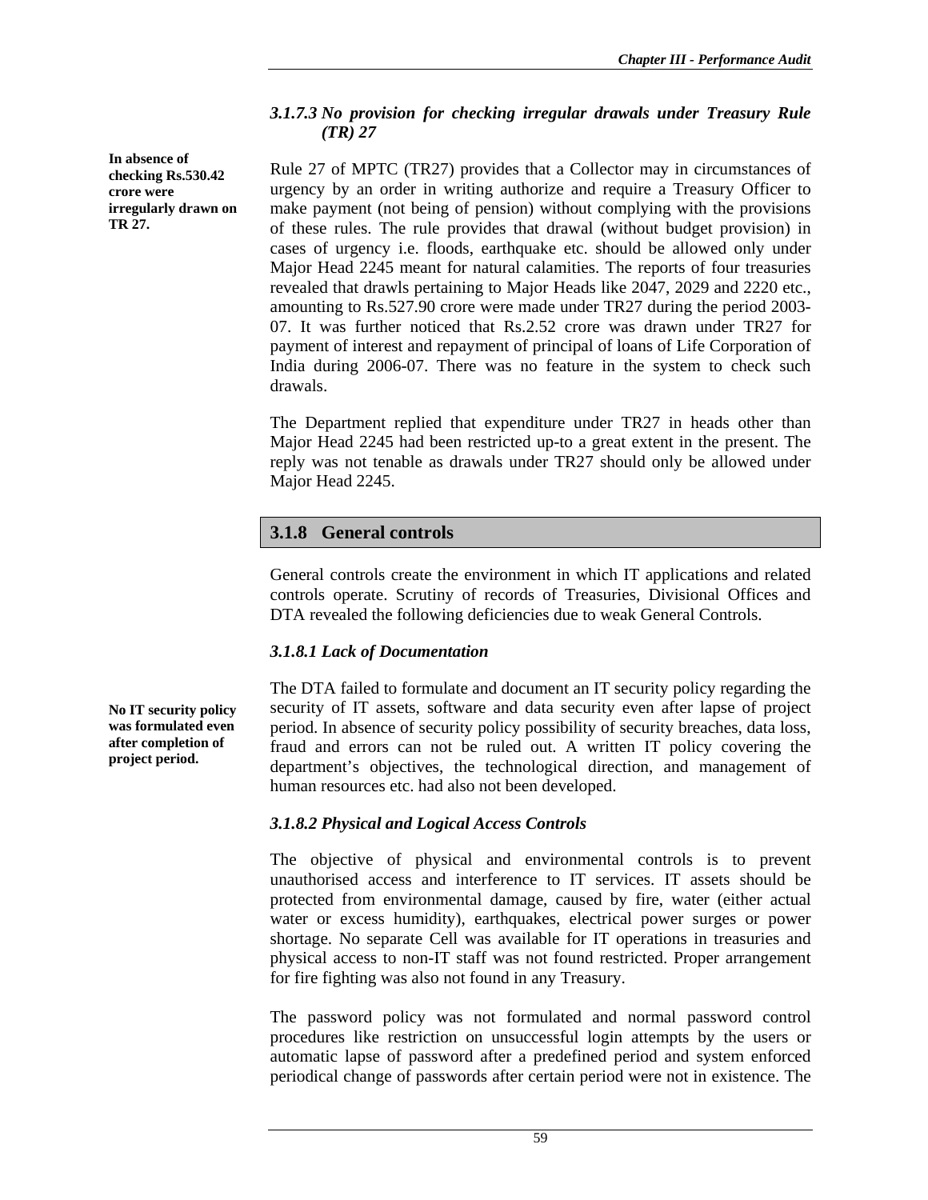### *3.1.7.3 No provision for checking irregular drawals under Treasury Rule (TR) 27*

**In absence of checking Rs.530.42 crore were irregularly drawn on TR 27.**

Rule 27 of MPTC (TR27) provides that a Collector may in circumstances of urgency by an order in writing authorize and require a Treasury Officer to make payment (not being of pension) without complying with the provisions of these rules. The rule provides that drawal (without budget provision) in cases of urgency i.e. floods, earthquake etc. should be allowed only under Major Head 2245 meant for natural calamities. The reports of four treasuries revealed that drawls pertaining to Major Heads like 2047, 2029 and 2220 etc., amounting to Rs.527.90 crore were made under TR27 during the period 2003-07. It was further noticed that Rs.2.52 crore was drawn under TR27 for payment of interest and repayment of principal of loans of Life Corporation of India during 2006-07. There was no feature in the system to check such drawals.

The Department replied that expenditure under TR27 in heads other than Major Head 2245 had been restricted up-to a great extent in the present. The reply was not tenable as drawals under TR27 should only be allowed under Major Head 2245.

## 3.1.8 General controls

General controls create the environment in which IT applications and related controls operate. Scrutiny of records of Treasuries, Divisional Offices and DTA revealed the following deficiencies due to weak General Controls.

### *3.1.8.1 Lack of Documentation*

**No IT security policy was formulated even after completion of project period.**

The DTA failed to formulate and document an IT security policy regarding the security of IT assets, software and data security even after lapse of project period. In absence of security policy possibility of security breaches, data loss, fraud and errors can not be ruled out. A written IT policy covering the department's objectives, the technological direction, and management of human resources etc. had also not been developed.

### *3.1.8.2 Physical and Logical Access Controls*

The objective of physical and environmental controls is to prevent unauthorised access and interference to IT services. IT assets should be protected from environmental damage, caused by fire, water (either actual water or excess humidity), earthquakes, electrical power surges or power shortage. No separate Cell was available for IT operations in treasuries and physical access to non-IT staff was not found restricted. Proper arrangement for fire fighting was also not found in any Treasury.

The password policy was not formulated and normal password control procedures like restriction on unsuccessful login attempts by the users or automatic lapse of password after a predefined period and system enforced periodical change of passwords after certain period were not in existence. The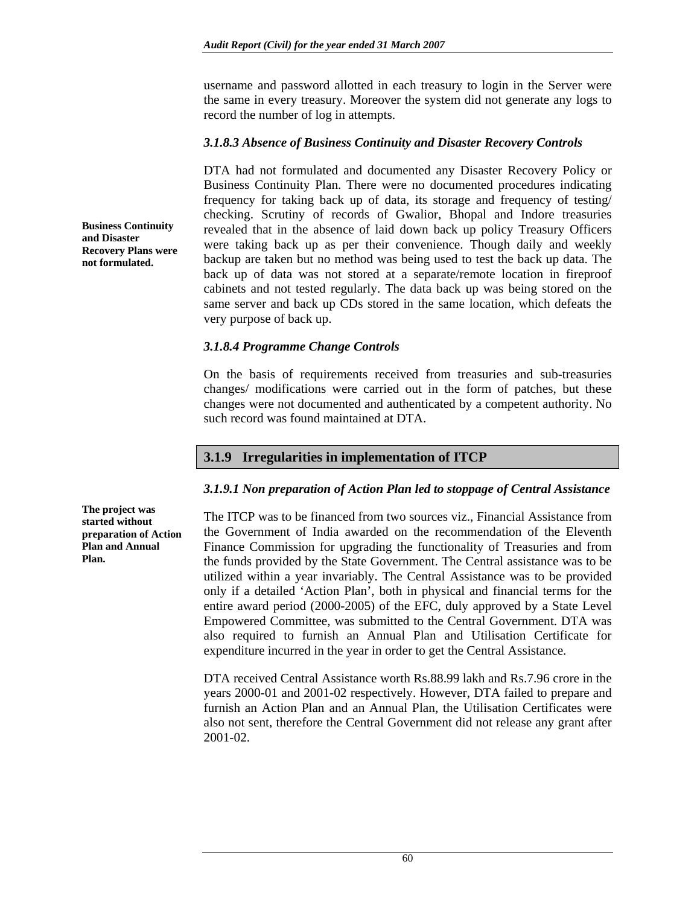username and password allotted in each treasury to login in the Server were the same in every treasury. Moreover the system did not generate any logs to record the number of log in attempts.

#### *3.1.8.3 Absence of Business Continuity and Disaster Recovery Controls*

**Business Continuity and Disaster Recovery Plans were not formulated.**

DTA had not formulated and documented any Disaster Recovery Policy or Business Continuity Plan. There were no documented procedures indicating frequency for taking back up of data, its storage and frequency of testing/ checking. Scrutiny of records of Gwalior, Bhopal and Indore treasuries revealed that in the absence of laid down back up policy Treasury Officers were taking back up as per their convenience. Though daily and weekly backup are taken but no method was being used to test the back up data. The back up of data was not stored at a separate/remote location in fireproof cabinets and not tested regularly. The data back up was being stored on the same server and back up CDs stored in the same location, which defeats the very purpose of back up.

#### *3.1.8.4 Programme Change Controls*

On the basis of requirements received from treasuries and sub-treasuries changes/ modifications were carried out in the form of patches, but these changes were not documented and authenticated by a competent authority. No such record was found maintained at DTA.

## 3.1.9 Irregularities in implementation of ITCP

#### *3.1.9.1 Non preparation of Action Plan led to stoppage of Central Assistance*

**The project was started without preparation of Action Plan and Annual Plan.**

The ITCP was to be financed from two sources viz., Financial Assistance from the Government of India awarded on the recommendation of the Eleventh Finance Commission for upgrading the functionality of Treasuries and from the funds provided by the State Government. The Central assistance was to be utilized within a year invariably. The Central Assistance was to be provided only if a detailed 'Action Plan', both in physical and financial terms for the entire award period (2000-2005) of the EFC, duly approved by a State Level Empowered Committee, was submitted to the Central Government. DTA was also required to furnish an Annual Plan and Utilisation Certificate for expenditure incurred in the year in order to get the Central Assistance.

DTA received Central Assistance worth Rs.88.99 lakh and Rs.7.96 crore in the years 2000-01 and 2001-02 respectively. However, DTA failed to prepare and furnish an Action Plan and an Annual Plan, the Utilisation Certificates were also not sent, therefore the Central Government did not release any grant after 2001-02.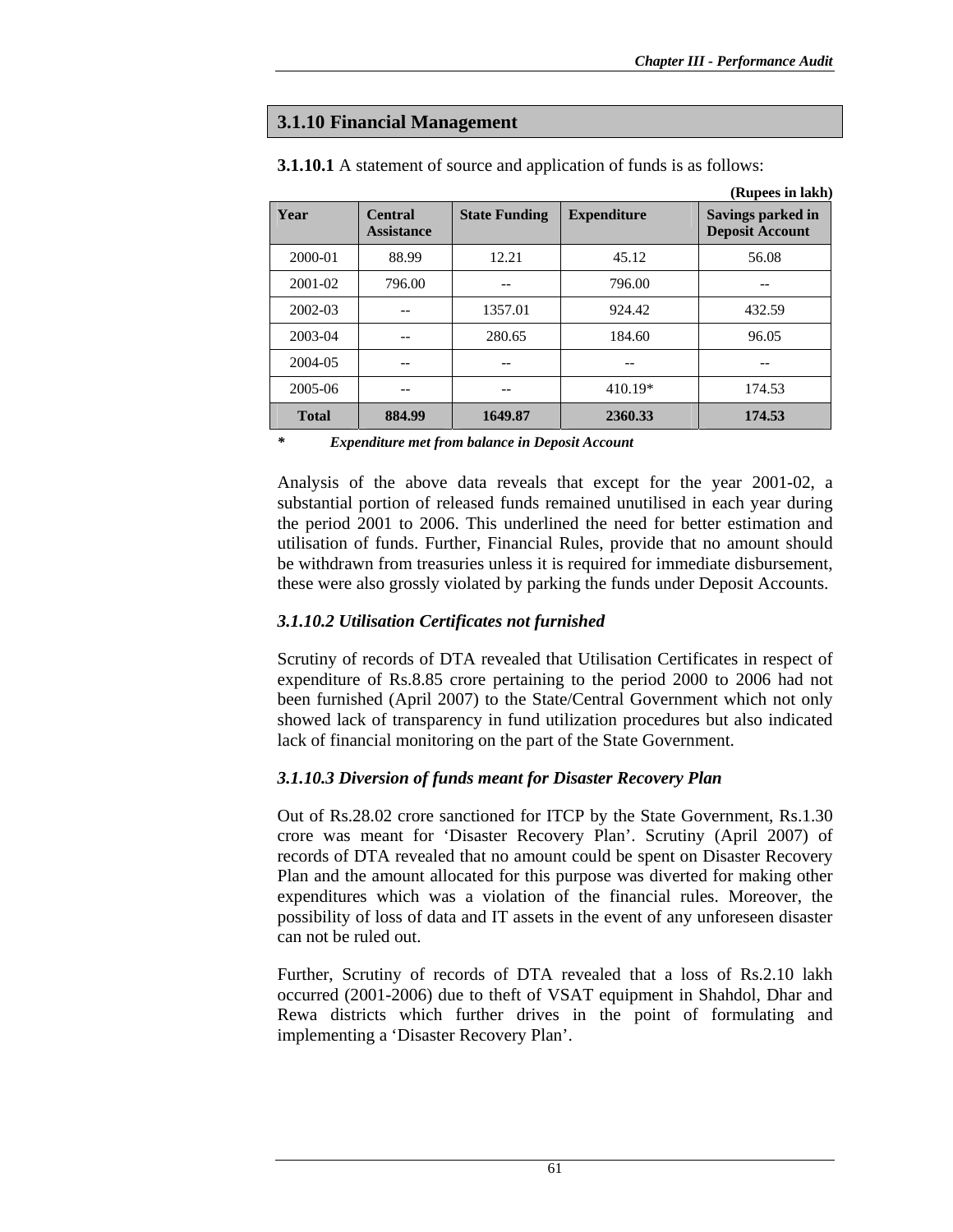## 3.1.10 Financial Management

**3.1.10.1** A statement of source and application of funds is as follows:

**(Rupees in lakh)**

| Year | Central Assistance | State Funding | Expenditure | Savings parked in Deposit Account |
|---|---|---|---|---|
| 2000-01 | 88.99 | 12.21 | 45.12 | 56.08 |
| 2001-02 | 796.00 | -- | 796.00 | -- |
| 2002-03 | -- | 1357.01 | 924.42 | 432.59 |
| 2003-04 | -- | 280.65 | 184.60 | 96.05 |
| 2004-05 | -- | -- | -- | -- |
| 2005-06 | -- | -- | 410.19* | 174.53 |
| **Total** | **884.99** | **1649.87** | **2360.33** | **174.53** |

*\* Expenditure met from balance in Deposit Account*

Analysis of the above data reveals that except for the year 2001-02, a substantial portion of released funds remained unutilised in each year during the period 2001 to 2006. This underlined the need for better estimation and utilisation of funds. Further, Financial Rules, provide that no amount should be withdrawn from treasuries unless it is required for immediate disbursement, these were also grossly violated by parking the funds under Deposit Accounts.

### *3.1.10.2 Utilisation Certificates not furnished*

Scrutiny of records of DTA revealed that Utilisation Certificates in respect of expenditure of Rs.8.85 crore pertaining to the period 2000 to 2006 had not been furnished (April 2007) to the State/Central Government which not only showed lack of transparency in fund utilization procedures but also indicated lack of financial monitoring on the part of the State Government.

### *3.1.10.3 Diversion of funds meant for Disaster Recovery Plan*

Out of Rs.28.02 crore sanctioned for ITCP by the State Government, Rs.1.30 crore was meant for 'Disaster Recovery Plan'. Scrutiny (April 2007) of records of DTA revealed that no amount could be spent on Disaster Recovery Plan and the amount allocated for this purpose was diverted for making other expenditures which was a violation of the financial rules. Moreover, the possibility of loss of data and IT assets in the event of any unforeseen disaster can not be ruled out.

Further, Scrutiny of records of DTA revealed that a loss of Rs.2.10 lakh occurred (2001-2006) due to theft of VSAT equipment in Shahdol, Dhar and Rewa districts which further drives in the point of formulating and implementing a 'Disaster Recovery Plan'.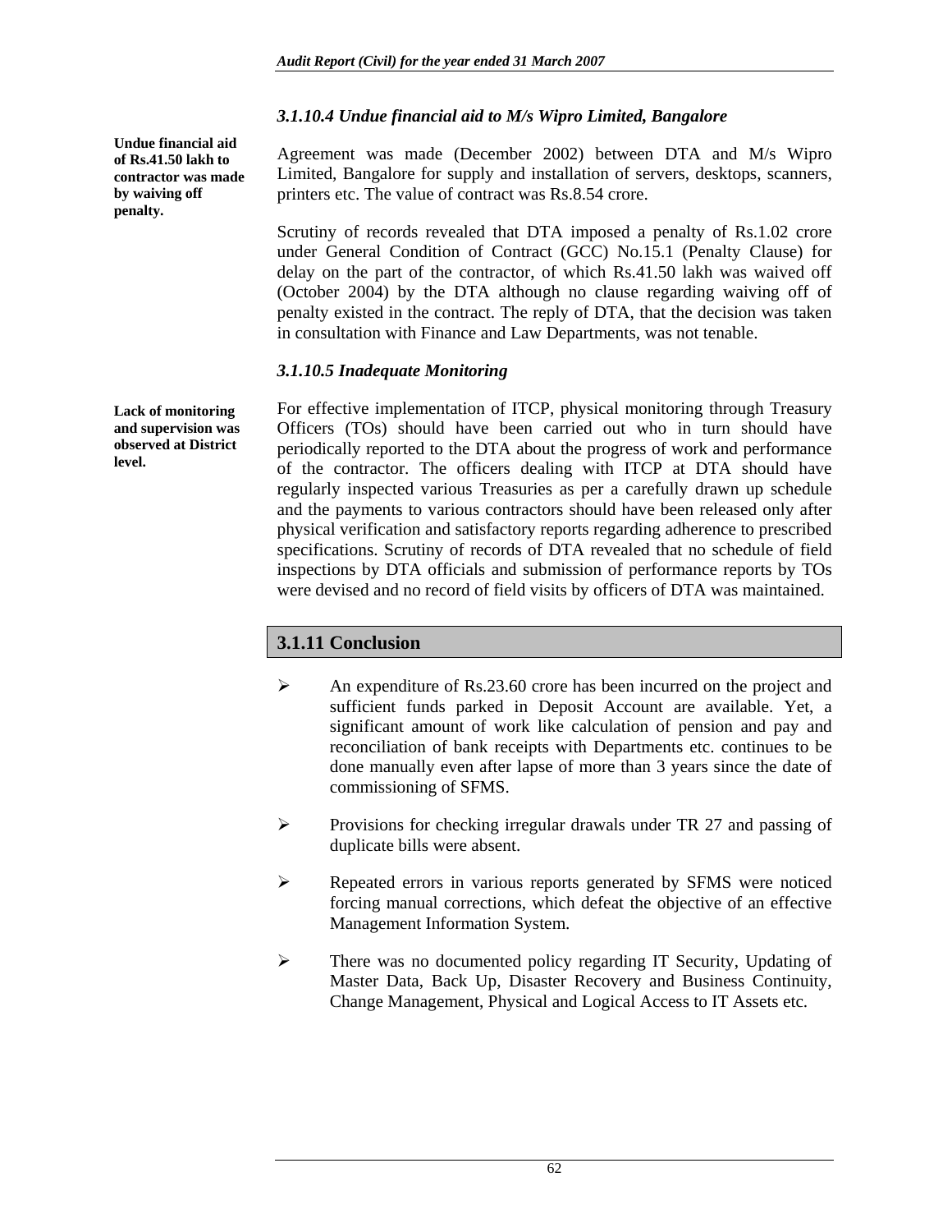### *3.1.10.4 Undue financial aid to M/s Wipro Limited, Bangalore*

**Undue financial aid of Rs.41.50 lakh to contractor was made by waiving off penalty.**

Agreement was made (December 2002) between DTA and M/s Wipro Limited, Bangalore for supply and installation of servers, desktops, scanners, printers etc. The value of contract was Rs.8.54 crore.

Scrutiny of records revealed that DTA imposed a penalty of Rs.1.02 crore under General Condition of Contract (GCC) No.15.1 (Penalty Clause) for delay on the part of the contractor, of which Rs.41.50 lakh was waived off (October 2004) by the DTA although no clause regarding waiving off of penalty existed in the contract. The reply of DTA, that the decision was taken in consultation with Finance and Law Departments, was not tenable.

### *3.1.10.5 Inadequate Monitoring*

**Lack of monitoring and supervision was observed at District level.**

For effective implementation of ITCP, physical monitoring through Treasury Officers (TOs) should have been carried out who in turn should have periodically reported to the DTA about the progress of work and performance of the contractor. The officers dealing with ITCP at DTA should have regularly inspected various Treasuries as per a carefully drawn up schedule and the payments to various contractors should have been released only after physical verification and satisfactory reports regarding adherence to prescribed specifications. Scrutiny of records of DTA revealed that no schedule of field inspections by DTA officials and submission of performance reports by TOs were devised and no record of field visits by officers of DTA was maintained.

## 3.1.11 Conclusion

- An expenditure of Rs.23.60 crore has been incurred on the project and sufficient funds parked in Deposit Account are available. Yet, a significant amount of work like calculation of pension and pay and reconciliation of bank receipts with Departments etc. continues to be done manually even after lapse of more than 3 years since the date of commissioning of SFMS.
- Provisions for checking irregular drawals under TR 27 and passing of duplicate bills were absent.
- Repeated errors in various reports generated by SFMS were noticed forcing manual corrections, which defeat the objective of an effective Management Information System.
- There was no documented policy regarding IT Security, Updating of Master Data, Back Up, Disaster Recovery and Business Continuity, Change Management, Physical and Logical Access to IT Assets etc.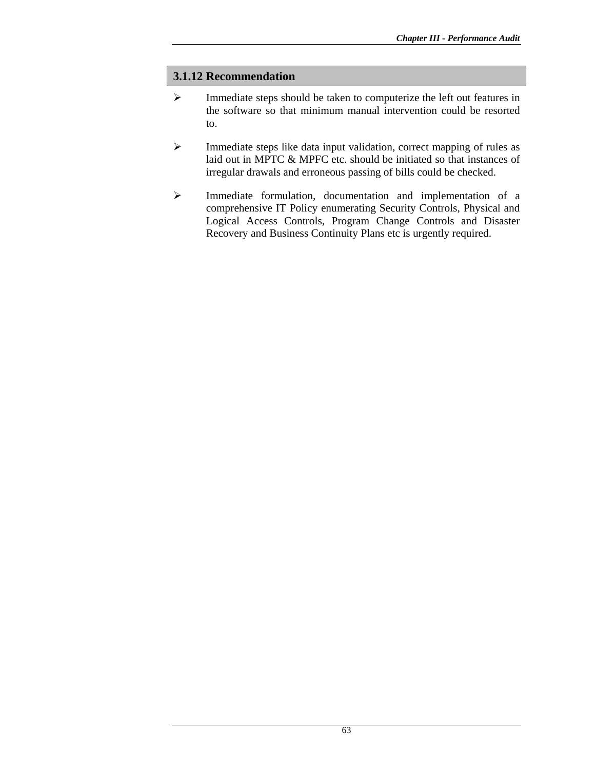### 3.1.12 Recommendation

- Immediate steps should be taken to computerize the left out features in the software so that minimum manual intervention could be resorted to.
- Immediate steps like data input validation, correct mapping of rules as laid out in MPTC & MPFC etc. should be initiated so that instances of irregular drawals and erroneous passing of bills could be checked.
- Immediate formulation, documentation and implementation of a comprehensive IT Policy enumerating Security Controls, Physical and Logical Access Controls, Program Change Controls and Disaster Recovery and Business Continuity Plans etc is urgently required.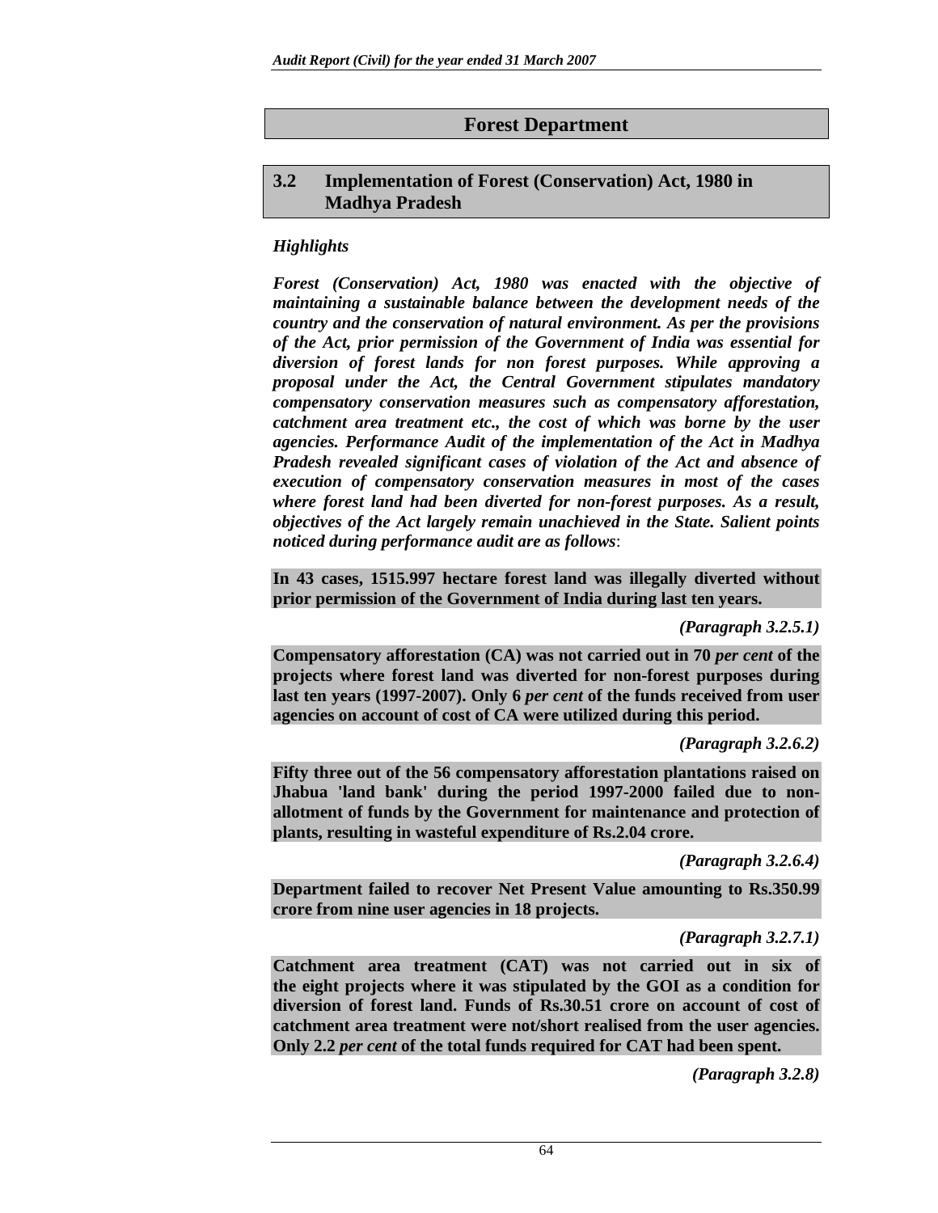# Forest Department

## 3.2 Implementation of Forest (Conservation) Act, 1980 in Madhya Pradesh

*Highlights*

***Forest (Conservation) Act, 1980 was enacted with the objective of maintaining a sustainable balance between the development needs of the country and the conservation of natural environment. As per the provisions of the Act, prior permission of the Government of India was essential for diversion of forest lands for non forest purposes. While approving a proposal under the Act, the Central Government stipulates mandatory compensatory conservation measures such as compensatory afforestation, catchment area treatment etc., the cost of which was borne by the user agencies. Performance Audit of the implementation of the Act in Madhya Pradesh revealed significant cases of violation of the Act and absence of execution of compensatory conservation measures in most of the cases where forest land had been diverted for non-forest purposes. As a result, objectives of the Act largely remain unachieved in the State. Salient points noticed during performance audit are as follows***:

**In 43 cases, 1515.997 hectare forest land was illegally diverted without prior permission of the Government of India during last ten years.**

***(Paragraph 3.2.5.1)***

**Compensatory afforestation (CA) was not carried out in 70 *per cent* of the projects where forest land was diverted for non-forest purposes during last ten years (1997-2007). Only 6 *per cent* of the funds received from user agencies on account of cost of CA were utilized during this period.**

***(Paragraph 3.2.6.2)***

**Fifty three out of the 56 compensatory afforestation plantations raised on Jhabua 'land bank' during the period 1997-2000 failed due to non-allotment of funds by the Government for maintenance and protection of plants, resulting in wasteful expenditure of Rs.2.04 crore.**

***(Paragraph 3.2.6.4)***

**Department failed to recover Net Present Value amounting to Rs.350.99 crore from nine user agencies in 18 projects.**

***(Paragraph 3.2.7.1)***

**Catchment area treatment (CAT) was not carried out in six of the eight projects where it was stipulated by the GOI as a condition for diversion of forest land. Funds of Rs.30.51 crore on account of cost of catchment area treatment were not/short realised from the user agencies. Only 2.2 *per cent* of the total funds required for CAT had been spent.**

***(Paragraph 3.2.8)***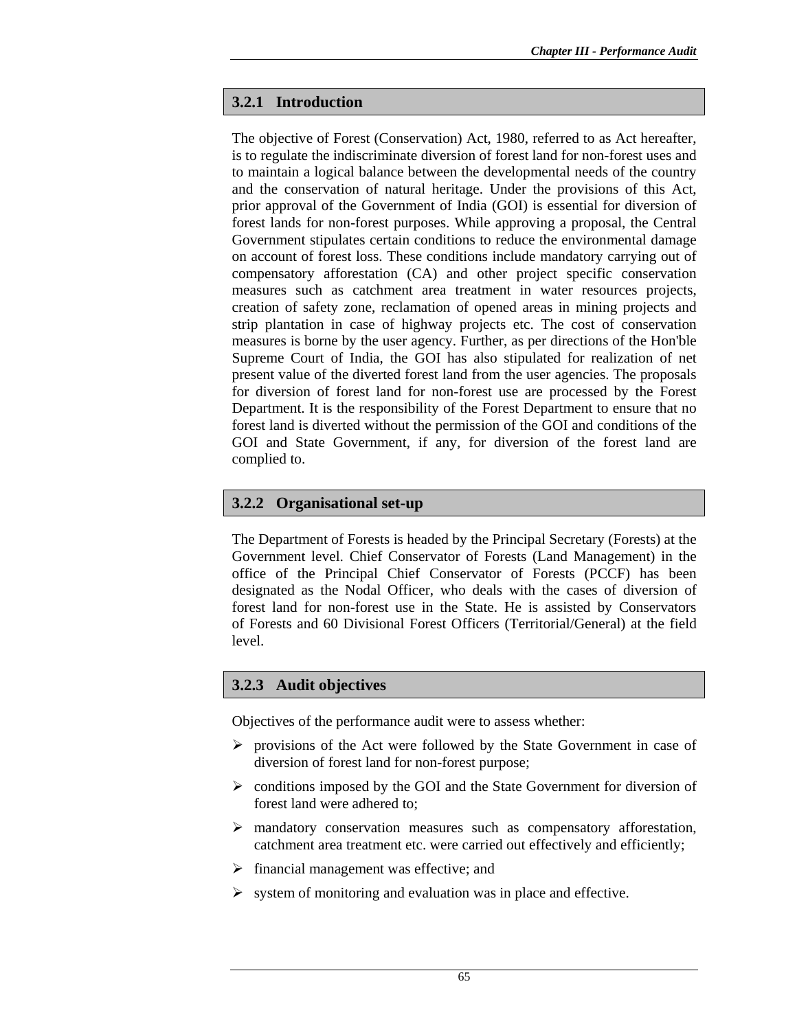### 3.2.1 Introduction

The objective of Forest (Conservation) Act, 1980, referred to as Act hereafter, is to regulate the indiscriminate diversion of forest land for non-forest uses and to maintain a logical balance between the developmental needs of the country and the conservation of natural heritage. Under the provisions of this Act, prior approval of the Government of India (GOI) is essential for diversion of forest lands for non-forest purposes. While approving a proposal, the Central Government stipulates certain conditions to reduce the environmental damage on account of forest loss. These conditions include mandatory carrying out of compensatory afforestation (CA) and other project specific conservation measures such as catchment area treatment in water resources projects, creation of safety zone, reclamation of opened areas in mining projects and strip plantation in case of highway projects etc. The cost of conservation measures is borne by the user agency. Further, as per directions of the Hon'ble Supreme Court of India, the GOI has also stipulated for realization of net present value of the diverted forest land from the user agencies. The proposals for diversion of forest land for non-forest use are processed by the Forest Department. It is the responsibility of the Forest Department to ensure that no forest land is diverted without the permission of the GOI and conditions of the GOI and State Government, if any, for diversion of the forest land are complied to.

### 3.2.2 Organisational set-up

The Department of Forests is headed by the Principal Secretary (Forests) at the Government level. Chief Conservator of Forests (Land Management) in the office of the Principal Chief Conservator of Forests (PCCF) has been designated as the Nodal Officer, who deals with the cases of diversion of forest land for non-forest use in the State. He is assisted by Conservators of Forests and 60 Divisional Forest Officers (Territorial/General) at the field level.

### 3.2.3 Audit objectives

Objectives of the performance audit were to assess whether:

- provisions of the Act were followed by the State Government in case of diversion of forest land for non-forest purpose;
- conditions imposed by the GOI and the State Government for diversion of forest land were adhered to;
- mandatory conservation measures such as compensatory afforestation, catchment area treatment etc. were carried out effectively and efficiently;
- financial management was effective; and
- system of monitoring and evaluation was in place and effective.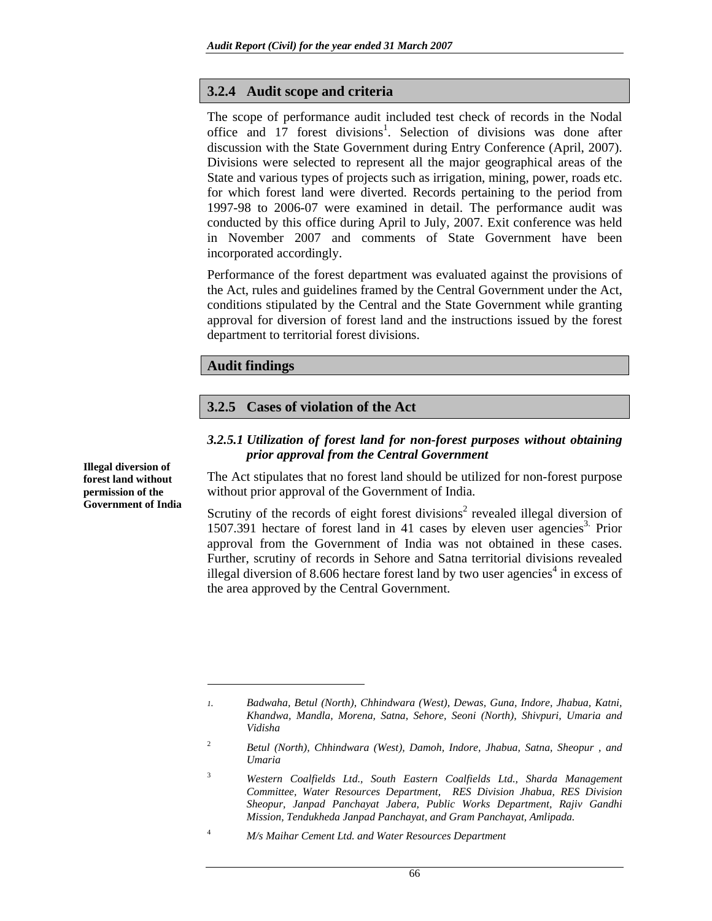### 3.2.4 Audit scope and criteria

The scope of performance audit included test check of records in the Nodal office and 17 forest divisions[1]. Selection of divisions was done after discussion with the State Government during Entry Conference (April, 2007). Divisions were selected to represent all the major geographical areas of the State and various types of projects such as irrigation, mining, power, roads etc. for which forest land were diverted. Records pertaining to the period from 1997-98 to 2006-07 were examined in detail. The performance audit was conducted by this office during April to July, 2007. Exit conference was held in November 2007 and comments of State Government have been incorporated accordingly.

Performance of the forest department was evaluated against the provisions of the Act, rules and guidelines framed by the Central Government under the Act, conditions stipulated by the Central and the State Government while granting approval for diversion of forest land and the instructions issued by the forest department to territorial forest divisions.

## Audit findings

### 3.2.5 Cases of violation of the Act

#### *3.2.5.1 Utilization of forest land for non-forest purposes without obtaining prior approval from the Central Government*

**Illegal diversion of forest land without permission of the Government of India**

The Act stipulates that no forest land should be utilized for non-forest purpose without prior approval of the Government of India.

Scrutiny of the records of eight forest divisions[2] revealed illegal diversion of 1507.391 hectare of forest land in 41 cases by eleven user agencies[3]. Prior approval from the Government of India was not obtained in these cases. Further, scrutiny of records in Sehore and Satna territorial divisions revealed illegal diversion of 8.606 hectare forest land by two user agencies[4] in excess of the area approved by the Central Government.

---

1. *Badwaha, Betul (North), Chhindwara (West), Dewas, Guna, Indore, Jhabua, Katni, Khandwa, Mandla, Morena, Satna, Sehore, Seoni (North), Shivpuri, Umaria and Vidisha*

2. *Betul (North), Chhindwara (West), Damoh, Indore, Jhabua, Satna, Sheopur , and Umaria*

3. *Western Coalfields Ltd., South Eastern Coalfields Ltd., Sharda Management Committee, Water Resources Department, RES Division Jhabua, RES Division Sheopur, Janpad Panchayat Jabera, Public Works Department, Rajiv Gandhi Mission, Tendukheda Janpad Panchayat, and Gram Panchayat, Amlipada.*

4. *M/s Maihar Cement Ltd. and Water Resources Department*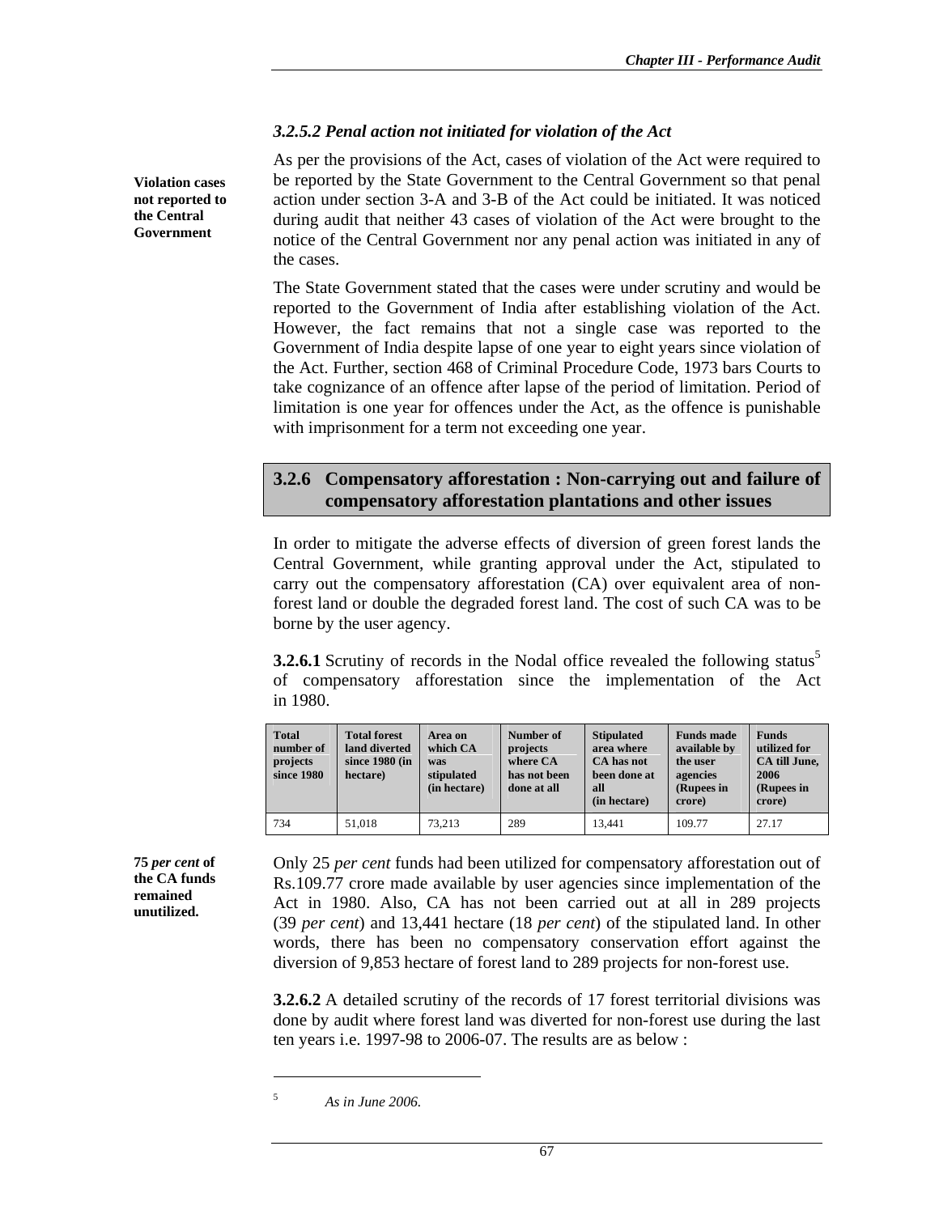### *3.2.5.2 Penal action not initiated for violation of the Act*

**Violation cases not reported to the Central Government**

As per the provisions of the Act, cases of violation of the Act were required to be reported by the State Government to the Central Government so that penal action under section 3-A and 3-B of the Act could be initiated. It was noticed during audit that neither 43 cases of violation of the Act were brought to the notice of the Central Government nor any penal action was initiated in any of the cases.

The State Government stated that the cases were under scrutiny and would be reported to the Government of India after establishing violation of the Act. However, the fact remains that not a single case was reported to the Government of India despite lapse of one year to eight years since violation of the Act. Further, section 468 of Criminal Procedure Code, 1973 bars Courts to take cognizance of an offence after lapse of the period of limitation. Period of limitation is one year for offences under the Act, as the offence is punishable with imprisonment for a term not exceeding one year.

## 3.2.6 Compensatory afforestation : Non-carrying out and failure of compensatory afforestation plantations and other issues

In order to mitigate the adverse effects of diversion of green forest lands the Central Government, while granting approval under the Act, stipulated to carry out the compensatory afforestation (CA) over equivalent area of non-forest land or double the degraded forest land. The cost of such CA was to be borne by the user agency.

**3.2.6.1** Scrutiny of records in the Nodal office revealed the following status[5] of compensatory afforestation since the implementation of the Act in 1980.

| Total number of projects since 1980 | Total forest land diverted since 1980 (in hectare) | Area on which CA was stipulated (in hectare) | Number of projects where CA has not been done at all | Stipulated area where CA has not been done at all (in hectare) | Funds made available by the user agencies (Rupees in crore) | Funds utilized for CA till June, 2006 (Rupees in crore) |
|---|---|---|---|---|---|---|
| 734 | 51,018 | 73,213 | 289 | 13,441 | 109.77 | 27.17 |

**75 *per cent* of the CA funds remained unutilized.**

Only 25 *per cent* funds had been utilized for compensatory afforestation out of Rs.109.77 crore made available by user agencies since implementation of the Act in 1980. Also, CA has not been carried out at all in 289 projects (39 *per cent*) and 13,441 hectare (18 *per cent*) of the stipulated land. In other words, there has been no compensatory conservation effort against the diversion of 9,853 hectare of forest land to 289 projects for non-forest use.

**3.2.6.2** A detailed scrutiny of the records of 17 forest territorial divisions was done by audit where forest land was diverted for non-forest use during the last ten years i.e. 1997-98 to 2006-07. The results are as below :

[5] *As in June 2006.*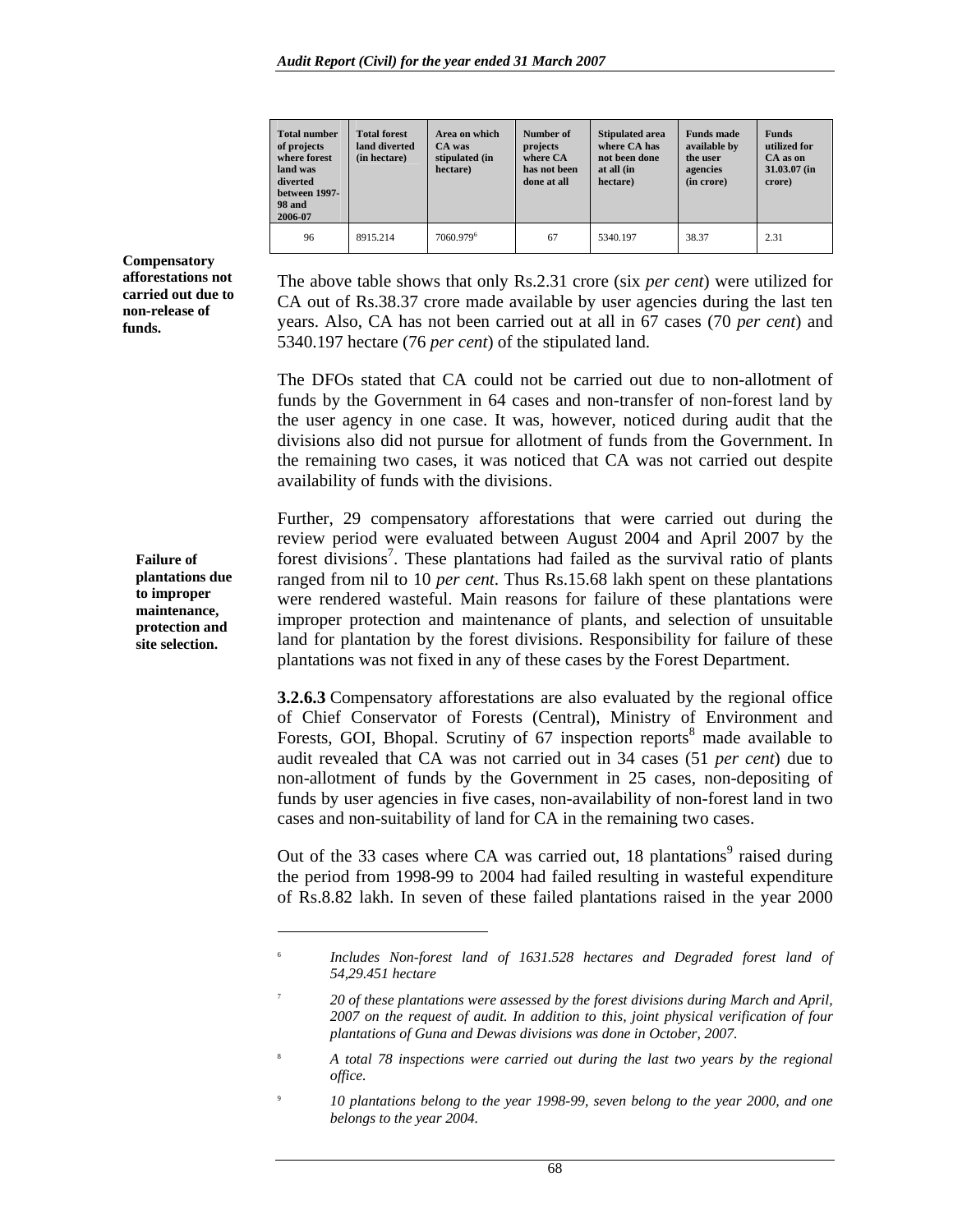| Total number of projects where forest land was diverted between 1997-98 and 2006-07 | Total forest land diverted (in hectare) | Area on which CA was stipulated (in hectare) | Number of projects where CA has not been done at all | Stipulated area where CA has not been done at all (in hectare) | Funds made available by the user agencies (in crore) | Funds utilized for CA as on 31.03.07 (in crore) |
|---|---|---|---|---|---|---|
| 96 | 8915.214 | 7060.979[6] | 67 | 5340.197 | 38.37 | 2.31 |

**Compensatory afforestations not carried out due to non-release of funds.**

The above table shows that only Rs.2.31 crore (six *per cent*) were utilized for CA out of Rs.38.37 crore made available by user agencies during the last ten years. Also, CA has not been carried out at all in 67 cases (70 *per cent*) and 5340.197 hectare (76 *per cent*) of the stipulated land.

The DFOs stated that CA could not be carried out due to non-allotment of funds by the Government in 64 cases and non-transfer of non-forest land by the user agency in one case. It was, however, noticed during audit that the divisions also did not pursue for allotment of funds from the Government. In the remaining two cases, it was noticed that CA was not carried out despite availability of funds with the divisions.

**Failure of plantations due to improper maintenance, protection and site selection.**

Further, 29 compensatory afforestations that were carried out during the review period were evaluated between August 2004 and April 2007 by the forest divisions[7]. These plantations had failed as the survival ratio of plants ranged from nil to 10 *per cent*. Thus Rs.15.68 lakh spent on these plantations were rendered wasteful. Main reasons for failure of these plantations were improper protection and maintenance of plants, and selection of unsuitable land for plantation by the forest divisions. Responsibility for failure of these plantations was not fixed in any of these cases by the Forest Department.

**3.2.6.3** Compensatory afforestations are also evaluated by the regional office of Chief Conservator of Forests (Central), Ministry of Environment and Forests, GOI, Bhopal. Scrutiny of 67 inspection reports[8] made available to audit revealed that CA was not carried out in 34 cases (51 *per cent*) due to non-allotment of funds by the Government in 25 cases, non-depositing of funds by user agencies in five cases, non-availability of non-forest land in two cases and non-suitability of land for CA in the remaining two cases.

Out of the 33 cases where CA was carried out, 18 plantations[9] raised during the period from 1998-99 to 2004 had failed resulting in wasteful expenditure of Rs.8.82 lakh. In seven of these failed plantations raised in the year 2000

---

[6] *Includes Non-forest land of 1631.528 hectares and Degraded forest land of 54,29.451 hectare*

[7] *20 of these plantations were assessed by the forest divisions during March and April, 2007 on the request of audit. In addition to this, joint physical verification of four plantations of Guna and Dewas divisions was done in October, 2007.*

[8] *A total 78 inspections were carried out during the last two years by the regional office.*

[9] *10 plantations belong to the year 1998-99, seven belong to the year 2000, and one belongs to the year 2004.*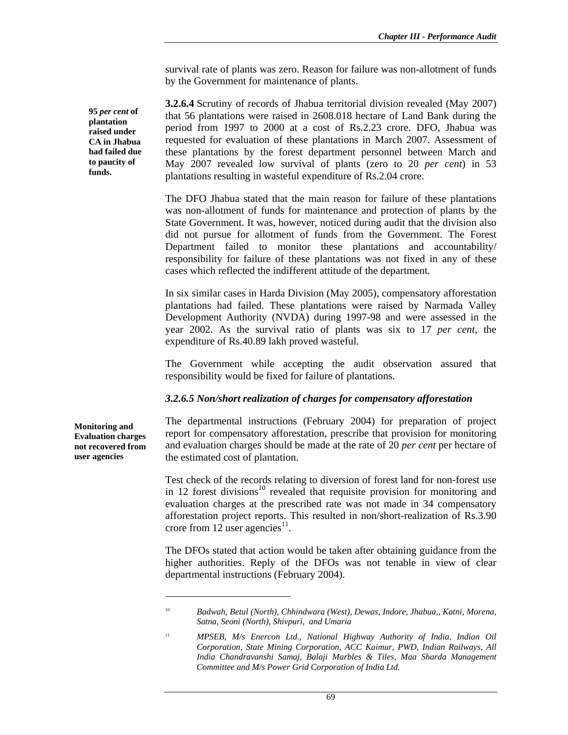survival rate of plants was zero. Reason for failure was non-allotment of funds by the Government for maintenance of plants.

**95 *per cent* of plantation raised under CA in Jhabua had failed due to paucity of funds.**

**3.2.6.4** Scrutiny of records of Jhabua territorial division revealed (May 2007) that 56 plantations were raised in 2608.018 hectare of Land Bank during the period from 1997 to 2000 at a cost of Rs.2.23 crore. DFO, Jhabua was requested for evaluation of these plantations in March 2007. Assessment of these plantations by the forest department personnel between March and May 2007 revealed low survival of plants (zero to 20 *per cent*) in 53 plantations resulting in wasteful expenditure of Rs.2.04 crore.

The DFO Jhabua stated that the main reason for failure of these plantations was non-allotment of funds for maintenance and protection of plants by the State Government. It was, however, noticed during audit that the division also did not pursue for allotment of funds from the Government. The Forest Department failed to monitor these plantations and accountability/ responsibility for failure of these plantations was not fixed in any of these cases which reflected the indifferent attitude of the department.

In six similar cases in Harda Division (May 2005), compensatory afforestation plantations had failed. These plantations were raised by Narmada Valley Development Authority (NVDA) during 1997-98 and were assessed in the year 2002. As the survival ratio of plants was six to 17 *per cent*, the expenditure of Rs.40.89 lakh proved wasteful.

The Government while accepting the audit observation assured that responsibility would be fixed for failure of plantations.

### *3.2.6.5 Non/short realization of charges for compensatory afforestation*

**Monitoring and Evaluation charges not recovered from user agencies**

The departmental instructions (February 2004) for preparation of project report for compensatory afforestation, prescribe that provision for monitoring and evaluation charges should be made at the rate of 20 *per cent* per hectare of the estimated cost of plantation.

Test check of the records relating to diversion of forest land for non-forest use in 12 forest divisions[10] revealed that requisite provision for monitoring and evaluation charges at the prescribed rate was not made in 34 compensatory afforestation project reports. This resulted in non/short-realization of Rs.3.90 crore from 12 user agencies[11].

The DFOs stated that action would be taken after obtaining guidance from the higher authorities. Reply of the DFOs was not tenable in view of clear departmental instructions (February 2004).

---

[10] *Badwah, Betul (North), Chhindwara (West), Dewas, Indore, Jhabua,, Katni, Morena, Satna, Seoni (North), Shivpuri, and Umaria*

[11] *MPSEB, M/s Enercon Ltd., National Highway Authority of India, Indian Oil Corporation, State Mining Corporation, ACC Kaimur, PWD, Indian Railways, All India Chandravanshi Samaj, Balaji Marbles & Tiles, Maa Sharda Management Committee and M/s Power Grid Corporation of India Ltd.*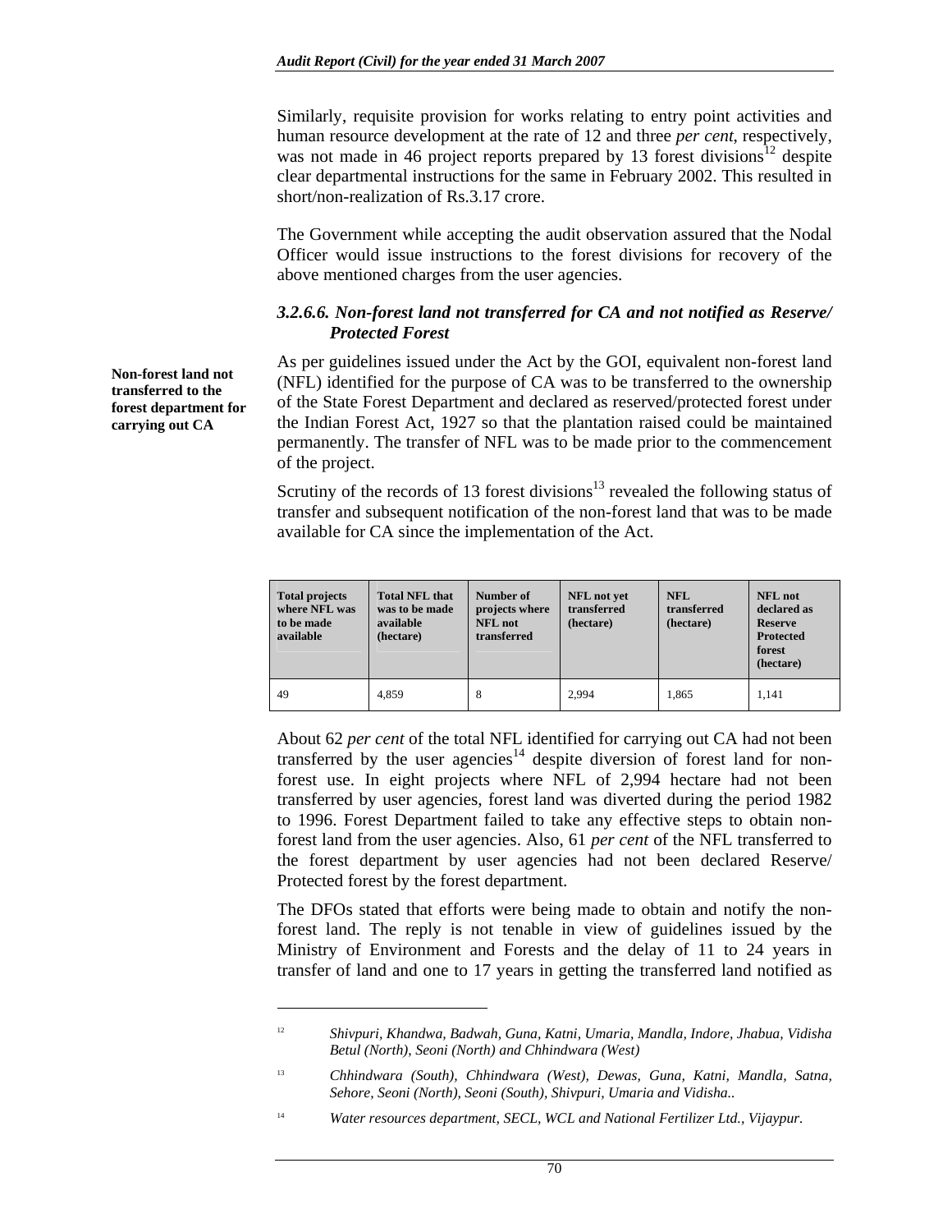Similarly, requisite provision for works relating to entry point activities and human resource development at the rate of 12 and three *per cent*, respectively, was not made in 46 project reports prepared by 13 forest divisions[12] despite clear departmental instructions for the same in February 2002. This resulted in short/non-realization of Rs.3.17 crore.

The Government while accepting the audit observation assured that the Nodal Officer would issue instructions to the forest divisions for recovery of the above mentioned charges from the user agencies.

### *3.2.6.6. Non-forest land not transferred for CA and not notified as Reserve/ Protected Forest*

**Non-forest land not transferred to the forest department for carrying out CA**

As per guidelines issued under the Act by the GOI, equivalent non-forest land (NFL) identified for the purpose of CA was to be transferred to the ownership of the State Forest Department and declared as reserved/protected forest under the Indian Forest Act, 1927 so that the plantation raised could be maintained permanently. The transfer of NFL was to be made prior to the commencement of the project.

Scrutiny of the records of 13 forest divisions[13] revealed the following status of transfer and subsequent notification of the non-forest land that was to be made available for CA since the implementation of the Act.

| Total projects where NFL was to be made available | Total NFL that was to be made available (hectare) | Number of projects where NFL not transferred | NFL not yet transferred (hectare) | NFL transferred (hectare) | NFL not declared as Reserve Protected forest (hectare) |
|---|---|---|---|---|---|
| 49 | 4,859 | 8 | 2,994 | 1,865 | 1,141 |

About 62 *per cent* of the total NFL identified for carrying out CA had not been transferred by the user agencies[14] despite diversion of forest land for non-forest use. In eight projects where NFL of 2,994 hectare had not been transferred by user agencies, forest land was diverted during the period 1982 to 1996. Forest Department failed to take any effective steps to obtain non-forest land from the user agencies. Also, 61 *per cent* of the NFL transferred to the forest department by user agencies had not been declared Reserve/ Protected forest by the forest department.

The DFOs stated that efforts were being made to obtain and notify the non-forest land. The reply is not tenable in view of guidelines issued by the Ministry of Environment and Forests and the delay of 11 to 24 years in transfer of land and one to 17 years in getting the transferred land notified as

---

[12] *Shivpuri, Khandwa, Badwah, Guna, Katni, Umaria, Mandla, Indore, Jhabua, Vidisha Betul (North), Seoni (North) and Chhindwara (West)*

[13] *Chhindwara (South), Chhindwara (West), Dewas, Guna, Katni, Mandla, Satna, Sehore, Seoni (North), Seoni (South), Shivpuri, Umaria and Vidisha..*

[14] *Water resources department, SECL, WCL and National Fertilizer Ltd., Vijaypur.*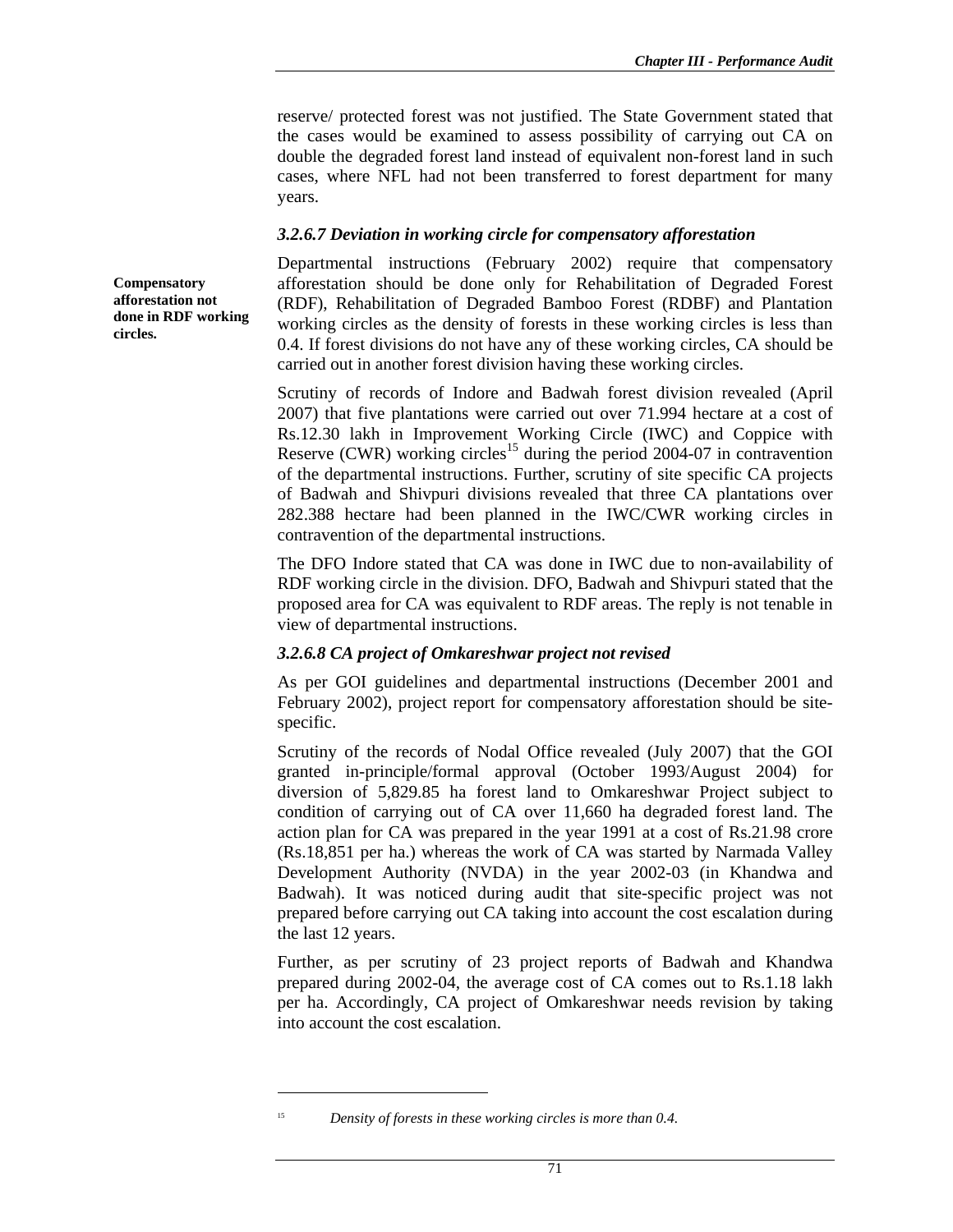reserve/ protected forest was not justified. The State Government stated that the cases would be examined to assess possibility of carrying out CA on double the degraded forest land instead of equivalent non-forest land in such cases, where NFL had not been transferred to forest department for many years.

### *3.2.6.7 Deviation in working circle for compensatory afforestation*

**Compensatory afforestation not done in RDF working circles.**

Departmental instructions (February 2002) require that compensatory afforestation should be done only for Rehabilitation of Degraded Forest (RDF), Rehabilitation of Degraded Bamboo Forest (RDBF) and Plantation working circles as the density of forests in these working circles is less than 0.4. If forest divisions do not have any of these working circles, CA should be carried out in another forest division having these working circles.

Scrutiny of records of Indore and Badwah forest division revealed (April 2007) that five plantations were carried out over 71.994 hectare at a cost of Rs.12.30 lakh in Improvement Working Circle (IWC) and Coppice with Reserve (CWR) working circles[15] during the period 2004-07 in contravention of the departmental instructions. Further, scrutiny of site specific CA projects of Badwah and Shivpuri divisions revealed that three CA plantations over 282.388 hectare had been planned in the IWC/CWR working circles in contravention of the departmental instructions.

The DFO Indore stated that CA was done in IWC due to non-availability of RDF working circle in the division. DFO, Badwah and Shivpuri stated that the proposed area for CA was equivalent to RDF areas. The reply is not tenable in view of departmental instructions.

### *3.2.6.8 CA project of Omkareshwar project not revised*

As per GOI guidelines and departmental instructions (December 2001 and February 2002), project report for compensatory afforestation should be site-specific.

Scrutiny of the records of Nodal Office revealed (July 2007) that the GOI granted in-principle/formal approval (October 1993/August 2004) for diversion of 5,829.85 ha forest land to Omkareshwar Project subject to condition of carrying out of CA over 11,660 ha degraded forest land. The action plan for CA was prepared in the year 1991 at a cost of Rs.21.98 crore (Rs.18,851 per ha.) whereas the work of CA was started by Narmada Valley Development Authority (NVDA) in the year 2002-03 (in Khandwa and Badwah). It was noticed during audit that site-specific project was not prepared before carrying out CA taking into account the cost escalation during the last 12 years.

Further, as per scrutiny of 23 project reports of Badwah and Khandwa prepared during 2002-04, the average cost of CA comes out to Rs.1.18 lakh per ha. Accordingly, CA project of Omkareshwar needs revision by taking into account the cost escalation.

---

[15] *Density of forests in these working circles is more than 0.4.*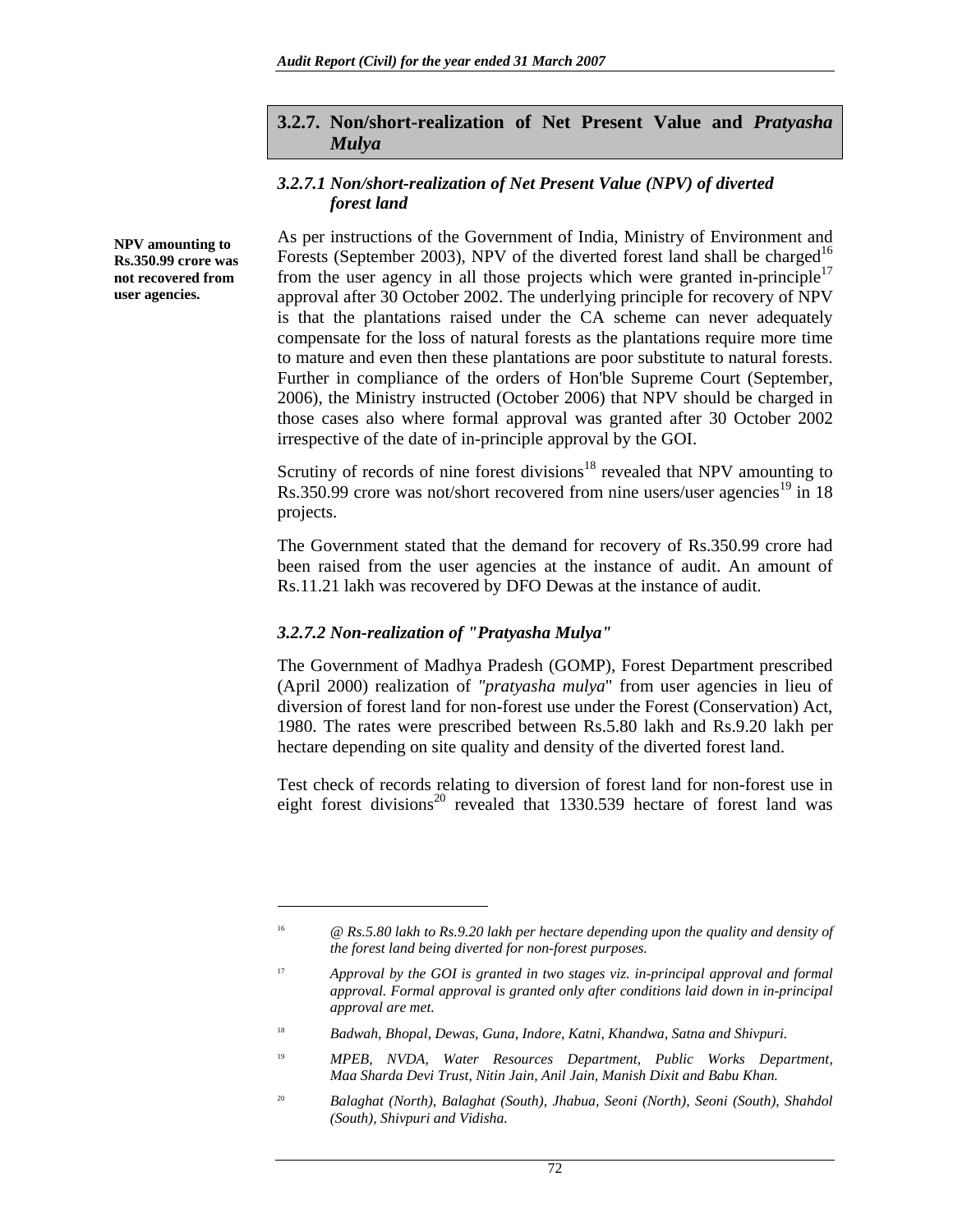## 3.2.7. Non/short-realization of Net Present Value and *Pratyasha Mulya*

### *3.2.7.1 Non/short-realization of Net Present Value (NPV) of diverted forest land*

**NPV amounting to Rs.350.99 crore was not recovered from user agencies.**

As per instructions of the Government of India, Ministry of Environment and Forests (September 2003), NPV of the diverted forest land shall be charged[16] from the user agency in all those projects which were granted in-principle[17] approval after 30 October 2002. The underlying principle for recovery of NPV is that the plantations raised under the CA scheme can never adequately compensate for the loss of natural forests as the plantations require more time to mature and even then these plantations are poor substitute to natural forests. Further in compliance of the orders of Hon'ble Supreme Court (September, 2006), the Ministry instructed (October 2006) that NPV should be charged in those cases also where formal approval was granted after 30 October 2002 irrespective of the date of in-principle approval by the GOI.

Scrutiny of records of nine forest divisions[18] revealed that NPV amounting to Rs.350.99 crore was not/short recovered from nine users/user agencies[19] in 18 projects.

The Government stated that the demand for recovery of Rs.350.99 crore had been raised from the user agencies at the instance of audit. An amount of Rs.11.21 lakh was recovered by DFO Dewas at the instance of audit.

### *3.2.7.2 Non-realization of "Pratyasha Mulya"*

The Government of Madhya Pradesh (GOMP), Forest Department prescribed (April 2000) realization of *"pratyasha mulya*" from user agencies in lieu of diversion of forest land for non-forest use under the Forest (Conservation) Act, 1980. The rates were prescribed between Rs.5.80 lakh and Rs.9.20 lakh per hectare depending on site quality and density of the diverted forest land.

Test check of records relating to diversion of forest land for non-forest use in eight forest divisions[20] revealed that 1330.539 hectare of forest land was

---

[16] *@ Rs.5.80 lakh to Rs.9.20 lakh per hectare depending upon the quality and density of the forest land being diverted for non-forest purposes.*

[17] *Approval by the GOI is granted in two stages viz. in-principal approval and formal approval. Formal approval is granted only after conditions laid down in in-principal approval are met.*

[18] *Badwah, Bhopal, Dewas, Guna, Indore, Katni, Khandwa, Satna and Shivpuri.*

[19] *MPEB, NVDA, Water Resources Department, Public Works Department, Maa Sharda Devi Trust, Nitin Jain, Anil Jain, Manish Dixit and Babu Khan.*

[20] *Balaghat (North), Balaghat (South), Jhabua, Seoni (North), Seoni (South), Shahdol (South), Shivpuri and Vidisha.*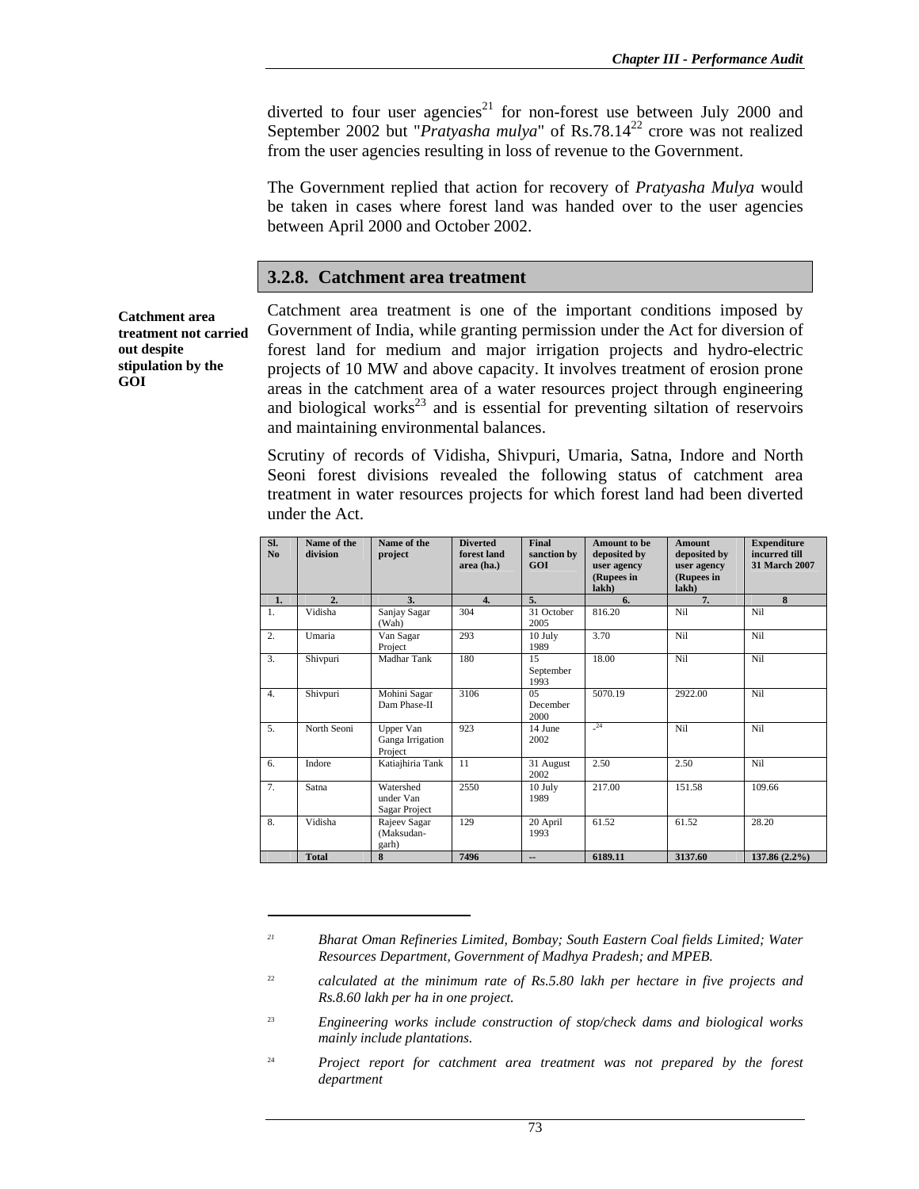diverted to four user agencies[21] for non-forest use between July 2000 and September 2002 but "*Pratyasha mulya*" of Rs.78.14[22] crore was not realized from the user agencies resulting in loss of revenue to the Government.

The Government replied that action for recovery of *Pratyasha Mulya* would be taken in cases where forest land was handed over to the user agencies between April 2000 and October 2002.

### 3.2.8. Catchment area treatment

**Catchment area treatment not carried out despite stipulation by the GOI**

Catchment area treatment is one of the important conditions imposed by Government of India, while granting permission under the Act for diversion of forest land for medium and major irrigation projects and hydro-electric projects of 10 MW and above capacity. It involves treatment of erosion prone areas in the catchment area of a water resources project through engineering and biological works[23] and is essential for preventing siltation of reservoirs and maintaining environmental balances.

Scrutiny of records of Vidisha, Shivpuri, Umaria, Satna, Indore and North Seoni forest divisions revealed the following status of catchment area treatment in water resources projects for which forest land had been diverted under the Act.

| Sl. No | Name of the division | Name of the project | Diverted forest land area (ha.) | Final sanction by GOI | Amount to be deposited by user agency (Rupees in lakh) | Amount deposited by user agency (Rupees in lakh) | Expenditure incurred till 31 March 2007 |
|---|---|---|---|---|---|---|---|
| 1. | 2. | 3. | 4. | 5. | 6. | 7. | 8 |
| 1. | Vidisha | Sanjay Sagar (Wah) | 304 | 31 October 2005 | 816.20 | Nil | Nil |
| 2. | Umaria | Van Sagar Project | 293 | 10 July 1989 | 3.70 | Nil | Nil |
| 3. | Shivpuri | Madhar Tank | 180 | 15 September 1993 | 18.00 | Nil | Nil |
| 4. | Shivpuri | Mohini Sagar Dam Phase-II | 3106 | 05 December 2000 | 5070.19 | 2922.00 | Nil |
| 5. | North Seoni | Upper Van Ganga Irrigation Project | 923 | 14 June 2002 | -[24] | Nil | Nil |
| 6. | Indore | Katiajhiria Tank | 11 | 31 August 2002 | 2.50 | 2.50 | Nil |
| 7. | Satna | Watershed under Van Sagar Project | 2550 | 10 July 1989 | 217.00 | 151.58 | 109.66 |
| 8. | Vidisha | Rajeev Sagar (Maksudan-garh) | 129 | 20 April 1993 | 61.52 | 61.52 | 28.20 |
| | **Total** | **8** | **7496** | **--** | **6189.11** | **3137.60** | **137.86 (2.2%)** |

---

[21] *Bharat Oman Refineries Limited, Bombay; South Eastern Coal fields Limited; Water Resources Department, Government of Madhya Pradesh; and MPEB.*

[22] *calculated at the minimum rate of Rs.5.80 lakh per hectare in five projects and Rs.8.60 lakh per ha in one project.*

[23] *Engineering works include construction of stop/check dams and biological works mainly include plantations.*

[24] *Project report for catchment area treatment was not prepared by the forest department*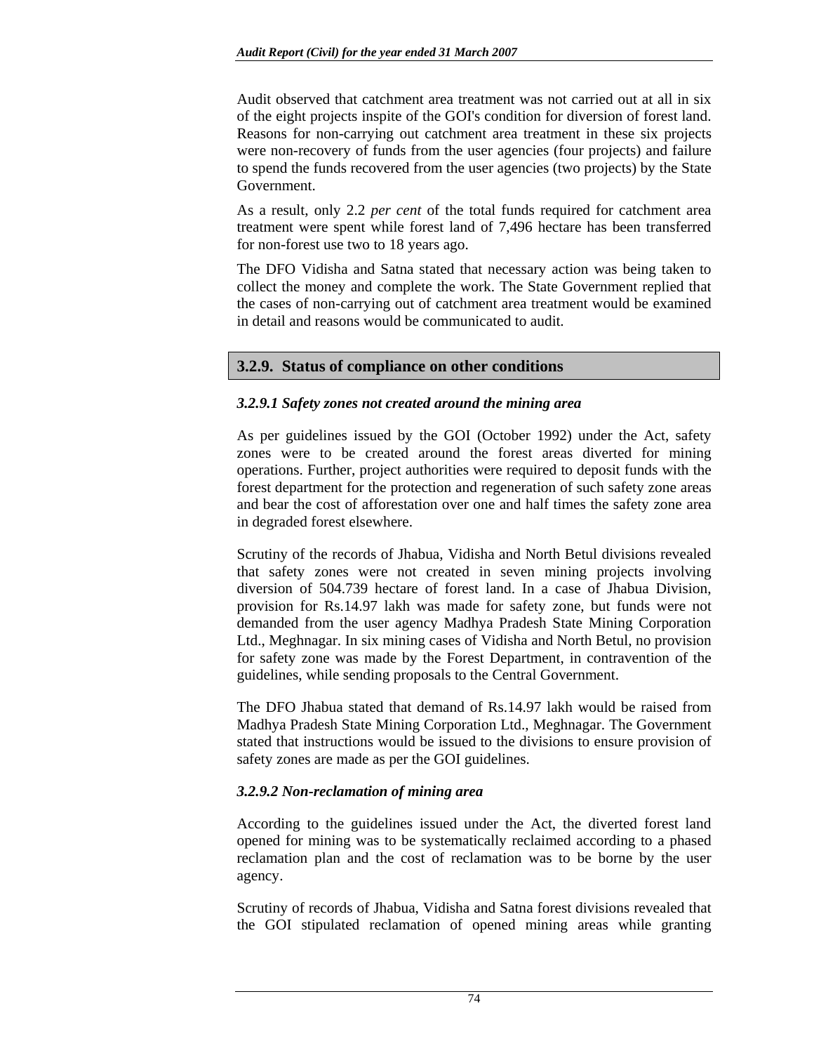Audit observed that catchment area treatment was not carried out at all in six of the eight projects inspite of the GOI's condition for diversion of forest land. Reasons for non-carrying out catchment area treatment in these six projects were non-recovery of funds from the user agencies (four projects) and failure to spend the funds recovered from the user agencies (two projects) by the State Government.

As a result, only 2.2 *per cent* of the total funds required for catchment area treatment were spent while forest land of 7,496 hectare has been transferred for non-forest use two to 18 years ago.

The DFO Vidisha and Satna stated that necessary action was being taken to collect the money and complete the work. The State Government replied that the cases of non-carrying out of catchment area treatment would be examined in detail and reasons would be communicated to audit.

## 3.2.9. Status of compliance on other conditions

### *3.2.9.1 Safety zones not created around the mining area*

As per guidelines issued by the GOI (October 1992) under the Act, safety zones were to be created around the forest areas diverted for mining operations. Further, project authorities were required to deposit funds with the forest department for the protection and regeneration of such safety zone areas and bear the cost of afforestation over one and half times the safety zone area in degraded forest elsewhere.

Scrutiny of the records of Jhabua, Vidisha and North Betul divisions revealed that safety zones were not created in seven mining projects involving diversion of 504.739 hectare of forest land. In a case of Jhabua Division, provision for Rs.14.97 lakh was made for safety zone, but funds were not demanded from the user agency Madhya Pradesh State Mining Corporation Ltd., Meghnagar. In six mining cases of Vidisha and North Betul, no provision for safety zone was made by the Forest Department, in contravention of the guidelines, while sending proposals to the Central Government.

The DFO Jhabua stated that demand of Rs.14.97 lakh would be raised from Madhya Pradesh State Mining Corporation Ltd., Meghnagar. The Government stated that instructions would be issued to the divisions to ensure provision of safety zones are made as per the GOI guidelines.

### *3.2.9.2 Non-reclamation of mining area*

According to the guidelines issued under the Act, the diverted forest land opened for mining was to be systematically reclaimed according to a phased reclamation plan and the cost of reclamation was to be borne by the user agency.

Scrutiny of records of Jhabua, Vidisha and Satna forest divisions revealed that the GOI stipulated reclamation of opened mining areas while granting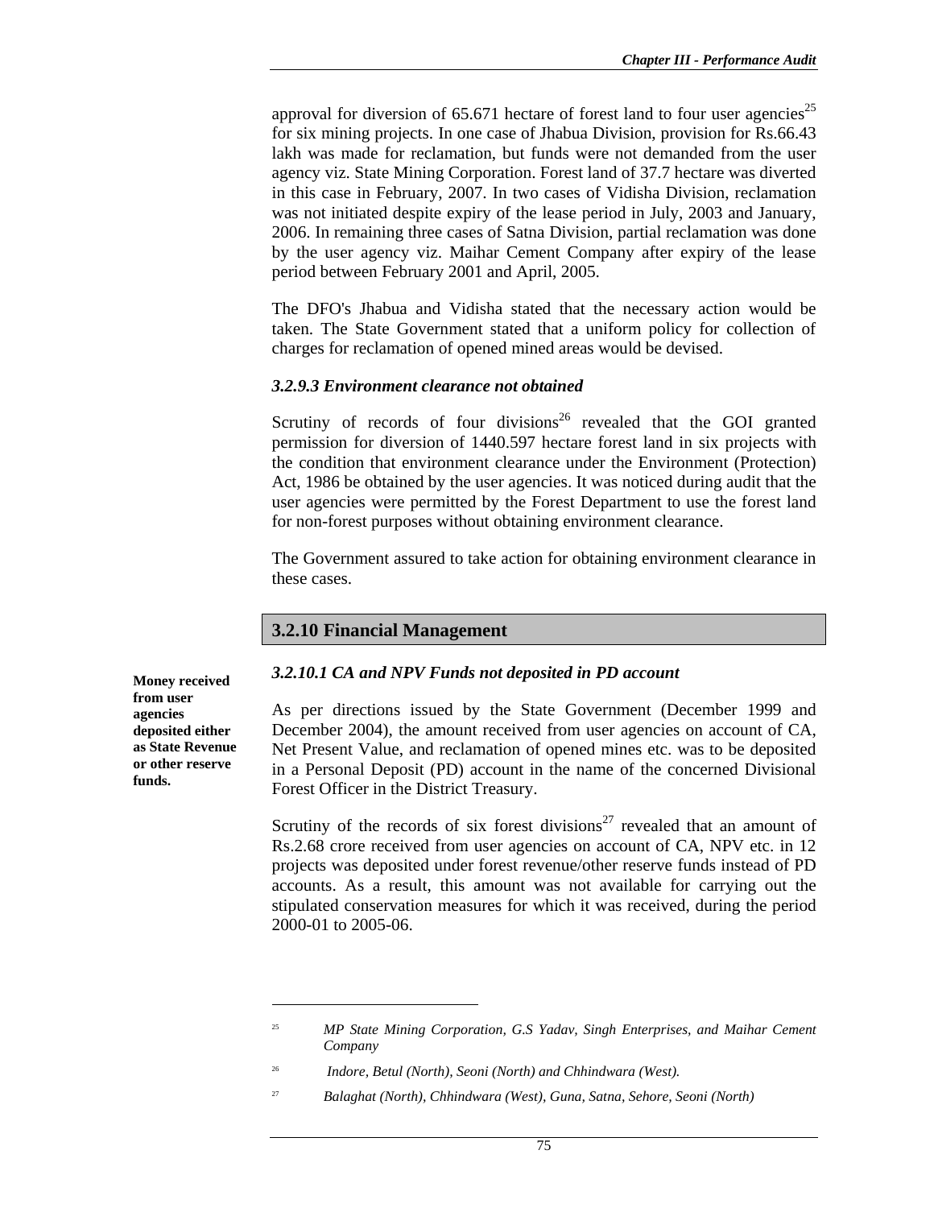approval for diversion of 65.671 hectare of forest land to four user agencies[25] for six mining projects. In one case of Jhabua Division, provision for Rs.66.43 lakh was made for reclamation, but funds were not demanded from the user agency viz. State Mining Corporation. Forest land of 37.7 hectare was diverted in this case in February, 2007. In two cases of Vidisha Division, reclamation was not initiated despite expiry of the lease period in July, 2003 and January, 2006. In remaining three cases of Satna Division, partial reclamation was done by the user agency viz. Maihar Cement Company after expiry of the lease period between February 2001 and April, 2005.

The DFO's Jhabua and Vidisha stated that the necessary action would be taken. The State Government stated that a uniform policy for collection of charges for reclamation of opened mined areas would be devised.

#### *3.2.9.3 Environment clearance not obtained*

Scrutiny of records of four divisions[26] revealed that the GOI granted permission for diversion of 1440.597 hectare forest land in six projects with the condition that environment clearance under the Environment (Protection) Act, 1986 be obtained by the user agencies. It was noticed during audit that the user agencies were permitted by the Forest Department to use the forest land for non-forest purposes without obtaining environment clearance.

The Government assured to take action for obtaining environment clearance in these cases.

## 3.2.10 Financial Management

#### *3.2.10.1 CA and NPV Funds not deposited in PD account*

**Money received from user agencies deposited either as State Revenue or other reserve funds.**

As per directions issued by the State Government (December 1999 and December 2004), the amount received from user agencies on account of CA, Net Present Value, and reclamation of opened mines etc. was to be deposited in a Personal Deposit (PD) account in the name of the concerned Divisional Forest Officer in the District Treasury.

Scrutiny of the records of six forest divisions[27] revealed that an amount of Rs.2.68 crore received from user agencies on account of CA, NPV etc. in 12 projects was deposited under forest revenue/other reserve funds instead of PD accounts. As a result, this amount was not available for carrying out the stipulated conservation measures for which it was received, during the period 2000-01 to 2005-06.

---

[25] *MP State Mining Corporation, G.S Yadav, Singh Enterprises, and Maihar Cement Company*

[26] *Indore, Betul (North), Seoni (North) and Chhindwara (West).*

[27] *Balaghat (North), Chhindwara (West), Guna, Satna, Sehore, Seoni (North)*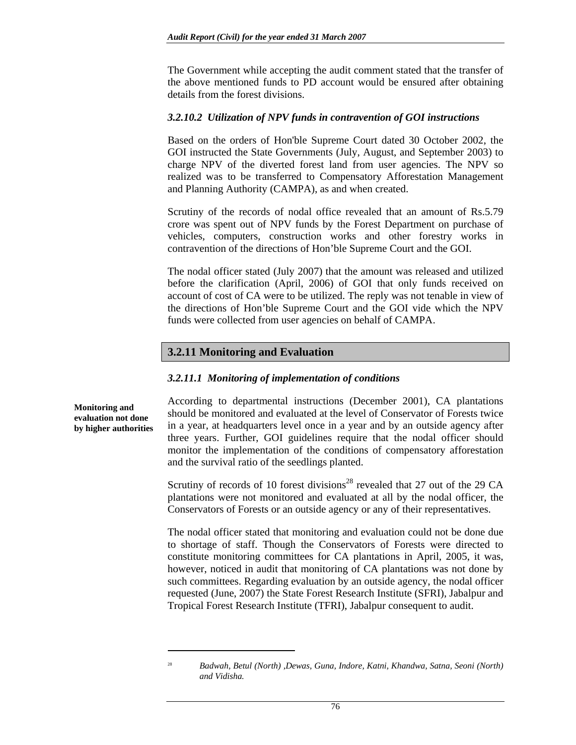The Government while accepting the audit comment stated that the transfer of the above mentioned funds to PD account would be ensured after obtaining details from the forest divisions.

### *3.2.10.2 Utilization of NPV funds in contravention of GOI instructions*

Based on the orders of Hon'ble Supreme Court dated 30 October 2002, the GOI instructed the State Governments (July, August, and September 2003) to charge NPV of the diverted forest land from user agencies. The NPV so realized was to be transferred to Compensatory Afforestation Management and Planning Authority (CAMPA), as and when created.

Scrutiny of the records of nodal office revealed that an amount of Rs.5.79 crore was spent out of NPV funds by the Forest Department on purchase of vehicles, computers, construction works and other forestry works in contravention of the directions of Hon'ble Supreme Court and the GOI.

The nodal officer stated (July 2007) that the amount was released and utilized before the clarification (April, 2006) of GOI that only funds received on account of cost of CA were to be utilized. The reply was not tenable in view of the directions of Hon'ble Supreme Court and the GOI vide which the NPV funds were collected from user agencies on behalf of CAMPA.

## 3.2.11 Monitoring and Evaluation

### *3.2.11.1 Monitoring of implementation of conditions*

**Monitoring and evaluation not done by higher authorities**

According to departmental instructions (December 2001), CA plantations should be monitored and evaluated at the level of Conservator of Forests twice in a year, at headquarters level once in a year and by an outside agency after three years. Further, GOI guidelines require that the nodal officer should monitor the implementation of the conditions of compensatory afforestation and the survival ratio of the seedlings planted.

Scrutiny of records of 10 forest divisions[28] revealed that 27 out of the 29 CA plantations were not monitored and evaluated at all by the nodal officer, the Conservators of Forests or an outside agency or any of their representatives.

The nodal officer stated that monitoring and evaluation could not be done due to shortage of staff. Though the Conservators of Forests were directed to constitute monitoring committees for CA plantations in April, 2005, it was, however, noticed in audit that monitoring of CA plantations was not done by such committees. Regarding evaluation by an outside agency, the nodal officer requested (June, 2007) the State Forest Research Institute (SFRI), Jabalpur and Tropical Forest Research Institute (TFRI), Jabalpur consequent to audit.

---

[28] *Badwah, Betul (North) ,Dewas, Guna, Indore, Katni, Khandwa, Satna, Seoni (North) and Vidisha.*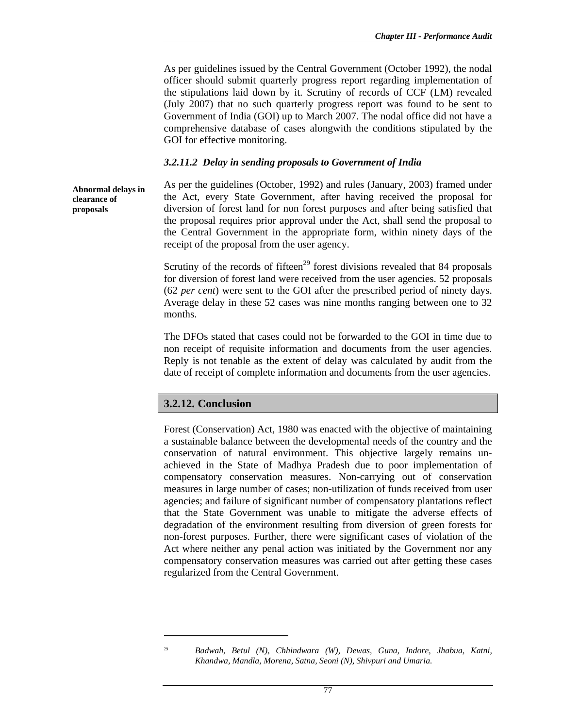As per guidelines issued by the Central Government (October 1992), the nodal officer should submit quarterly progress report regarding implementation of the stipulations laid down by it. Scrutiny of records of CCF (LM) revealed (July 2007) that no such quarterly progress report was found to be sent to Government of India (GOI) up to March 2007. The nodal office did not have a comprehensive database of cases alongwith the conditions stipulated by the GOI for effective monitoring.

#### *3.2.11.2 Delay in sending proposals to Government of India*

**Abnormal delays in clearance of proposals**

As per the guidelines (October, 1992) and rules (January, 2003) framed under the Act, every State Government, after having received the proposal for diversion of forest land for non forest purposes and after being satisfied that the proposal requires prior approval under the Act, shall send the proposal to the Central Government in the appropriate form, within ninety days of the receipt of the proposal from the user agency.

Scrutiny of the records of fifteen[29] forest divisions revealed that 84 proposals for diversion of forest land were received from the user agencies. 52 proposals (62 *per cent*) were sent to the GOI after the prescribed period of ninety days. Average delay in these 52 cases was nine months ranging between one to 32 months.

The DFOs stated that cases could not be forwarded to the GOI in time due to non receipt of requisite information and documents from the user agencies. Reply is not tenable as the extent of delay was calculated by audit from the date of receipt of complete information and documents from the user agencies.

## 3.2.12. Conclusion

Forest (Conservation) Act, 1980 was enacted with the objective of maintaining a sustainable balance between the developmental needs of the country and the conservation of natural environment. This objective largely remains un-achieved in the State of Madhya Pradesh due to poor implementation of compensatory conservation measures. Non-carrying out of conservation measures in large number of cases; non-utilization of funds received from user agencies; and failure of significant number of compensatory plantations reflect that the State Government was unable to mitigate the adverse effects of degradation of the environment resulting from diversion of green forests for non-forest purposes. Further, there were significant cases of violation of the Act where neither any penal action was initiated by the Government nor any compensatory conservation measures was carried out after getting these cases regularized from the Central Government.

---

[29] *Badwah, Betul (N), Chhindwara (W), Dewas, Guna, Indore, Jhabua, Katni, Khandwa, Mandla, Morena, Satna, Seoni (N), Shivpuri and Umaria.*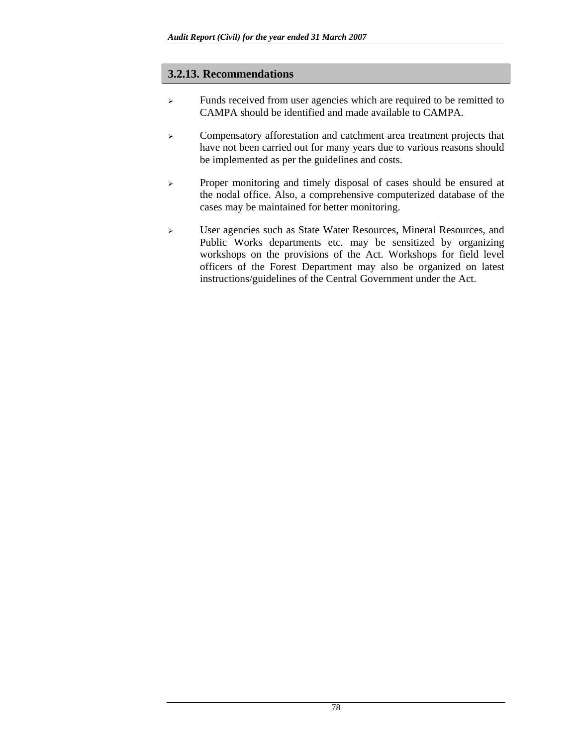### 3.2.13. Recommendations

- Funds received from user agencies which are required to be remitted to CAMPA should be identified and made available to CAMPA.
- Compensatory afforestation and catchment area treatment projects that have not been carried out for many years due to various reasons should be implemented as per the guidelines and costs.
- Proper monitoring and timely disposal of cases should be ensured at the nodal office. Also, a comprehensive computerized database of the cases may be maintained for better monitoring.
- User agencies such as State Water Resources, Mineral Resources, and Public Works departments etc. may be sensitized by organizing workshops on the provisions of the Act. Workshops for field level officers of the Forest Department may also be organized on latest instructions/guidelines of the Central Government under the Act.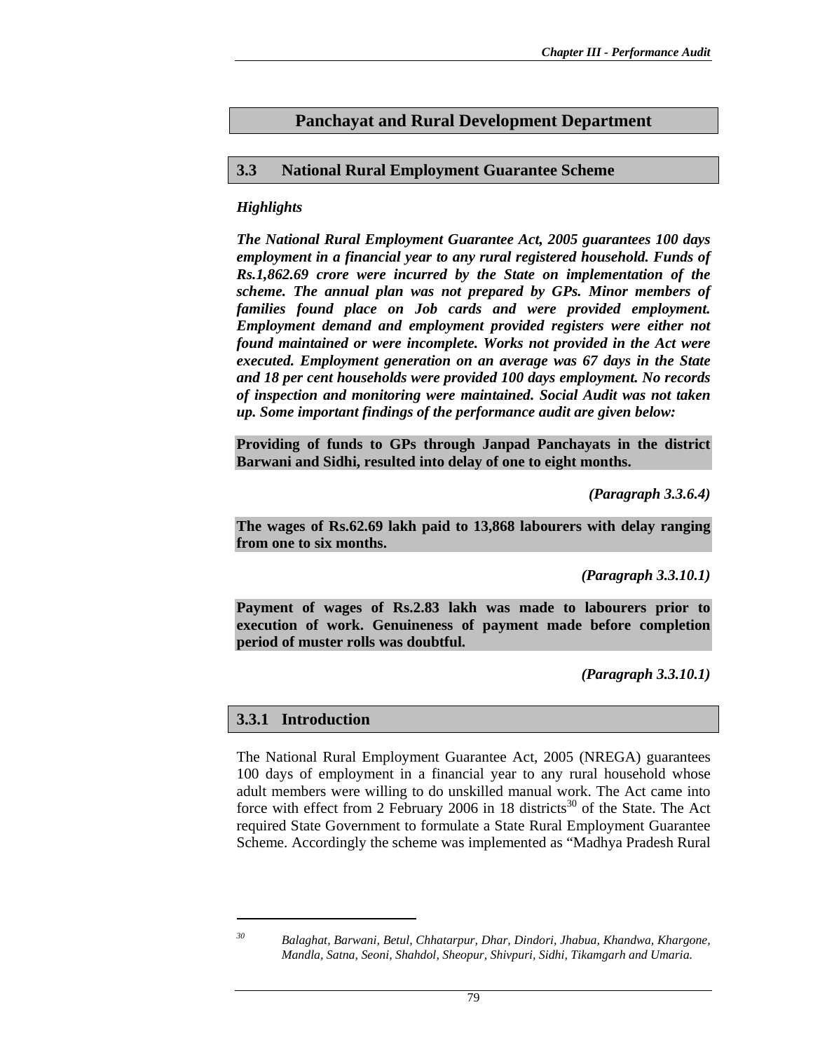## Panchayat and Rural Development Department

### 3.3 National Rural Employment Guarantee Scheme

***Highlights***

***The National Rural Employment Guarantee Act, 2005 guarantees 100 days employment in a financial year to any rural registered household. Funds of Rs.1,862.69 crore were incurred by the State on implementation of the scheme. The annual plan was not prepared by GPs. Minor members of families found place on Job cards and were provided employment. Employment demand and employment provided registers were either not found maintained or were incomplete. Works not provided in the Act were executed. Employment generation on an average was 67 days in the State and 18 per cent households were provided 100 days employment. No records of inspection and monitoring were maintained. Social Audit was not taken up. Some important findings of the performance audit are given below:***

**Providing of funds to GPs through Janpad Panchayats in the district Barwani and Sidhi, resulted into delay of one to eight months.**

***(Paragraph 3.3.6.4)***

**The wages of Rs.62.69 lakh paid to 13,868 labourers with delay ranging from one to six months.**

***(Paragraph 3.3.10.1)***

**Payment of wages of Rs.2.83 lakh was made to labourers prior to execution of work. Genuineness of payment made before completion period of muster rolls was doubtful.**

***(Paragraph 3.3.10.1)***

### 3.3.1 Introduction

The National Rural Employment Guarantee Act, 2005 (NREGA) guarantees 100 days of employment in a financial year to any rural household whose adult members were willing to do unskilled manual work. The Act came into force with effect from 2 February 2006 in 18 districts[30] of the State. The Act required State Government to formulate a State Rural Employment Guarantee Scheme. Accordingly the scheme was implemented as "Madhya Pradesh Rural

---

[30] *Balaghat, Barwani, Betul, Chhatarpur, Dhar, Dindori, Jhabua, Khandwa, Khargone, Mandla, Satna, Seoni, Shahdol, Sheopur, Shivpuri, Sidhi, Tikamgarh and Umaria.*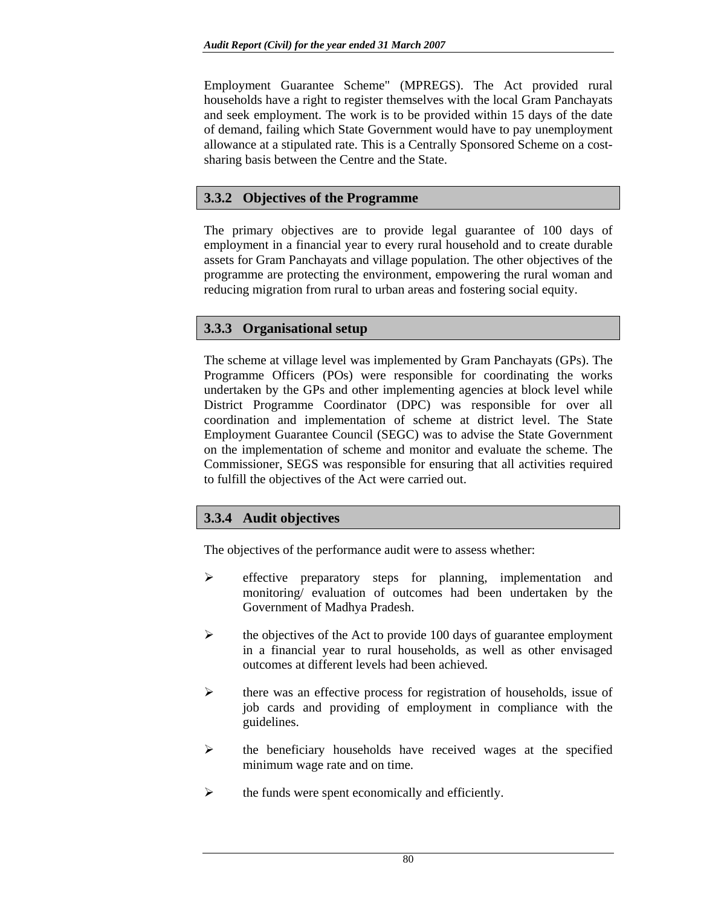Employment Guarantee Scheme" (MPREGS). The Act provided rural households have a right to register themselves with the local Gram Panchayats and seek employment. The work is to be provided within 15 days of the date of demand, failing which State Government would have to pay unemployment allowance at a stipulated rate. This is a Centrally Sponsored Scheme on a cost-sharing basis between the Centre and the State.

### 3.3.2 Objectives of the Programme

The primary objectives are to provide legal guarantee of 100 days of employment in a financial year to every rural household and to create durable assets for Gram Panchayats and village population. The other objectives of the programme are protecting the environment, empowering the rural woman and reducing migration from rural to urban areas and fostering social equity.

### 3.3.3 Organisational setup

The scheme at village level was implemented by Gram Panchayats (GPs). The Programme Officers (POs) were responsible for coordinating the works undertaken by the GPs and other implementing agencies at block level while District Programme Coordinator (DPC) was responsible for over all coordination and implementation of scheme at district level. The State Employment Guarantee Council (SEGC) was to advise the State Government on the implementation of scheme and monitor and evaluate the scheme. The Commissioner, SEGS was responsible for ensuring that all activities required to fulfill the objectives of the Act were carried out.

### 3.3.4 Audit objectives

The objectives of the performance audit were to assess whether:

- effective preparatory steps for planning, implementation and monitoring/ evaluation of outcomes had been undertaken by the Government of Madhya Pradesh.
- the objectives of the Act to provide 100 days of guarantee employment in a financial year to rural households, as well as other envisaged outcomes at different levels had been achieved.
- there was an effective process for registration of households, issue of job cards and providing of employment in compliance with the guidelines.
- the beneficiary households have received wages at the specified minimum wage rate and on time.
- the funds were spent economically and efficiently.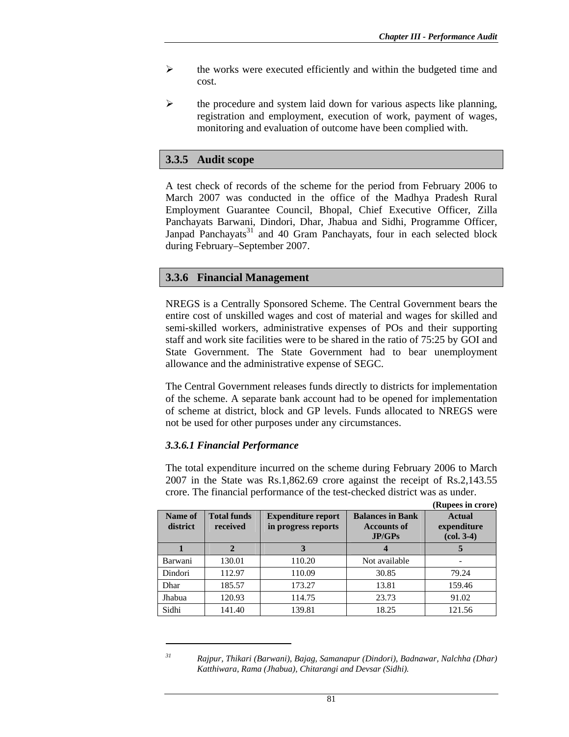- the works were executed efficiently and within the budgeted time and cost.
- the procedure and system laid down for various aspects like planning, registration and employment, execution of work, payment of wages, monitoring and evaluation of outcome have been complied with.

## 3.3.5 Audit scope

A test check of records of the scheme for the period from February 2006 to March 2007 was conducted in the office of the Madhya Pradesh Rural Employment Guarantee Council, Bhopal, Chief Executive Officer, Zilla Panchayats Barwani, Dindori, Dhar, Jhabua and Sidhi, Programme Officer, Janpad Panchayats[31] and 40 Gram Panchayats, four in each selected block during February–September 2007.

## 3.3.6 Financial Management

NREGS is a Centrally Sponsored Scheme. The Central Government bears the entire cost of unskilled wages and cost of material and wages for skilled and semi-skilled workers, administrative expenses of POs and their supporting staff and work site facilities were to be shared in the ratio of 75:25 by GOI and State Government. The State Government had to bear unemployment allowance and the administrative expense of SEGC.

The Central Government releases funds directly to districts for implementation of the scheme. A separate bank account had to be opened for implementation of scheme at district, block and GP levels. Funds allocated to NREGS were not be used for other purposes under any circumstances.

### *3.3.6.1 Financial Performance*

The total expenditure incurred on the scheme during February 2006 to March 2007 in the State was Rs.1,862.69 crore against the receipt of Rs.2,143.55 crore. The financial performance of the test-checked district was as under.

**(Rupees in crore)**

| Name of district | Total funds received | Expenditure report in progress reports | Balances in Bank Accounts of JP/GPs | Actual expenditure (col. 3-4) |
|---|---|---|---|---|
| 1 | 2 | 3 | 4 | 5 |
| Barwani | 130.01 | 110.20 | Not available | - |
| Dindori | 112.97 | 110.09 | 30.85 | 79.24 |
| Dhar | 185.57 | 173.27 | 13.81 | 159.46 |
| Jhabua | 120.93 | 114.75 | 23.73 | 91.02 |
| Sidhi | 141.40 | 139.81 | 18.25 | 121.56 |

---

[31] *Rajpur, Thikari (Barwani), Bajag, Samanapur (Dindori), Badnawar, Nalchha (Dhar) Katthiwara, Rama (Jhabua), Chitarangi and Devsar (Sidhi).*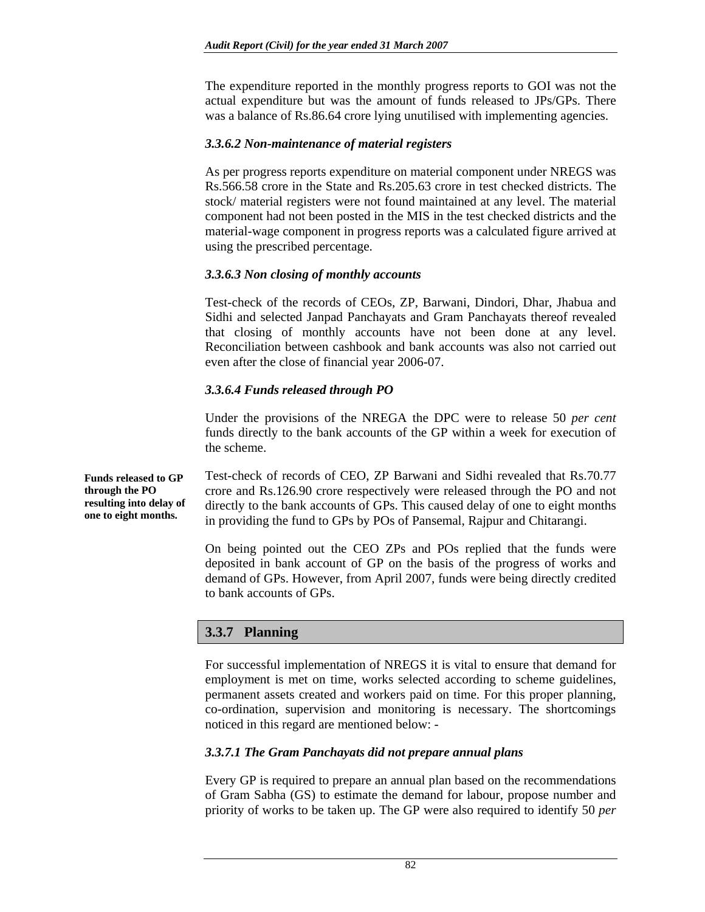The expenditure reported in the monthly progress reports to GOI was not the actual expenditure but was the amount of funds released to JPs/GPs. There was a balance of Rs.86.64 crore lying unutilised with implementing agencies.

#### *3.3.6.2 Non-maintenance of material registers*

As per progress reports expenditure on material component under NREGS was Rs.566.58 crore in the State and Rs.205.63 crore in test checked districts. The stock/ material registers were not found maintained at any level. The material component had not been posted in the MIS in the test checked districts and the material-wage component in progress reports was a calculated figure arrived at using the prescribed percentage.

#### *3.3.6.3 Non closing of monthly accounts*

Test-check of the records of CEOs, ZP, Barwani, Dindori, Dhar, Jhabua and Sidhi and selected Janpad Panchayats and Gram Panchayats thereof revealed that closing of monthly accounts have not been done at any level. Reconciliation between cashbook and bank accounts was also not carried out even after the close of financial year 2006-07.

#### *3.3.6.4 Funds released through PO*

Under the provisions of the NREGA the DPC were to release 50 *per cent* funds directly to the bank accounts of the GP within a week for execution of the scheme.

**Funds released to GP through the PO resulting into delay of one to eight months.**

Test-check of records of CEO, ZP Barwani and Sidhi revealed that Rs.70.77 crore and Rs.126.90 crore respectively were released through the PO and not directly to the bank accounts of GPs. This caused delay of one to eight months in providing the fund to GPs by POs of Pansemal, Rajpur and Chitarangi.

On being pointed out the CEO ZPs and POs replied that the funds were deposited in bank account of GP on the basis of the progress of works and demand of GPs. However, from April 2007, funds were being directly credited to bank accounts of GPs.

### 3.3.7 Planning

For successful implementation of NREGS it is vital to ensure that demand for employment is met on time, works selected according to scheme guidelines, permanent assets created and workers paid on time. For this proper planning, co-ordination, supervision and monitoring is necessary. The shortcomings noticed in this regard are mentioned below: -

#### *3.3.7.1 The Gram Panchayats did not prepare annual plans*

Every GP is required to prepare an annual plan based on the recommendations of Gram Sabha (GS) to estimate the demand for labour, propose number and priority of works to be taken up. The GP were also required to identify 50 *per*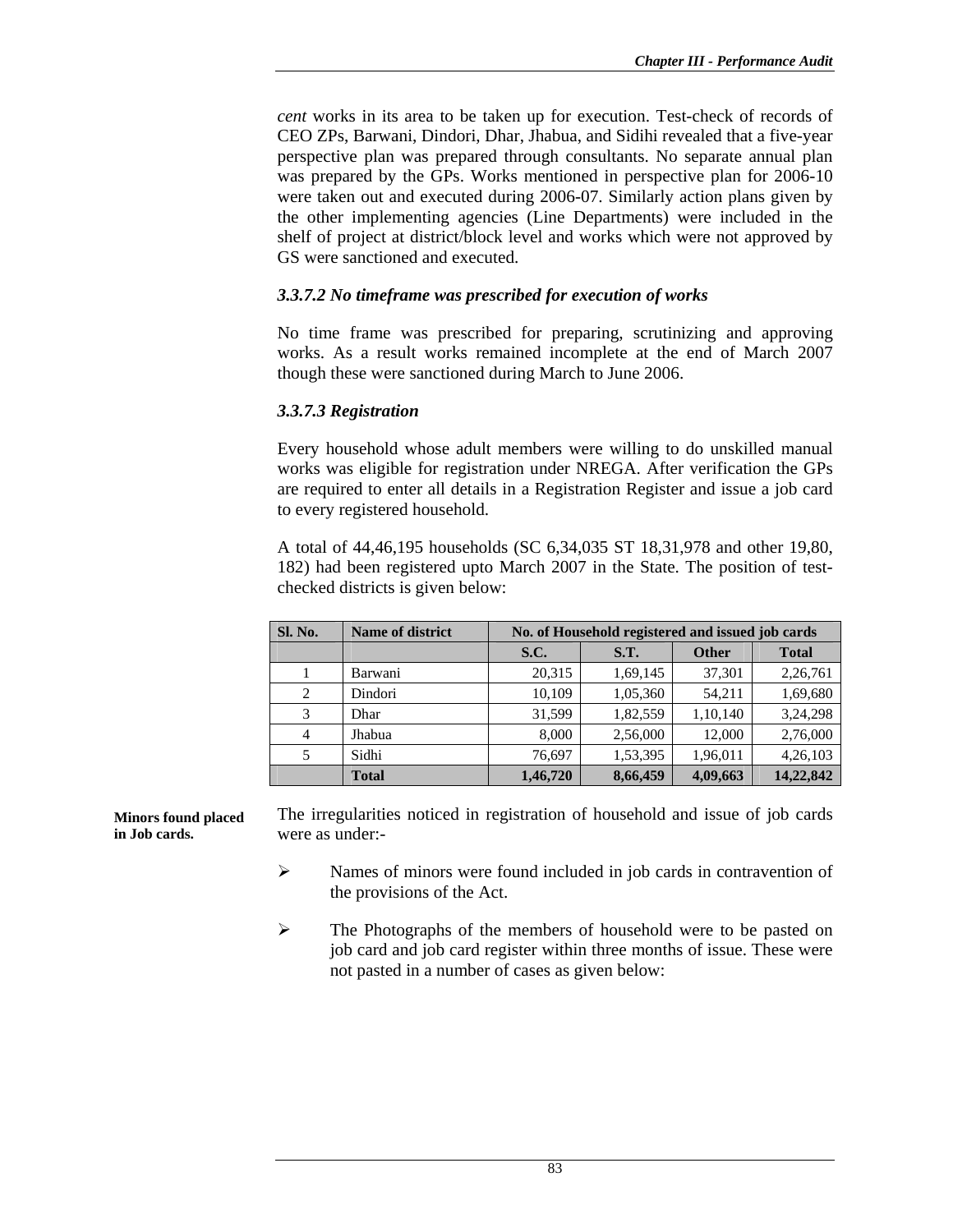*cent* works in its area to be taken up for execution. Test-check of records of CEO ZPs, Barwani, Dindori, Dhar, Jhabua, and Sidihi revealed that a five-year perspective plan was prepared through consultants. No separate annual plan was prepared by the GPs. Works mentioned in perspective plan for 2006-10 were taken out and executed during 2006-07. Similarly action plans given by the other implementing agencies (Line Departments) were included in the shelf of project at district/block level and works which were not approved by GS were sanctioned and executed.

### *3.3.7.2 No timeframe was prescribed for execution of works*

No time frame was prescribed for preparing, scrutinizing and approving works. As a result works remained incomplete at the end of March 2007 though these were sanctioned during March to June 2006.

### *3.3.7.3 Registration*

Every household whose adult members were willing to do unskilled manual works was eligible for registration under NREGA. After verification the GPs are required to enter all details in a Registration Register and issue a job card to every registered household.

A total of 44,46,195 households (SC 6,34,035 ST 18,31,978 and other 19,80, 182) had been registered upto March 2007 in the State. The position of test-checked districts is given below:

| Sl. No. | Name of district | No. of Household registered and issued job cards | | | |
|---|---|---|---|---|---|
| | | S.C. | S.T. | Other | Total |
| 1 | Barwani | 20,315 | 1,69,145 | 37,301 | 2,26,761 |
| 2 | Dindori | 10,109 | 1,05,360 | 54,211 | 1,69,680 |
| 3 | Dhar | 31,599 | 1,82,559 | 1,10,140 | 3,24,298 |
| 4 | Jhabua | 8,000 | 2,56,000 | 12,000 | 2,76,000 |
| 5 | Sidhi | 76,697 | 1,53,395 | 1,96,011 | 4,26,103 |
| | **Total** | **1,46,720** | **8,66,459** | **4,09,663** | **14,22,842** |

**Minors found placed in Job cards.**

The irregularities noticed in registration of household and issue of job cards were as under:-

- Names of minors were found included in job cards in contravention of the provisions of the Act.
- The Photographs of the members of household were to be pasted on job card and job card register within three months of issue. These were not pasted in a number of cases as given below: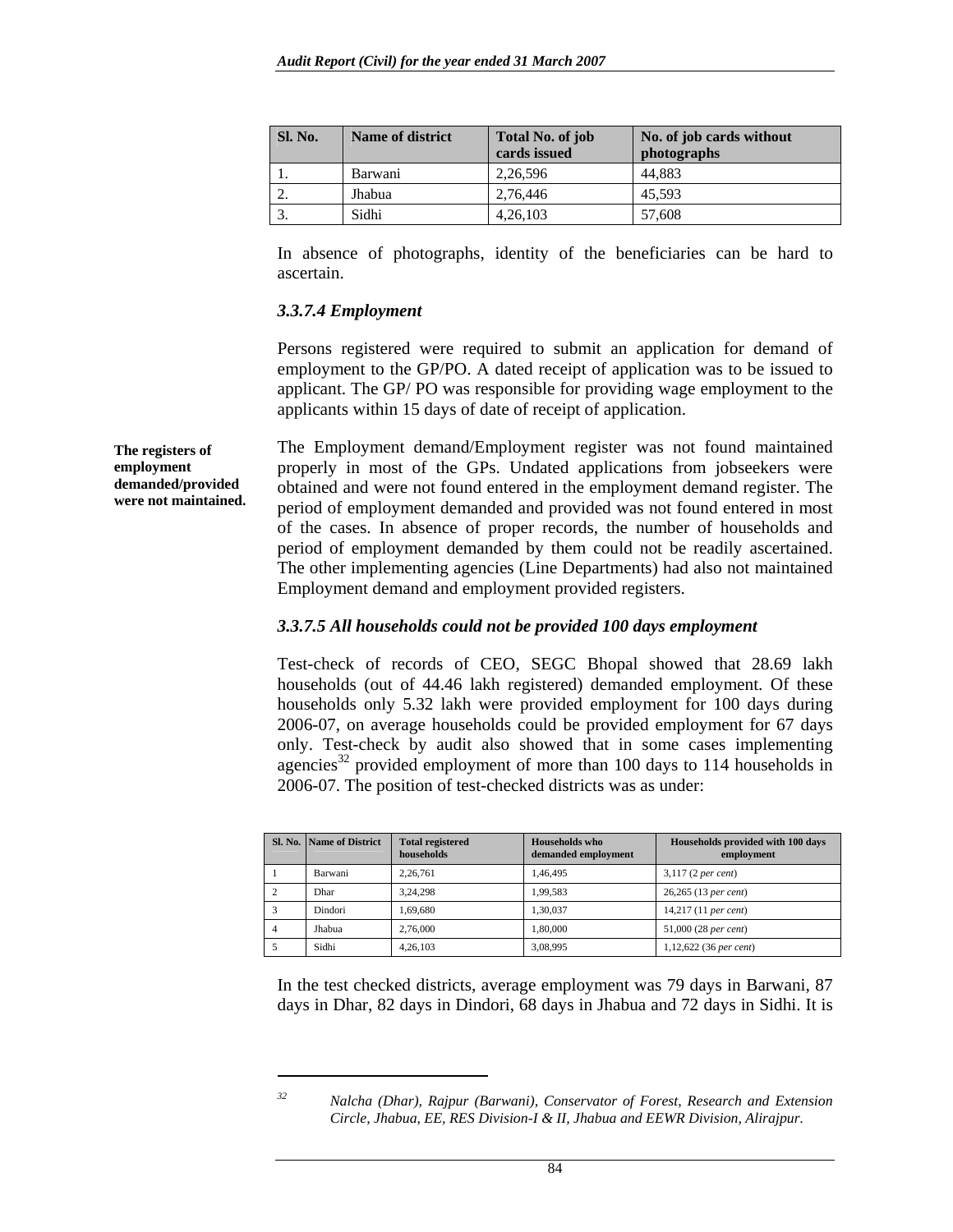| Sl. No. | Name of district | Total No. of job cards issued | No. of job cards without photographs |
|---|---|---|---|
| 1. | Barwani | 2,26,596 | 44,883 |
| 2. | Jhabua | 2,76,446 | 45,593 |
| 3. | Sidhi | 4,26,103 | 57,608 |

In absence of photographs, identity of the beneficiaries can be hard to ascertain.

### *3.3.7.4 Employment*

Persons registered were required to submit an application for demand of employment to the GP/PO. A dated receipt of application was to be issued to applicant. The GP/ PO was responsible for providing wage employment to the applicants within 15 days of date of receipt of application.

**The registers of employment demanded/provided were not maintained.**

The Employment demand/Employment register was not found maintained properly in most of the GPs. Undated applications from jobseekers were obtained and were not found entered in the employment demand register. The period of employment demanded and provided was not found entered in most of the cases. In absence of proper records, the number of households and period of employment demanded by them could not be readily ascertained. The other implementing agencies (Line Departments) had also not maintained Employment demand and employment provided registers.

### *3.3.7.5 All households could not be provided 100 days employment*

Test-check of records of CEO, SEGC Bhopal showed that 28.69 lakh households (out of 44.46 lakh registered) demanded employment. Of these households only 5.32 lakh were provided employment for 100 days during 2006-07, on average households could be provided employment for 67 days only. Test-check by audit also showed that in some cases implementing agencies[32] provided employment of more than 100 days to 114 households in 2006-07. The position of test-checked districts was as under:

| Sl. No. | Name of District | Total registered households | Households who demanded employment | Households provided with 100 days employment |
|---|---|---|---|---|
| 1 | Barwani | 2,26,761 | 1,46,495 | 3,117 (2 *per cent*) |
| 2 | Dhar | 3,24,298 | 1,99,583 | 26,265 (13 *per cent*) |
| 3 | Dindori | 1,69,680 | 1,30,037 | 14,217 (11 *per cent*) |
| 4 | Jhabua | 2,76,000 | 1,80,000 | 51,000 (28 *per cent*) |
| 5 | Sidhi | 4,26,103 | 3,08,995 | 1,12,622 (36 *per cent*) |

In the test checked districts, average employment was 79 days in Barwani, 87 days in Dhar, 82 days in Dindori, 68 days in Jhabua and 72 days in Sidhi. It is

---

[32] *Nalcha (Dhar), Rajpur (Barwani), Conservator of Forest, Research and Extension Circle, Jhabua, EE, RES Division-I & II, Jhabua and EEWR Division, Alirajpur.*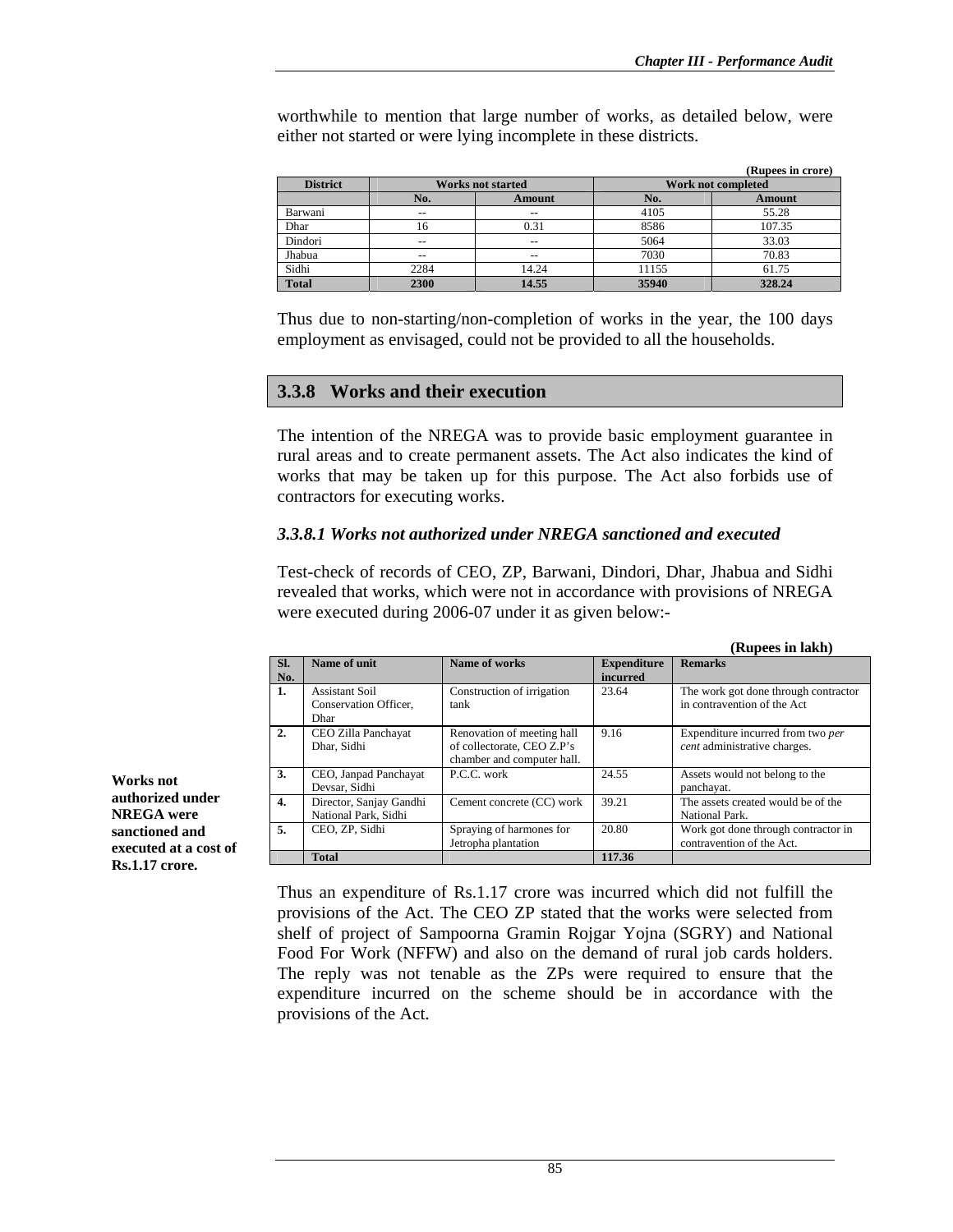worthwhile to mention that large number of works, as detailed below, were either not started or were lying incomplete in these districts.

(Rupees in crore)

| District | Works not started | | Work not completed | |
|---|---|---|---|---|
| | No. | Amount | No. | Amount |
| Barwani | -- | -- | 4105 | 55.28 |
| Dhar | 16 | 0.31 | 8586 | 107.35 |
| Dindori | -- | -- | 5064 | 33.03 |
| Jhabua | -- | -- | 7030 | 70.83 |
| Sidhi | 2284 | 14.24 | 11155 | 61.75 |
| **Total** | **2300** | **14.55** | **35940** | **328.24** |

Thus due to non-starting/non-completion of works in the year, the 100 days employment as envisaged, could not be provided to all the households.

## 3.3.8 Works and their execution

The intention of the NREGA was to provide basic employment guarantee in rural areas and to create permanent assets. The Act also indicates the kind of works that may be taken up for this purpose. The Act also forbids use of contractors for executing works.

### *3.3.8.1 Works not authorized under NREGA sanctioned and executed*

Test-check of records of CEO, ZP, Barwani, Dindori, Dhar, Jhabua and Sidhi revealed that works, which were not in accordance with provisions of NREGA were executed during 2006-07 under it as given below:-

**Works not authorized under NREGA were sanctioned and executed at a cost of Rs.1.17 crore.**

(Rupees in lakh)

| Sl. No. | Name of unit | Name of works | Expenditure incurred | Remarks |
|---|---|---|---|---|
| 1. | Assistant Soil Conservation Officer, Dhar | Construction of irrigation tank | 23.64 | The work got done through contractor in contravention of the Act |
| 2. | CEO Zilla Panchayat Dhar, Sidhi | Renovation of meeting hall of collectorate, CEO Z.P's chamber and computer hall. | 9.16 | Expenditure incurred from two *per cent* administrative charges. |
| 3. | CEO, Janpad Panchayat Devsar, Sidhi | P.C.C. work | 24.55 | Assets would not belong to the panchayat. |
| 4. | Director, Sanjay Gandhi National Park, Sidhi | Cement concrete (CC) work | 39.21 | The assets created would be of the National Park. |
| 5. | CEO, ZP, Sidhi | Spraying of harmones for Jetropha plantation | 20.80 | Work got done through contractor in contravention of the Act. |
| | **Total** | | **117.36** | |

Thus an expenditure of Rs.1.17 crore was incurred which did not fulfill the provisions of the Act. The CEO ZP stated that the works were selected from shelf of project of Sampoorna Gramin Rojgar Yojna (SGRY) and National Food For Work (NFFW) and also on the demand of rural job cards holders. The reply was not tenable as the ZPs were required to ensure that the expenditure incurred on the scheme should be in accordance with the provisions of the Act.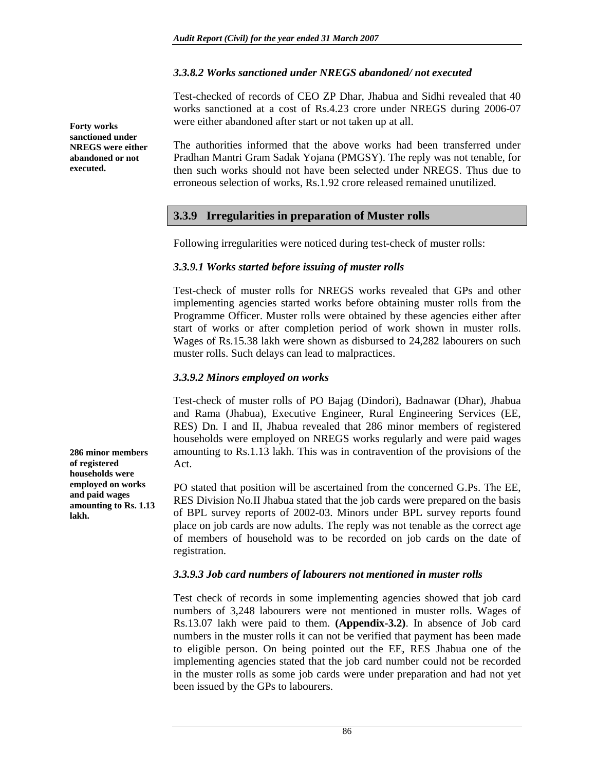### *3.3.8.2 Works sanctioned under NREGS abandoned/ not executed*

Test-checked of records of CEO ZP Dhar, Jhabua and Sidhi revealed that 40 works sanctioned at a cost of Rs.4.23 crore under NREGS during 2006-07 were either abandoned after start or not taken up at all.

**Forty works sanctioned under NREGS were either abandoned or not executed.**

The authorities informed that the above works had been transferred under Pradhan Mantri Gram Sadak Yojana (PMGSY). The reply was not tenable, for then such works should not have been selected under NREGS. Thus due to erroneous selection of works, Rs.1.92 crore released remained unutilized.

## 3.3.9 Irregularities in preparation of Muster rolls

Following irregularities were noticed during test-check of muster rolls:

### *3.3.9.1 Works started before issuing of muster rolls*

Test-check of muster rolls for NREGS works revealed that GPs and other implementing agencies started works before obtaining muster rolls from the Programme Officer. Muster rolls were obtained by these agencies either after start of works or after completion period of work shown in muster rolls. Wages of Rs.15.38 lakh were shown as disbursed to 24,282 labourers on such muster rolls. Such delays can lead to malpractices.

### *3.3.9.2 Minors employed on works*

Test-check of muster rolls of PO Bajag (Dindori), Badnawar (Dhar), Jhabua and Rama (Jhabua), Executive Engineer, Rural Engineering Services (EE, RES) Dn. I and II, Jhabua revealed that 286 minor members of registered households were employed on NREGS works regularly and were paid wages amounting to Rs.1.13 lakh. This was in contravention of the provisions of the Act.

**286 minor members of registered households were employed on works and paid wages amounting to Rs. 1.13 lakh.**

PO stated that position will be ascertained from the concerned G.Ps. The EE, RES Division No.II Jhabua stated that the job cards were prepared on the basis of BPL survey reports of 2002-03. Minors under BPL survey reports found place on job cards are now adults. The reply was not tenable as the correct age of members of household was to be recorded on job cards on the date of registration.

### *3.3.9.3 Job card numbers of labourers not mentioned in muster rolls*

Test check of records in some implementing agencies showed that job card numbers of 3,248 labourers were not mentioned in muster rolls. Wages of Rs.13.07 lakh were paid to them. **(Appendix-3.2)**. In absence of Job card numbers in the muster rolls it can not be verified that payment has been made to eligible person. On being pointed out the EE, RES Jhabua one of the implementing agencies stated that the job card number could not be recorded in the muster rolls as some job cards were under preparation and had not yet been issued by the GPs to labourers.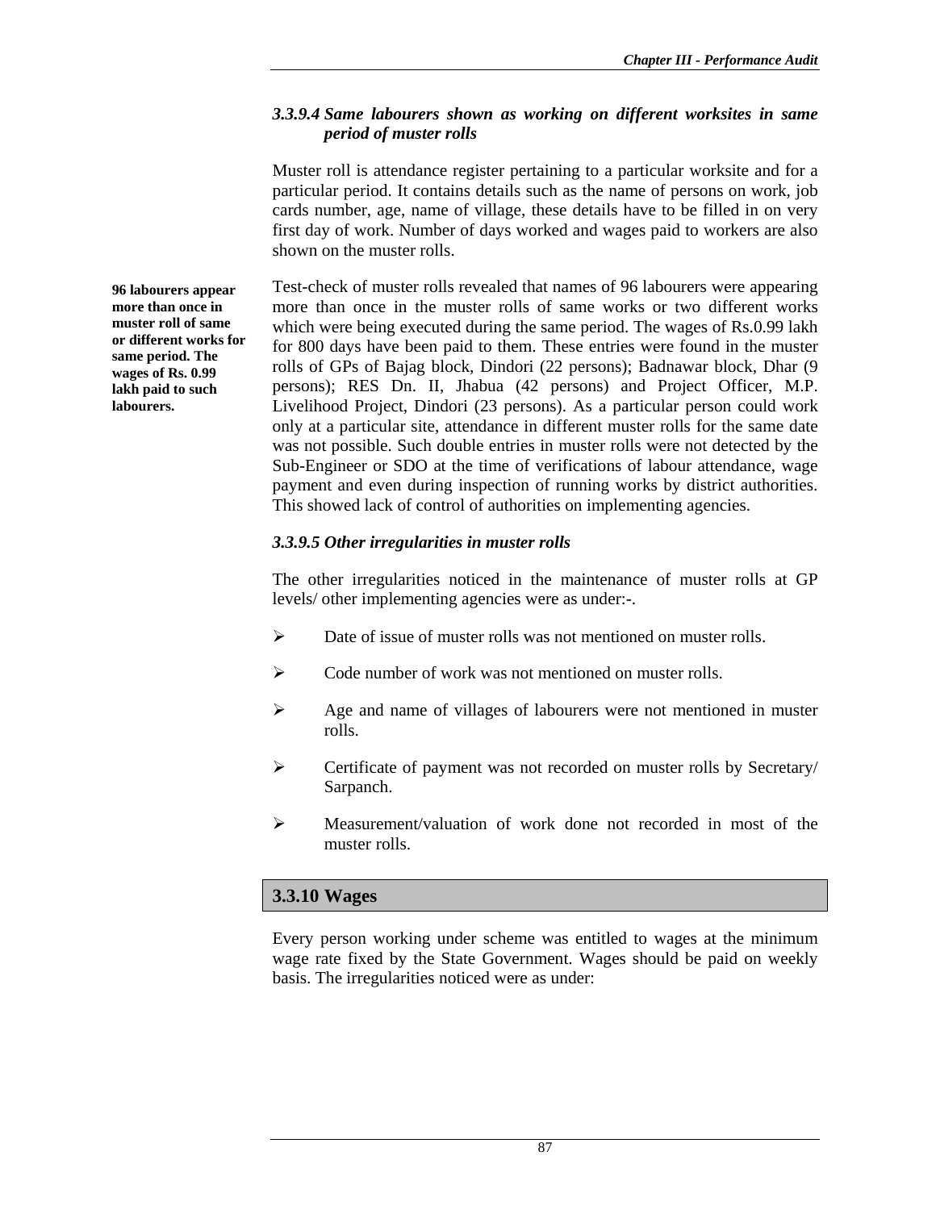### *3.3.9.4 Same labourers shown as working on different worksites in same period of muster rolls*

Muster roll is attendance register pertaining to a particular worksite and for a particular period. It contains details such as the name of persons on work, job cards number, age, name of village, these details have to be filled in on very first day of work. Number of days worked and wages paid to workers are also shown on the muster rolls.

**96 labourers appear more than once in muster roll of same or different works for same period. The wages of Rs. 0.99 lakh paid to such labourers.**

Test-check of muster rolls revealed that names of 96 labourers were appearing more than once in the muster rolls of same works or two different works which were being executed during the same period. The wages of Rs.0.99 lakh for 800 days have been paid to them. These entries were found in the muster rolls of GPs of Bajag block, Dindori (22 persons); Badnawar block, Dhar (9 persons); RES Dn. II, Jhabua (42 persons) and Project Officer, M.P. Livelihood Project, Dindori (23 persons). As a particular person could work only at a particular site, attendance in different muster rolls for the same date was not possible. Such double entries in muster rolls were not detected by the Sub-Engineer or SDO at the time of verifications of labour attendance, wage payment and even during inspection of running works by district authorities. This showed lack of control of authorities on implementing agencies.

### *3.3.9.5 Other irregularities in muster rolls*

The other irregularities noticed in the maintenance of muster rolls at GP levels/ other implementing agencies were as under:-.

- Date of issue of muster rolls was not mentioned on muster rolls.
- Code number of work was not mentioned on muster rolls.
- Age and name of villages of labourers were not mentioned in muster rolls.
- Certificate of payment was not recorded on muster rolls by Secretary/ Sarpanch.
- Measurement/valuation of work done not recorded in most of the muster rolls.

## 3.3.10 Wages

Every person working under scheme was entitled to wages at the minimum wage rate fixed by the State Government. Wages should be paid on weekly basis. The irregularities noticed were as under: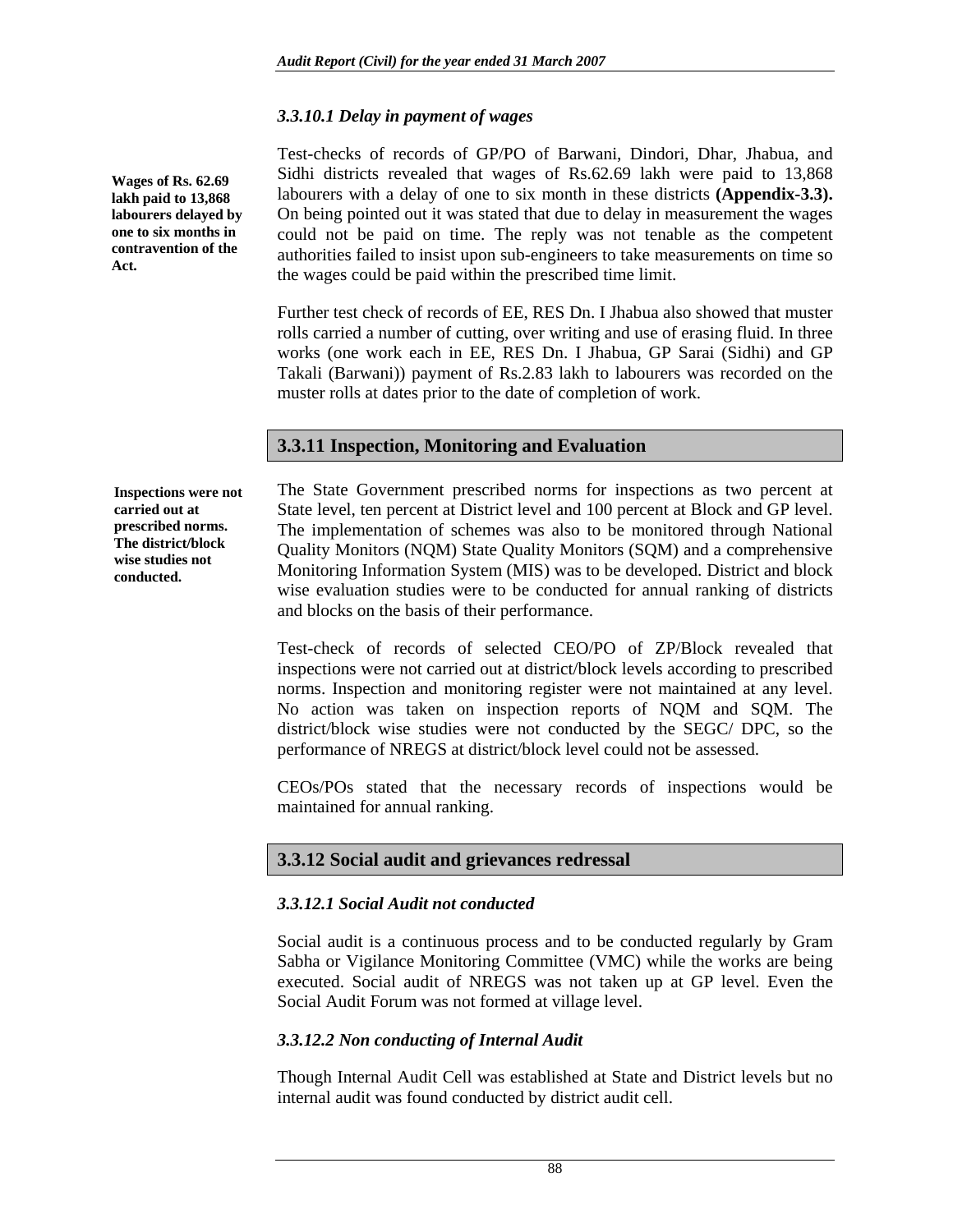### *3.3.10.1 Delay in payment of wages*

**Wages of Rs. 62.69 lakh paid to 13,868 labourers delayed by one to six months in contravention of the Act.**

Test-checks of records of GP/PO of Barwani, Dindori, Dhar, Jhabua, and Sidhi districts revealed that wages of Rs.62.69 lakh were paid to 13,868 labourers with a delay of one to six month in these districts **(Appendix-3.3).** On being pointed out it was stated that due to delay in measurement the wages could not be paid on time. The reply was not tenable as the competent authorities failed to insist upon sub-engineers to take measurements on time so the wages could be paid within the prescribed time limit.

Further test check of records of EE, RES Dn. I Jhabua also showed that muster rolls carried a number of cutting, over writing and use of erasing fluid. In three works (one work each in EE, RES Dn. I Jhabua, GP Sarai (Sidhi) and GP Takali (Barwani)) payment of Rs.2.83 lakh to labourers was recorded on the muster rolls at dates prior to the date of completion of work.

## 3.3.11 Inspection, Monitoring and Evaluation

**Inspections were not carried out at prescribed norms. The district/block wise studies not conducted.**

The State Government prescribed norms for inspections as two percent at State level, ten percent at District level and 100 percent at Block and GP level. The implementation of schemes was also to be monitored through National Quality Monitors (NQM) State Quality Monitors (SQM) and a comprehensive Monitoring Information System (MIS) was to be developed. District and block wise evaluation studies were to be conducted for annual ranking of districts and blocks on the basis of their performance.

Test-check of records of selected CEO/PO of ZP/Block revealed that inspections were not carried out at district/block levels according to prescribed norms. Inspection and monitoring register were not maintained at any level. No action was taken on inspection reports of NQM and SQM. The district/block wise studies were not conducted by the SEGC/ DPC, so the performance of NREGS at district/block level could not be assessed.

CEOs/POs stated that the necessary records of inspections would be maintained for annual ranking.

## 3.3.12 Social audit and grievances redressal

### *3.3.12.1 Social Audit not conducted*

Social audit is a continuous process and to be conducted regularly by Gram Sabha or Vigilance Monitoring Committee (VMC) while the works are being executed. Social audit of NREGS was not taken up at GP level. Even the Social Audit Forum was not formed at village level.

### *3.3.12.2 Non conducting of Internal Audit*

Though Internal Audit Cell was established at State and District levels but no internal audit was found conducted by district audit cell.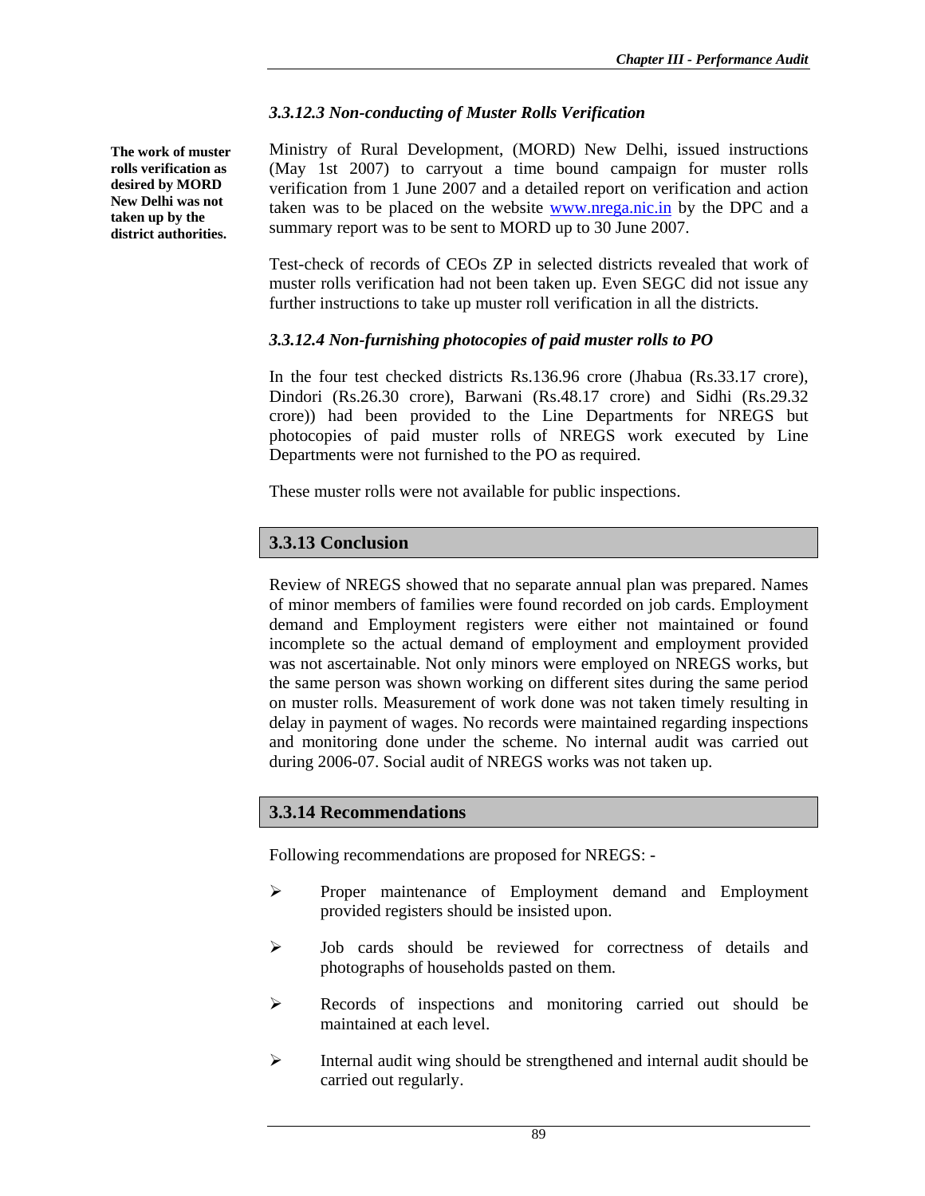### *3.3.12.3 Non-conducting of Muster Rolls Verification*

**The work of muster rolls verification as desired by MORD New Delhi was not taken up by the district authorities.**

Ministry of Rural Development, (MORD) New Delhi, issued instructions (May 1st 2007) to carryout a time bound campaign for muster rolls verification from 1 June 2007 and a detailed report on verification and action taken was to be placed on the website www.nrega.nic.in by the DPC and a summary report was to be sent to MORD up to 30 June 2007.

Test-check of records of CEOs ZP in selected districts revealed that work of muster rolls verification had not been taken up. Even SEGC did not issue any further instructions to take up muster roll verification in all the districts.

### *3.3.12.4 Non-furnishing photocopies of paid muster rolls to PO*

In the four test checked districts Rs.136.96 crore (Jhabua (Rs.33.17 crore), Dindori (Rs.26.30 crore), Barwani (Rs.48.17 crore) and Sidhi (Rs.29.32 crore)) had been provided to the Line Departments for NREGS but photocopies of paid muster rolls of NREGS work executed by Line Departments were not furnished to the PO as required.

These muster rolls were not available for public inspections.

## 3.3.13 Conclusion

Review of NREGS showed that no separate annual plan was prepared. Names of minor members of families were found recorded on job cards. Employment demand and Employment registers were either not maintained or found incomplete so the actual demand of employment and employment provided was not ascertainable. Not only minors were employed on NREGS works, but the same person was shown working on different sites during the same period on muster rolls. Measurement of work done was not taken timely resulting in delay in payment of wages. No records were maintained regarding inspections and monitoring done under the scheme. No internal audit was carried out during 2006-07. Social audit of NREGS works was not taken up.

## 3.3.14 Recommendations

Following recommendations are proposed for NREGS: -

- Proper maintenance of Employment demand and Employment provided registers should be insisted upon.
- Job cards should be reviewed for correctness of details and photographs of households pasted on them.
- Records of inspections and monitoring carried out should be maintained at each level.
- Internal audit wing should be strengthened and internal audit should be carried out regularly.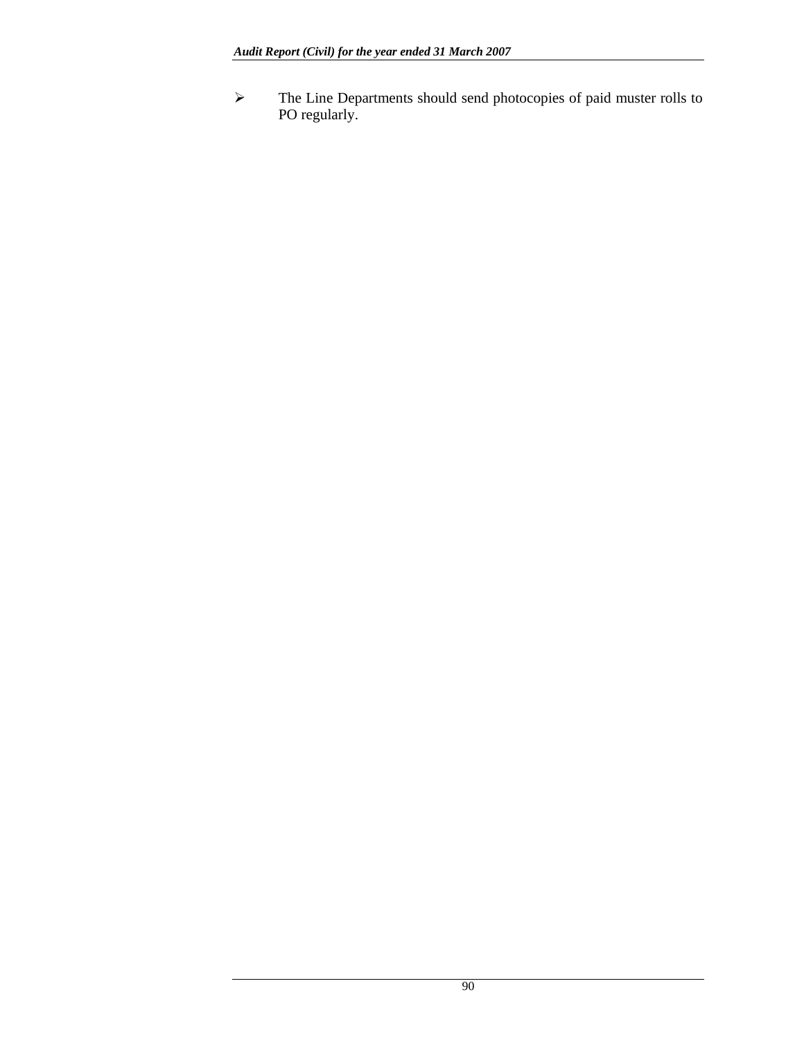- The Line Departments should send photocopies of paid muster rolls to PO regularly.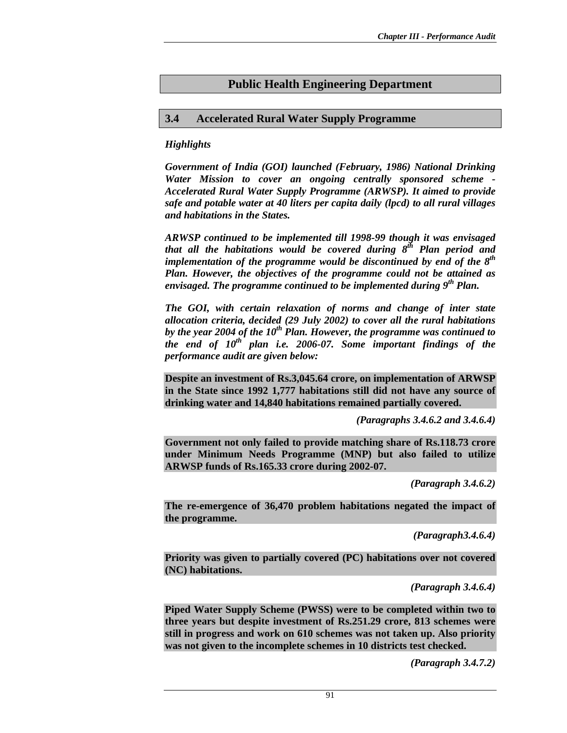## Public Health Engineering Department

## 3.4 Accelerated Rural Water Supply Programme

***Highlights***

***Government of India (GOI) launched (February, 1986) National Drinking Water Mission to cover an ongoing centrally sponsored scheme - Accelerated Rural Water Supply Programme (ARWSP). It aimed to provide safe and potable water at 40 liters per capita daily (lpcd) to all rural villages and habitations in the States.***

***ARWSP continued to be implemented till 1998-99 though it was envisaged that all the habitations would be covered during 8th Plan period and implementation of the programme would be discontinued by end of the 8th Plan. However, the objectives of the programme could not be attained as envisaged. The programme continued to be implemented during 9th Plan.***

***The GOI, with certain relaxation of norms and change of inter state allocation criteria, decided (29 July 2002) to cover all the rural habitations by the year 2004 of the 10th Plan. However, the programme was continued to the end of 10th plan i.e. 2006-07. Some important findings of the performance audit are given below:***

**Despite an investment of Rs.3,045.64 crore, on implementation of ARWSP in the State since 1992 1,777 habitations still did not have any source of drinking water and 14,840 habitations remained partially covered.**

***(Paragraphs 3.4.6.2 and 3.4.6.4)***

**Government not only failed to provide matching share of Rs.118.73 crore under Minimum Needs Programme (MNP) but also failed to utilize ARWSP funds of Rs.165.33 crore during 2002-07.**

***(Paragraph 3.4.6.2)***

**The re-emergence of 36,470 problem habitations negated the impact of the programme.**

***(Paragraph3.4.6.4)***

**Priority was given to partially covered (PC) habitations over not covered (NC) habitations.**

***(Paragraph 3.4.6.4)***

**Piped Water Supply Scheme (PWSS) were to be completed within two to three years but despite investment of Rs.251.29 crore, 813 schemes were still in progress and work on 610 schemes was not taken up. Also priority was not given to the incomplete schemes in 10 districts test checked.**

***(Paragraph 3.4.7.2)***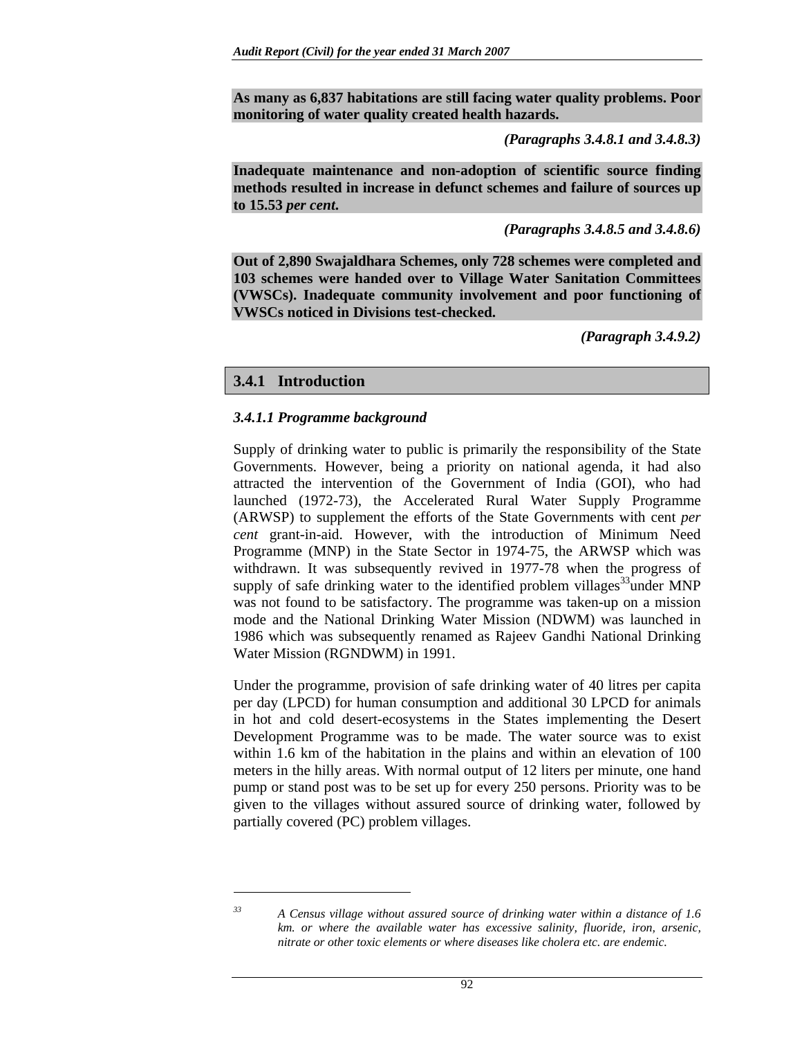**As many as 6,837 habitations are still facing water quality problems. Poor monitoring of water quality created health hazards.**

***(Paragraphs 3.4.8.1 and 3.4.8.3)***

**Inadequate maintenance and non-adoption of scientific source finding methods resulted in increase in defunct schemes and failure of sources up to 15.53 *per cent*.**

***(Paragraphs 3.4.8.5 and 3.4.8.6)***

**Out of 2,890 Swajaldhara Schemes, only 728 schemes were completed and 103 schemes were handed over to Village Water Sanitation Committees (VWSCs). Inadequate community involvement and poor functioning of VWSCs noticed in Divisions test-checked.**

***(Paragraph 3.4.9.2)***

## 3.4.1 Introduction

### *3.4.1.1 Programme background*

Supply of drinking water to public is primarily the responsibility of the State Governments. However, being a priority on national agenda, it had also attracted the intervention of the Government of India (GOI), who had launched (1972-73), the Accelerated Rural Water Supply Programme (ARWSP) to supplement the efforts of the State Governments with cent *per cent* grant-in-aid. However, with the introduction of Minimum Need Programme (MNP) in the State Sector in 1974-75, the ARWSP which was withdrawn. It was subsequently revived in 1977-78 when the progress of supply of safe drinking water to the identified problem villages[33]under MNP was not found to be satisfactory. The programme was taken-up on a mission mode and the National Drinking Water Mission (NDWM) was launched in 1986 which was subsequently renamed as Rajeev Gandhi National Drinking Water Mission (RGNDWM) in 1991.

Under the programme, provision of safe drinking water of 40 litres per capita per day (LPCD) for human consumption and additional 30 LPCD for animals in hot and cold desert-ecosystems in the States implementing the Desert Development Programme was to be made. The water source was to exist within 1.6 km of the habitation in the plains and within an elevation of 100 meters in the hilly areas. With normal output of 12 liters per minute, one hand pump or stand post was to be set up for every 250 persons. Priority was to be given to the villages without assured source of drinking water, followed by partially covered (PC) problem villages.

---

[33] *A Census village without assured source of drinking water within a distance of 1.6 km. or where the available water has excessive salinity, fluoride, iron, arsenic, nitrate or other toxic elements or where diseases like cholera etc. are endemic.*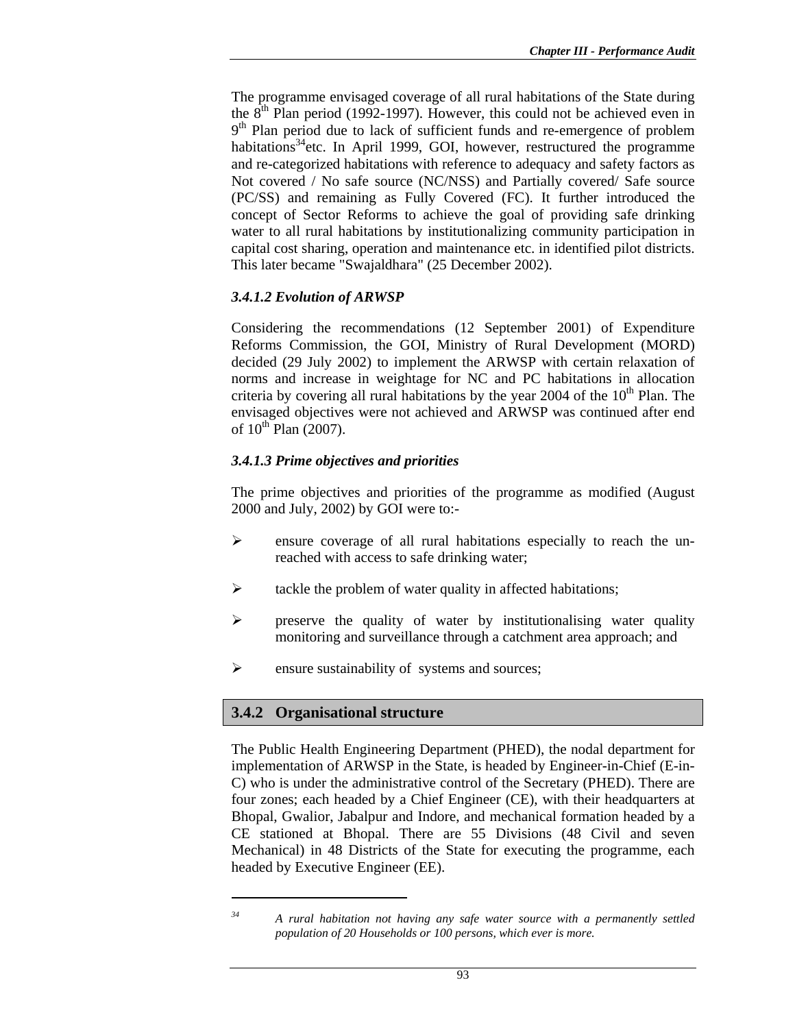The programme envisaged coverage of all rural habitations of the State during the 8th Plan period (1992-1997). However, this could not be achieved even in 9th Plan period due to lack of sufficient funds and re-emergence of problem habitations[34]etc. In April 1999, GOI, however, restructured the programme and re-categorized habitations with reference to adequacy and safety factors as Not covered / No safe source (NC/NSS) and Partially covered/ Safe source (PC/SS) and remaining as Fully Covered (FC). It further introduced the concept of Sector Reforms to achieve the goal of providing safe drinking water to all rural habitations by institutionalizing community participation in capital cost sharing, operation and maintenance etc. in identified pilot districts. This later became "Swajaldhara" (25 December 2002).

### *3.4.1.2 Evolution of ARWSP*

Considering the recommendations (12 September 2001) of Expenditure Reforms Commission, the GOI, Ministry of Rural Development (MORD) decided (29 July 2002) to implement the ARWSP with certain relaxation of norms and increase in weightage for NC and PC habitations in allocation criteria by covering all rural habitations by the year 2004 of the 10th Plan. The envisaged objectives were not achieved and ARWSP was continued after end of 10th Plan (2007).

### *3.4.1.3 Prime objectives and priorities*

The prime objectives and priorities of the programme as modified (August 2000 and July, 2002) by GOI were to:-

- ensure coverage of all rural habitations especially to reach the un-reached with access to safe drinking water;
- tackle the problem of water quality in affected habitations;
- preserve the quality of water by institutionalising water quality monitoring and surveillance through a catchment area approach; and
- ensure sustainability of systems and sources;

## 3.4.2 Organisational structure

The Public Health Engineering Department (PHED), the nodal department for implementation of ARWSP in the State, is headed by Engineer-in-Chief (E-in-C) who is under the administrative control of the Secretary (PHED). There are four zones; each headed by a Chief Engineer (CE), with their headquarters at Bhopal, Gwalior, Jabalpur and Indore, and mechanical formation headed by a CE stationed at Bhopal. There are 55 Divisions (48 Civil and seven Mechanical) in 48 Districts of the State for executing the programme, each headed by Executive Engineer (EE).

---

[34] *A rural habitation not having any safe water source with a permanently settled population of 20 Households or 100 persons, which ever is more.*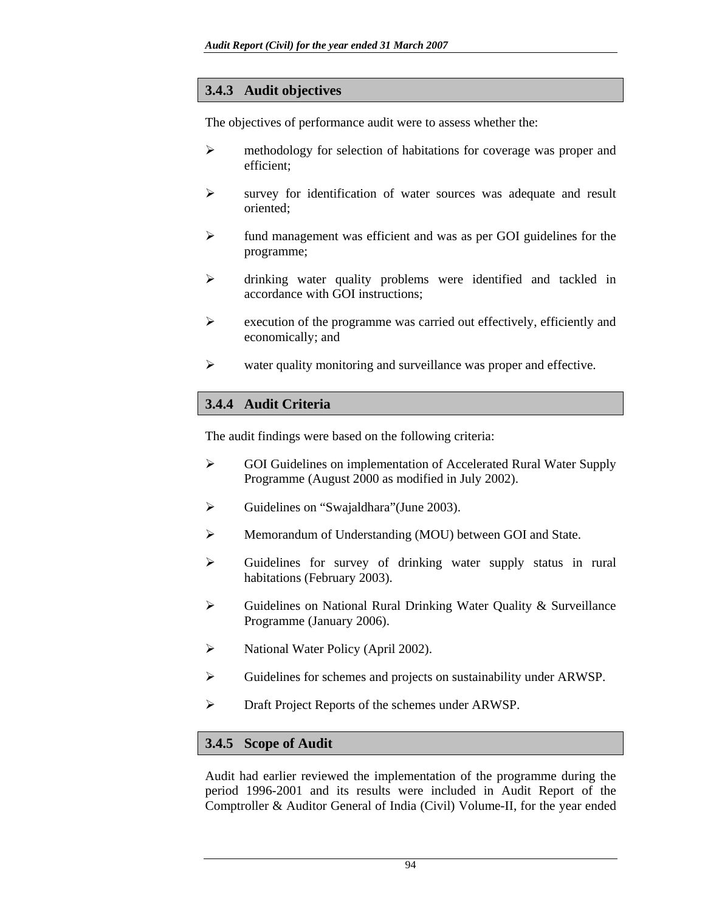### 3.4.3 Audit objectives

The objectives of performance audit were to assess whether the:

- methodology for selection of habitations for coverage was proper and efficient;
- survey for identification of water sources was adequate and result oriented;
- fund management was efficient and was as per GOI guidelines for the programme;
- drinking water quality problems were identified and tackled in accordance with GOI instructions;
- execution of the programme was carried out effectively, efficiently and economically; and
- water quality monitoring and surveillance was proper and effective.

### 3.4.4 Audit Criteria

The audit findings were based on the following criteria:

- GOI Guidelines on implementation of Accelerated Rural Water Supply Programme (August 2000 as modified in July 2002).
- Guidelines on "Swajaldhara"(June 2003).
- Memorandum of Understanding (MOU) between GOI and State.
- Guidelines for survey of drinking water supply status in rural habitations (February 2003).
- Guidelines on National Rural Drinking Water Quality & Surveillance Programme (January 2006).
- National Water Policy (April 2002).
- Guidelines for schemes and projects on sustainability under ARWSP.
- Draft Project Reports of the schemes under ARWSP.

### 3.4.5 Scope of Audit

Audit had earlier reviewed the implementation of the programme during the period 1996-2001 and its results were included in Audit Report of the Comptroller & Auditor General of India (Civil) Volume-II, for the year ended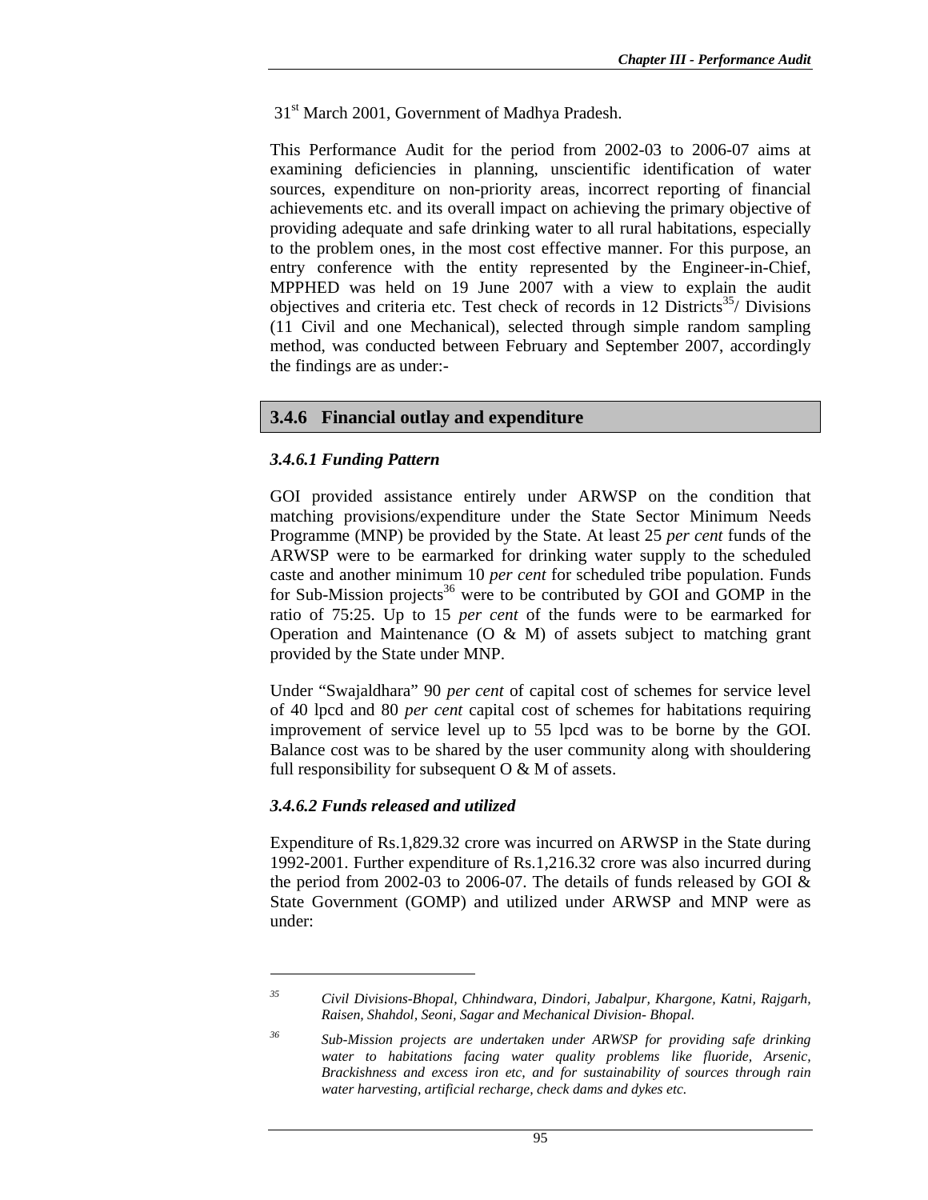31st March 2001, Government of Madhya Pradesh.

This Performance Audit for the period from 2002-03 to 2006-07 aims at examining deficiencies in planning, unscientific identification of water sources, expenditure on non-priority areas, incorrect reporting of financial achievements etc. and its overall impact on achieving the primary objective of providing adequate and safe drinking water to all rural habitations, especially to the problem ones, in the most cost effective manner. For this purpose, an entry conference with the entity represented by the Engineer-in-Chief, MPPHED was held on 19 June 2007 with a view to explain the audit objectives and criteria etc. Test check of records in 12 Districts[35]/ Divisions (11 Civil and one Mechanical), selected through simple random sampling method, was conducted between February and September 2007, accordingly the findings are as under:-

## 3.4.6 Financial outlay and expenditure

### *3.4.6.1 Funding Pattern*

GOI provided assistance entirely under ARWSP on the condition that matching provisions/expenditure under the State Sector Minimum Needs Programme (MNP) be provided by the State. At least 25 *per cent* funds of the ARWSP were to be earmarked for drinking water supply to the scheduled caste and another minimum 10 *per cent* for scheduled tribe population. Funds for Sub-Mission projects[36] were to be contributed by GOI and GOMP in the ratio of 75:25. Up to 15 *per cent* of the funds were to be earmarked for Operation and Maintenance (O & M) of assets subject to matching grant provided by the State under MNP.

Under "Swajaldhara" 90 *per cent* of capital cost of schemes for service level of 40 lpcd and 80 *per cent* capital cost of schemes for habitations requiring improvement of service level up to 55 lpcd was to be borne by the GOI. Balance cost was to be shared by the user community along with shouldering full responsibility for subsequent O & M of assets.

### *3.4.6.2 Funds released and utilized*

Expenditure of Rs.1,829.32 crore was incurred on ARWSP in the State during 1992-2001. Further expenditure of Rs.1,216.32 crore was also incurred during the period from 2002-03 to 2006-07. The details of funds released by GOI & State Government (GOMP) and utilized under ARWSP and MNP were as under:

---

[35] *Civil Divisions-Bhopal, Chhindwara, Dindori, Jabalpur, Khargone, Katni, Rajgarh, Raisen, Shahdol, Seoni, Sagar and Mechanical Division- Bhopal.*

[36] *Sub-Mission projects are undertaken under ARWSP for providing safe drinking water to habitations facing water quality problems like fluoride, Arsenic, Brackishness and excess iron etc, and for sustainability of sources through rain water harvesting, artificial recharge, check dams and dykes etc.*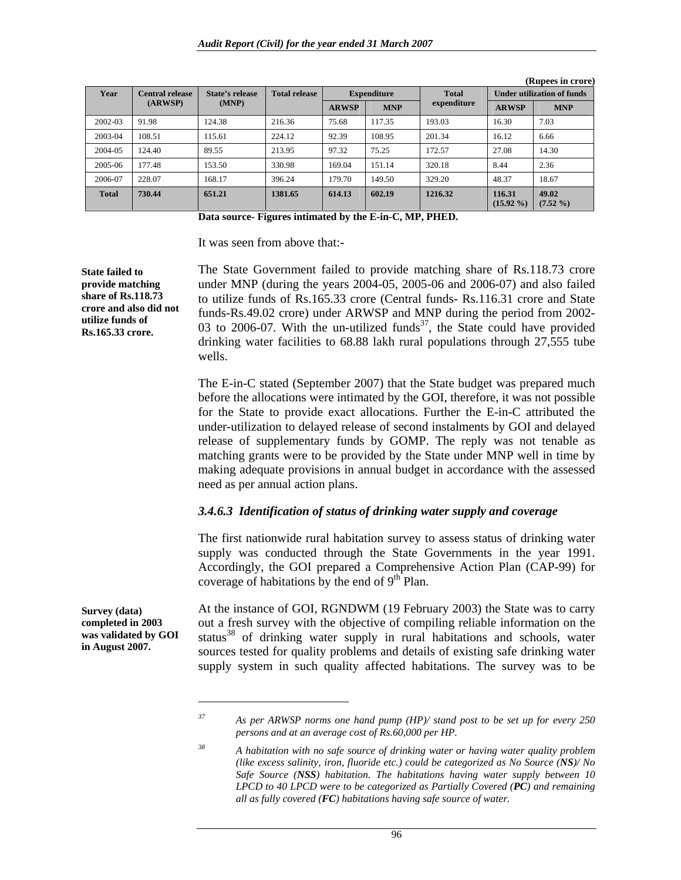(Rupees in crore)

| Year | Central release (ARWSP) | State's release (MNP) | Total release | Expenditure | | Total expenditure | Under utilization of funds | |
|---|---|---|---|---|---|---|---|---|
| | | | | ARWSP | MNP | | ARWSP | MNP |
| 2002-03 | 91.98 | 124.38 | 216.36 | 75.68 | 117.35 | 193.03 | 16.30 | 7.03 |
| 2003-04 | 108.51 | 115.61 | 224.12 | 92.39 | 108.95 | 201.34 | 16.12 | 6.66 |
| 2004-05 | 124.40 | 89.55 | 213.95 | 97.32 | 75.25 | 172.57 | 27.08 | 14.30 |
| 2005-06 | 177.48 | 153.50 | 330.98 | 169.04 | 151.14 | 320.18 | 8.44 | 2.36 |
| 2006-07 | 228.07 | 168.17 | 396.24 | 179.70 | 149.50 | 329.20 | 48.37 | 18.67 |
| **Total** | **730.44** | **651.21** | **1381.65** | **614.13** | **602.19** | **1216.32** | **116.31 (15.92 %)** | **49.02 (7.52 %)** |

**Data source- Figures intimated by the E-in-C, MP, PHED.**

It was seen from above that:-

**State failed to provide matching share of Rs.118.73 crore and also did not utilize funds of Rs.165.33 crore.**

The State Government failed to provide matching share of Rs.118.73 crore under MNP (during the years 2004-05, 2005-06 and 2006-07) and also failed to utilize funds of Rs.165.33 crore (Central funds- Rs.116.31 crore and State funds-Rs.49.02 crore) under ARWSP and MNP during the period from 2002-03 to 2006-07. With the un-utilized funds[37], the State could have provided drinking water facilities to 68.88 lakh rural populations through 27,555 tube wells.

The E-in-C stated (September 2007) that the State budget was prepared much before the allocations were intimated by the GOI, therefore, it was not possible for the State to provide exact allocations. Further the E-in-C attributed the under-utilization to delayed release of second instalments by GOI and delayed release of supplementary funds by GOMP. The reply was not tenable as matching grants were to be provided by the State under MNP well in time by making adequate provisions in annual budget in accordance with the assessed need as per annual action plans.

### *3.4.6.3 Identification of status of drinking water supply and coverage*

The first nationwide rural habitation survey to assess status of drinking water supply was conducted through the State Governments in the year 1991. Accordingly, the GOI prepared a Comprehensive Action Plan (CAP-99) for coverage of habitations by the end of 9th Plan.

**Survey (data) completed in 2003 was validated by GOI in August 2007.**

At the instance of GOI, RGNDWM (19 February 2003) the State was to carry out a fresh survey with the objective of compiling reliable information on the status[38] of drinking water supply in rural habitations and schools, water sources tested for quality problems and details of existing safe drinking water supply system in such quality affected habitations. The survey was to be

---

[37] *As per ARWSP norms one hand pump (HP)/ stand post to be set up for every 250 persons and at an average cost of Rs.60,000 per HP.*

[38] *A habitation with no safe source of drinking water or having water quality problem (like excess salinity, iron, fluoride etc.) could be categorized as No Source (**NS**)/ No Safe Source (**NSS**) habitation. The habitations having water supply between 10 LPCD to 40 LPCD were to be categorized as Partially Covered (**PC**) and remaining all as fully covered (**FC**) habitations having safe source of water.*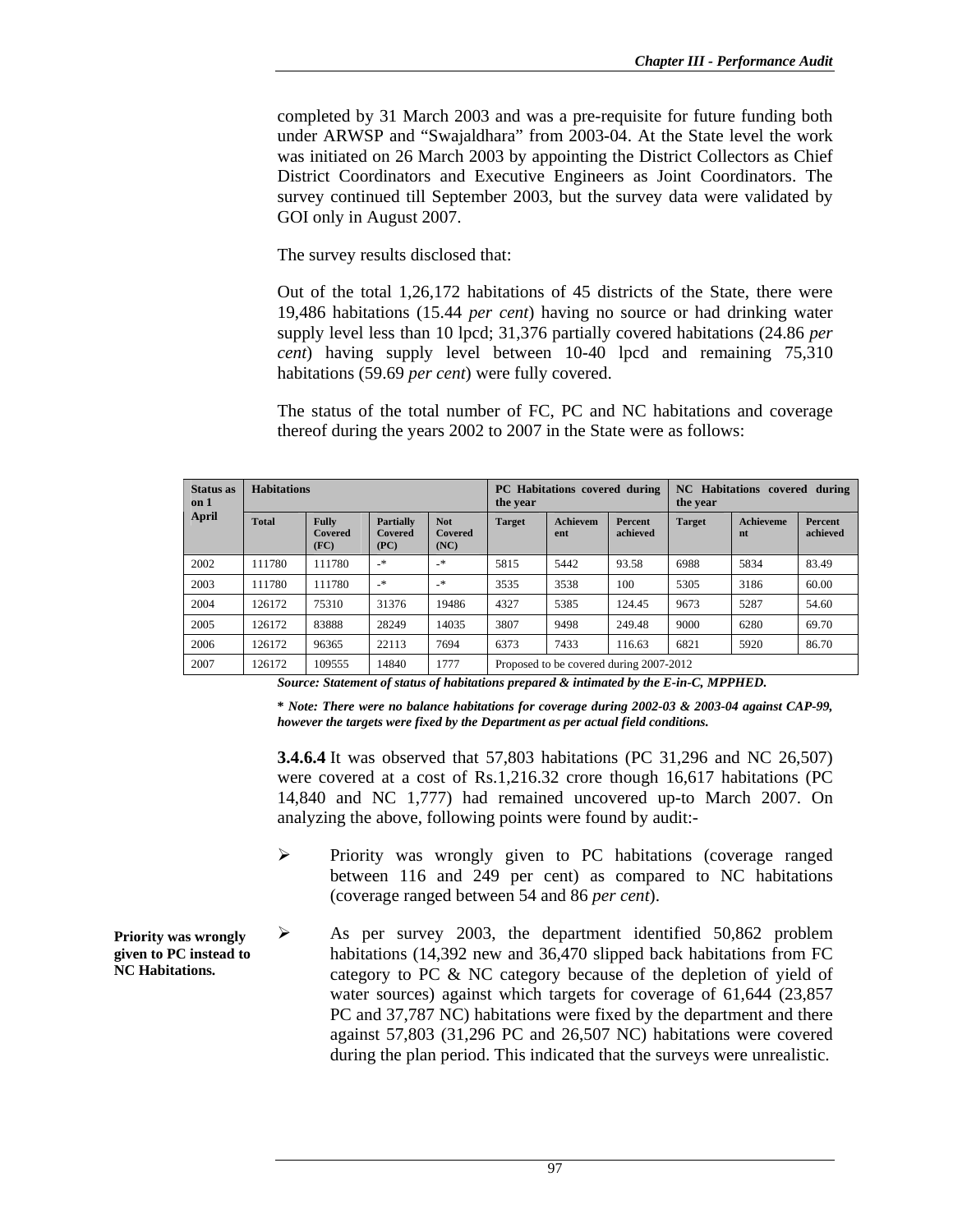completed by 31 March 2003 and was a pre-requisite for future funding both under ARWSP and "Swajaldhara" from 2003-04. At the State level the work was initiated on 26 March 2003 by appointing the District Collectors as Chief District Coordinators and Executive Engineers as Joint Coordinators. The survey continued till September 2003, but the survey data were validated by GOI only in August 2007.

The survey results disclosed that:

Out of the total 1,26,172 habitations of 45 districts of the State, there were 19,486 habitations (15.44 *per cent*) having no source or had drinking water supply level less than 10 lpcd; 31,376 partially covered habitations (24.86 *per cent*) having supply level between 10-40 lpcd and remaining 75,310 habitations (59.69 *per cent*) were fully covered.

The status of the total number of FC, PC and NC habitations and coverage thereof during the years 2002 to 2007 in the State were as follows:

| Status as on 1 April | Habitations | | | | PC Habitations covered during the year | | | NC Habitations covered during the year | | |
|---|---|---|---|---|---|---|---|---|---|---|
| | Total | Fully Covered (FC) | Partially Covered (PC) | Not Covered (NC) | Target | Achievement | Percent achieved | Target | Achievement | Percent achieved |
| 2002 | 111780 | 111780 | -* | -* | 5815 | 5442 | 93.58 | 6988 | 5834 | 83.49 |
| 2003 | 111780 | 111780 | -* | -* | 3535 | 3538 | 100 | 5305 | 3186 | 60.00 |
| 2004 | 126172 | 75310 | 31376 | 19486 | 4327 | 5385 | 124.45 | 9673 | 5287 | 54.60 |
| 2005 | 126172 | 83888 | 28249 | 14035 | 3807 | 9498 | 249.48 | 9000 | 6280 | 69.70 |
| 2006 | 126172 | 96365 | 22113 | 7694 | 6373 | 7433 | 116.63 | 6821 | 5920 | 86.70 |
| 2007 | 126172 | 109555 | 14840 | 1777 | Proposed to be covered during 2007-2012 | | | | | |

***Source: Statement of status of habitations prepared & intimated by the E-in-C, MPPHED.***

***\* Note: There were no balance habitations for coverage during 2002-03 & 2003-04 against CAP-99, however the targets were fixed by the Department as per actual field conditions.***

**3.4.6.4** It was observed that 57,803 habitations (PC 31,296 and NC 26,507) were covered at a cost of Rs.1,216.32 crore though 16,617 habitations (PC 14,840 and NC 1,777) had remained uncovered up-to March 2007. On analyzing the above, following points were found by audit:-

**Priority was wrongly given to PC instead to NC Habitations.**

- Priority was wrongly given to PC habitations (coverage ranged between 116 and 249 per cent) as compared to NC habitations (coverage ranged between 54 and 86 *per cent*).
- As per survey 2003, the department identified 50,862 problem habitations (14,392 new and 36,470 slipped back habitations from FC category to PC & NC category because of the depletion of yield of water sources) against which targets for coverage of 61,644 (23,857 PC and 37,787 NC) habitations were fixed by the department and there against 57,803 (31,296 PC and 26,507 NC) habitations were covered during the plan period. This indicated that the surveys were unrealistic.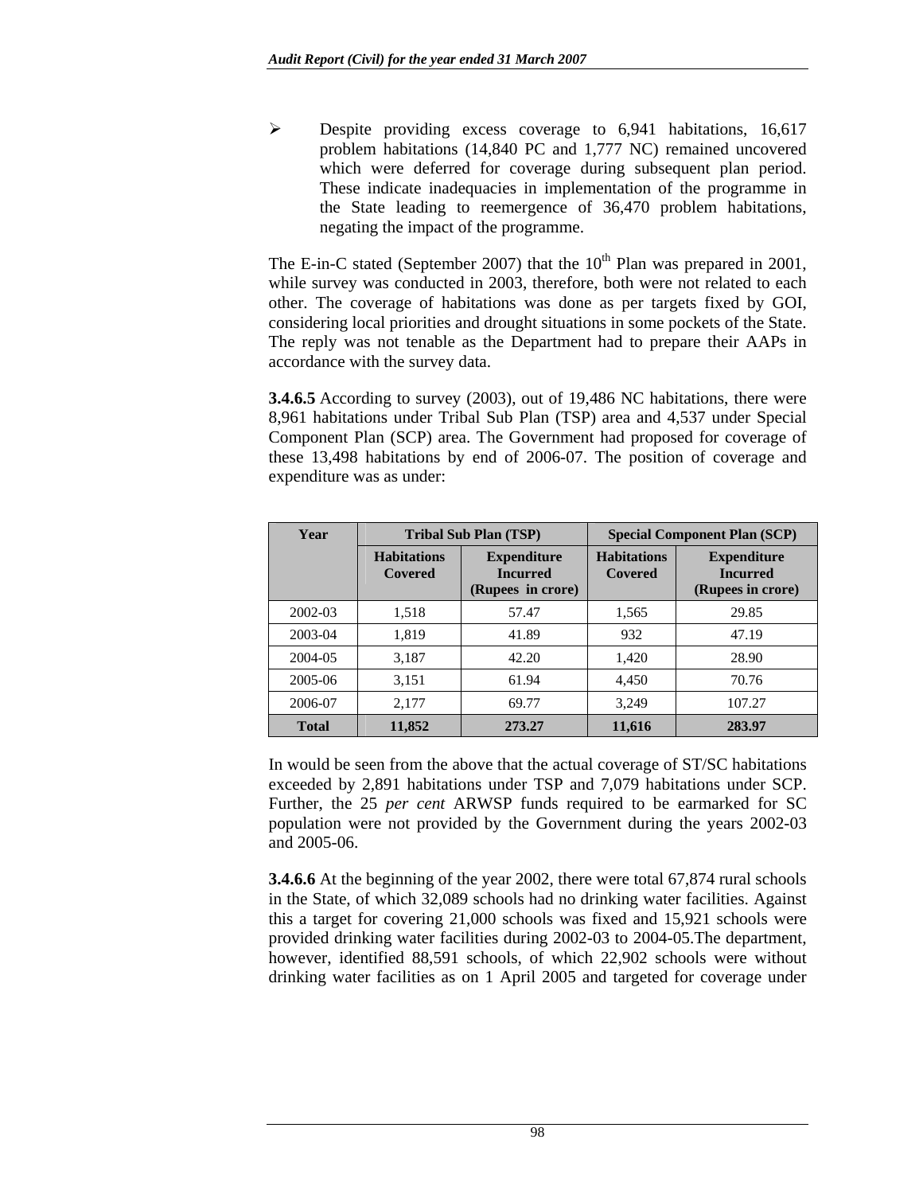- Despite providing excess coverage to 6,941 habitations, 16,617 problem habitations (14,840 PC and 1,777 NC) remained uncovered which were deferred for coverage during subsequent plan period. These indicate inadequacies in implementation of the programme in the State leading to reemergence of 36,470 problem habitations, negating the impact of the programme.

The E-in-C stated (September 2007) that the 10[th] Plan was prepared in 2001, while survey was conducted in 2003, therefore, both were not related to each other. The coverage of habitations was done as per targets fixed by GOI, considering local priorities and drought situations in some pockets of the State. The reply was not tenable as the Department had to prepare their AAPs in accordance with the survey data.

**3.4.6.5** According to survey (2003), out of 19,486 NC habitations, there were 8,961 habitations under Tribal Sub Plan (TSP) area and 4,537 under Special Component Plan (SCP) area. The Government had proposed for coverage of these 13,498 habitations by end of 2006-07. The position of coverage and expenditure was as under:

| Year | Tribal Sub Plan (TSP) | | Special Component Plan (SCP) | |
|---|---|---|---|---|
| | Habitations Covered | Expenditure Incurred (Rupees in crore) | Habitations Covered | Expenditure Incurred (Rupees in crore) |
| 2002-03 | 1,518 | 57.47 | 1,565 | 29.85 |
| 2003-04 | 1,819 | 41.89 | 932 | 47.19 |
| 2004-05 | 3,187 | 42.20 | 1,420 | 28.90 |
| 2005-06 | 3,151 | 61.94 | 4,450 | 70.76 |
| 2006-07 | 2,177 | 69.77 | 3,249 | 107.27 |
| **Total** | **11,852** | **273.27** | **11,616** | **283.97** |

In would be seen from the above that the actual coverage of ST/SC habitations exceeded by 2,891 habitations under TSP and 7,079 habitations under SCP. Further, the 25 *per cent* ARWSP funds required to be earmarked for SC population were not provided by the Government during the years 2002-03 and 2005-06.

**3.4.6.6** At the beginning of the year 2002, there were total 67,874 rural schools in the State, of which 32,089 schools had no drinking water facilities. Against this a target for covering 21,000 schools was fixed and 15,921 schools were provided drinking water facilities during 2002-03 to 2004-05.The department, however, identified 88,591 schools, of which 22,902 schools were without drinking water facilities as on 1 April 2005 and targeted for coverage under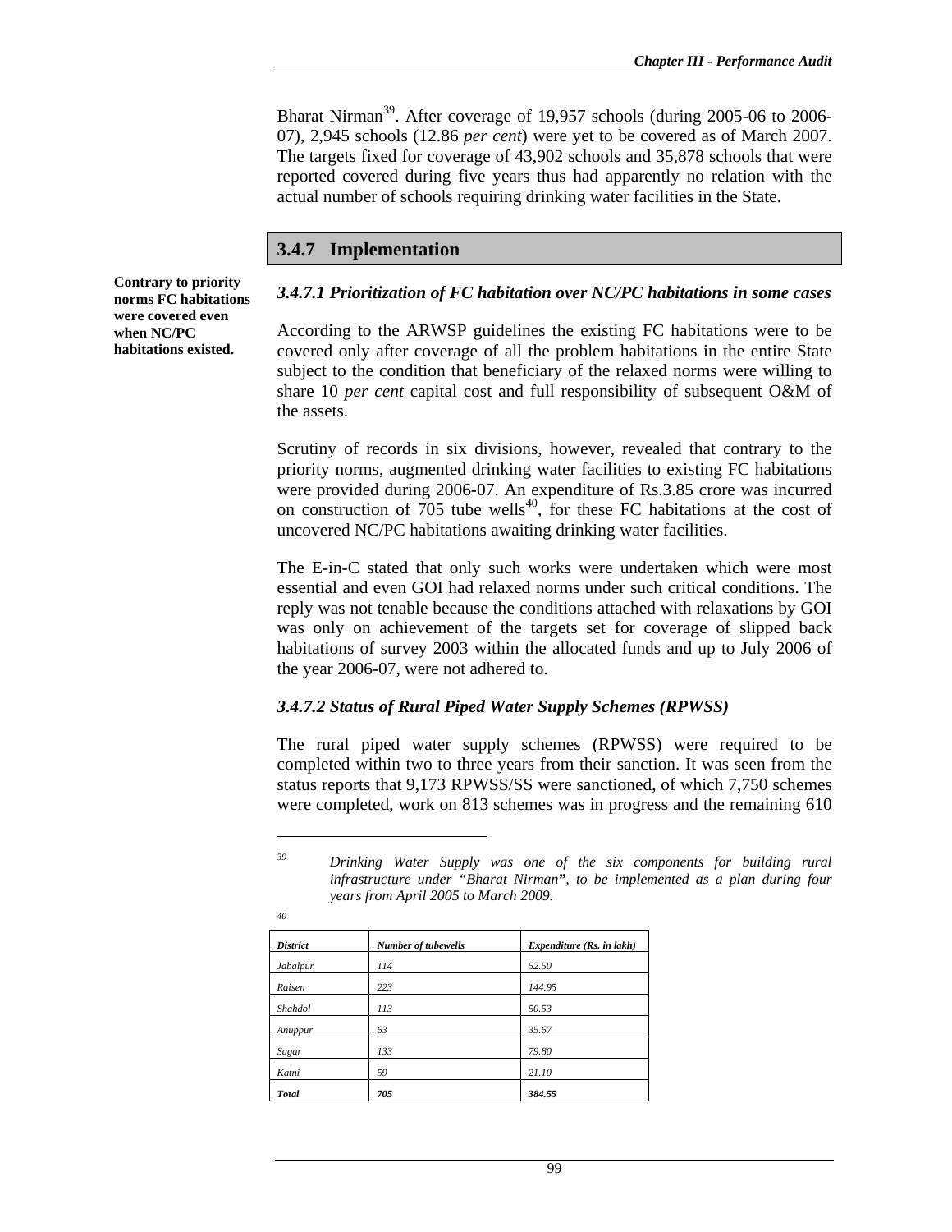Bharat Nirman[39]. After coverage of 19,957 schools (during 2005-06 to 2006-07), 2,945 schools (12.86 *per cent*) were yet to be covered as of March 2007. The targets fixed for coverage of 43,902 schools and 35,878 schools that were reported covered during five years thus had apparently no relation with the actual number of schools requiring drinking water facilities in the State.

## 3.4.7 Implementation

**Contrary to priority norms FC habitations were covered even when NC/PC habitations existed.**

### *3.4.7.1 Prioritization of FC habitation over NC/PC habitations in some cases*

According to the ARWSP guidelines the existing FC habitations were to be covered only after coverage of all the problem habitations in the entire State subject to the condition that beneficiary of the relaxed norms were willing to share 10 *per cent* capital cost and full responsibility of subsequent O&M of the assets.

Scrutiny of records in six divisions, however, revealed that contrary to the priority norms, augmented drinking water facilities to existing FC habitations were provided during 2006-07. An expenditure of Rs.3.85 crore was incurred on construction of 705 tube wells[40], for these FC habitations at the cost of uncovered NC/PC habitations awaiting drinking water facilities.

The E-in-C stated that only such works were undertaken which were most essential and even GOI had relaxed norms under such critical conditions. The reply was not tenable because the conditions attached with relaxations by GOI was only on achievement of the targets set for coverage of slipped back habitations of survey 2003 within the allocated funds and up to July 2006 of the year 2006-07, were not adhered to.

### *3.4.7.2 Status of Rural Piped Water Supply Schemes (RPWSS)*

The rural piped water supply schemes (RPWSS) were required to be completed within two to three years from their sanction. It was seen from the status reports that 9,173 RPWSS/SS were sanctioned, of which 7,750 schemes were completed, work on 813 schemes was in progress and the remaining 610

---

[39] *Drinking Water Supply was one of the six components for building rural infrastructure under "Bharat Nirman", to be implemented as a plan during four years from April 2005 to March 2009.*

[40]

| *District* | *Number of tubewells* | *Expenditure (Rs. in lakh)* |
|---|---|---|
| *Jabalpur* | *114* | *52.50* |
| *Raisen* | *223* | *144.95* |
| *Shahdol* | *113* | *50.53* |
| *Anuppur* | *63* | *35.67* |
| *Sagar* | *133* | *79.80* |
| *Katni* | *59* | *21.10* |
| ***Total*** | ***705*** | ***384.55*** |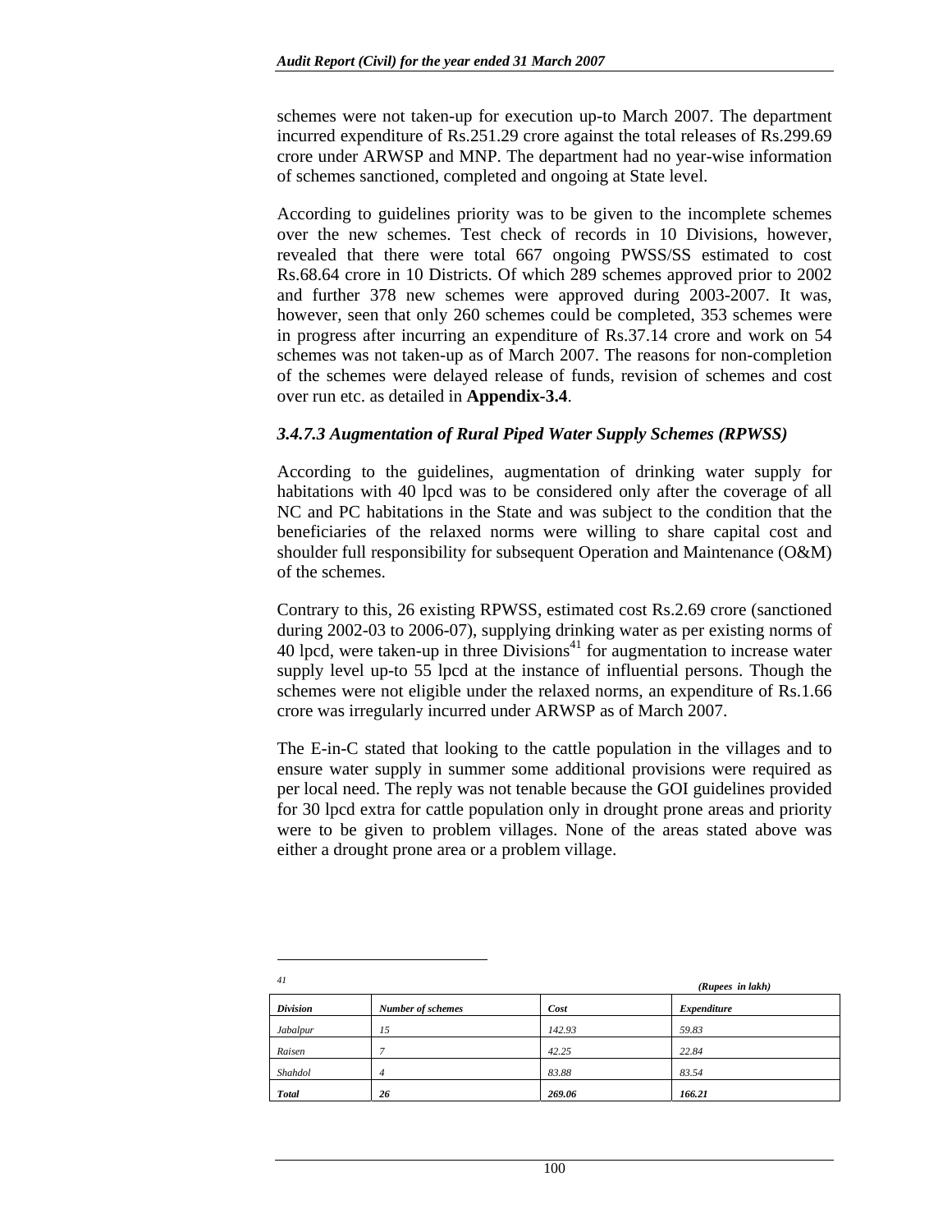schemes were not taken-up for execution up-to March 2007. The department incurred expenditure of Rs.251.29 crore against the total releases of Rs.299.69 crore under ARWSP and MNP. The department had no year-wise information of schemes sanctioned, completed and ongoing at State level.

According to guidelines priority was to be given to the incomplete schemes over the new schemes. Test check of records in 10 Divisions, however, revealed that there were total 667 ongoing PWSS/SS estimated to cost Rs.68.64 crore in 10 Districts. Of which 289 schemes approved prior to 2002 and further 378 new schemes were approved during 2003-2007. It was, however, seen that only 260 schemes could be completed, 353 schemes were in progress after incurring an expenditure of Rs.37.14 crore and work on 54 schemes was not taken-up as of March 2007. The reasons for non-completion of the schemes were delayed release of funds, revision of schemes and cost over run etc. as detailed in **Appendix-3.4**.

### *3.4.7.3 Augmentation of Rural Piped Water Supply Schemes (RPWSS)*

According to the guidelines, augmentation of drinking water supply for habitations with 40 lpcd was to be considered only after the coverage of all NC and PC habitations in the State and was subject to the condition that the beneficiaries of the relaxed norms were willing to share capital cost and shoulder full responsibility for subsequent Operation and Maintenance (O&M) of the schemes.

Contrary to this, 26 existing RPWSS, estimated cost Rs.2.69 crore (sanctioned during 2002-03 to 2006-07), supplying drinking water as per existing norms of 40 lpcd, were taken-up in three Divisions[41] for augmentation to increase water supply level up-to 55 lpcd at the instance of influential persons. Though the schemes were not eligible under the relaxed norms, an expenditure of Rs.1.66 crore was irregularly incurred under ARWSP as of March 2007.

The E-in-C stated that looking to the cattle population in the villages and to ensure water supply in summer some additional provisions were required as per local need. The reply was not tenable because the GOI guidelines provided for 30 lpcd extra for cattle population only in drought prone areas and priority were to be given to problem villages. None of the areas stated above was either a drought prone area or a problem village.

---

[41] *(Rupees in lakh)*

| *Division* | *Number of schemes* | *Cost* | *Expenditure* |
|---|---|---|---|
| *Jabalpur* | *15* | *142.93* | *59.83* |
| *Raisen* | *7* | *42.25* | *22.84* |
| *Shahdol* | *4* | *83.88* | *83.54* |
| ***Total*** | ***26*** | ***269.06*** | ***166.21*** |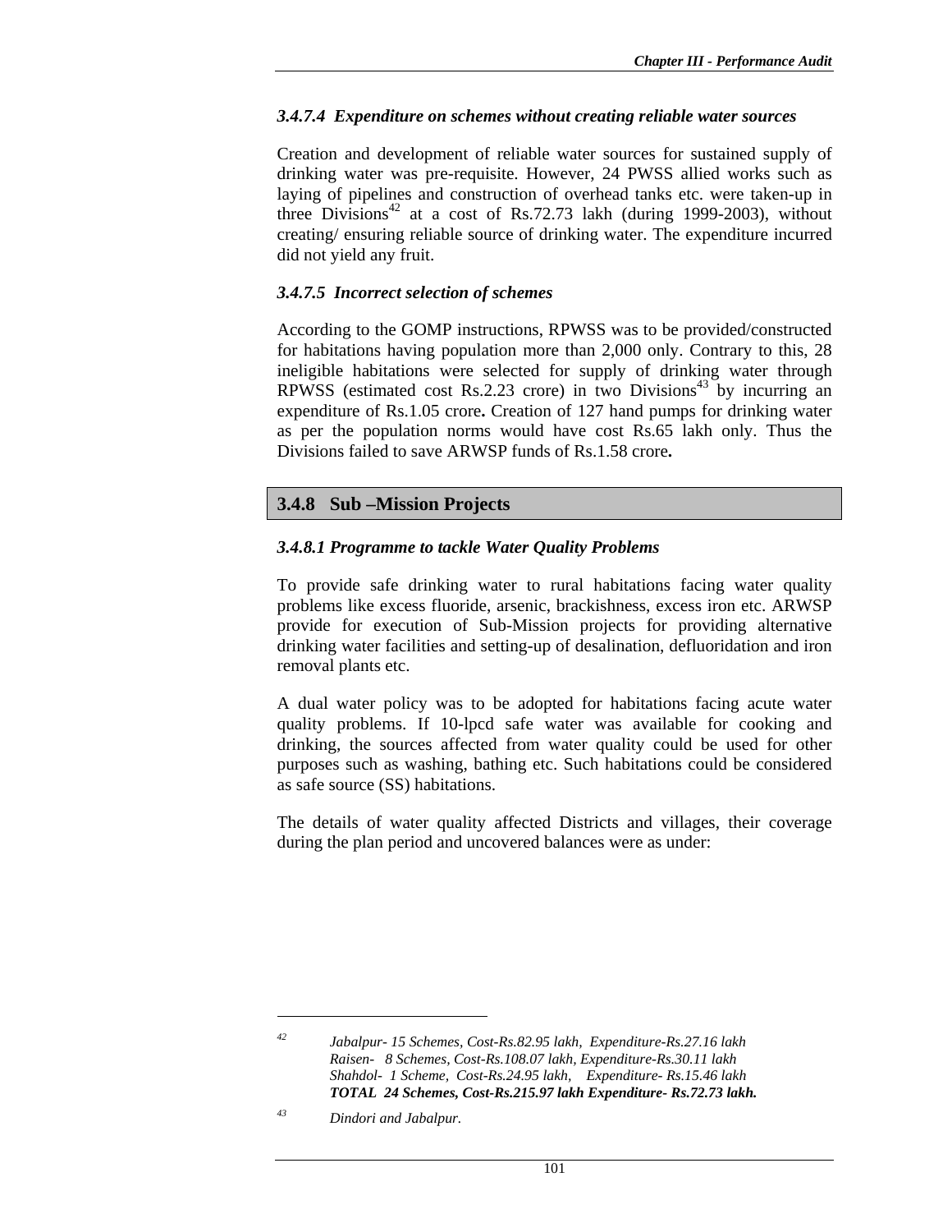### *3.4.7.4 Expenditure on schemes without creating reliable water sources*

Creation and development of reliable water sources for sustained supply of drinking water was pre-requisite. However, 24 PWSS allied works such as laying of pipelines and construction of overhead tanks etc. were taken-up in three Divisions[42] at a cost of Rs.72.73 lakh (during 1999-2003), without creating/ ensuring reliable source of drinking water. The expenditure incurred did not yield any fruit.

### *3.4.7.5 Incorrect selection of schemes*

According to the GOMP instructions, RPWSS was to be provided/constructed for habitations having population more than 2,000 only. Contrary to this, 28 ineligible habitations were selected for supply of drinking water through RPWSS (estimated cost Rs.2.23 crore) in two Divisions[43] by incurring an expenditure of Rs.1.05 crore**.** Creation of 127 hand pumps for drinking water as per the population norms would have cost Rs.65 lakh only. Thus the Divisions failed to save ARWSP funds of Rs.1.58 crore**.**

## 3.4.8 Sub –Mission Projects

### *3.4.8.1 Programme to tackle Water Quality Problems*

To provide safe drinking water to rural habitations facing water quality problems like excess fluoride, arsenic, brackishness, excess iron etc. ARWSP provide for execution of Sub-Mission projects for providing alternative drinking water facilities and setting-up of desalination, defluoridation and iron removal plants etc.

A dual water policy was to be adopted for habitations facing acute water quality problems. If 10-lpcd safe water was available for cooking and drinking, the sources affected from water quality could be used for other purposes such as washing, bathing etc. Such habitations could be considered as safe source (SS) habitations.

The details of water quality affected Districts and villages, their coverage during the plan period and uncovered balances were as under:

---

[42] *Jabalpur- 15 Schemes, Cost-Rs.82.95 lakh, Expenditure-Rs.27.16 lakh*
*Raisen- 8 Schemes, Cost-Rs.108.07 lakh, Expenditure-Rs.30.11 lakh*
*Shahdol- 1 Scheme, Cost-Rs.24.95 lakh, Expenditure- Rs.15.46 lakh*
***TOTAL 24 Schemes, Cost-Rs.215.97 lakh Expenditure- Rs.72.73 lakh.***

[43] *Dindori and Jabalpur.*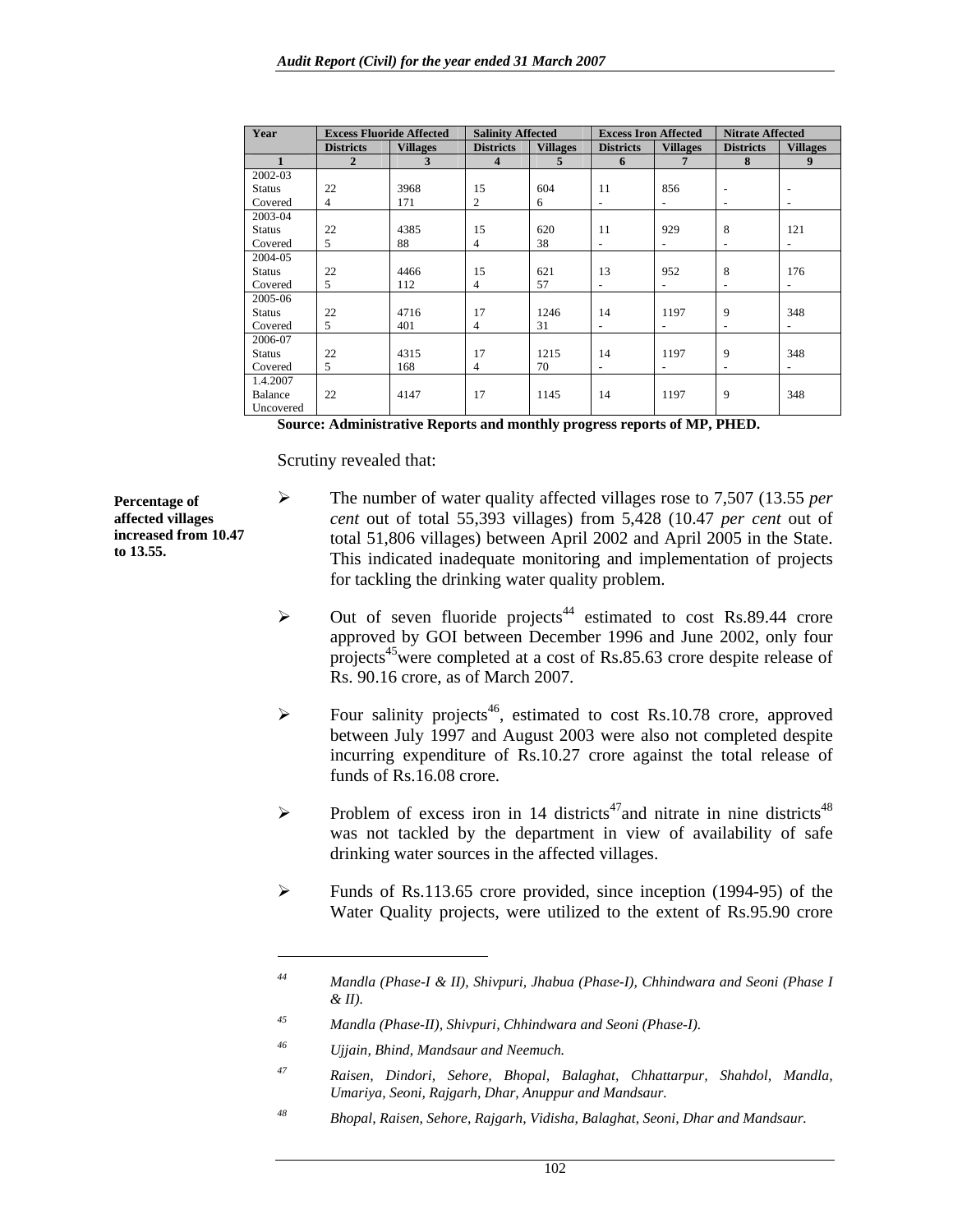| Year | Excess Fluoride Affected | | Salinity Affected | | Excess Iron Affected | | Nitrate Affected | |
|---|---|---|---|---|---|---|---|---|
| | Districts | Villages | Districts | Villages | Districts | Villages | Districts | Villages |
| 1 | 2 | 3 | 4 | 5 | 6 | 7 | 8 | 9 |
| 2002-03 | | | | | | | | |
| Status | 22 | 3968 | 15 | 604 | 11 | 856 | - | - |
| Covered | 4 | 171 | 2 | 6 | - | - | - | - |
| 2003-04 | | | | | | | | |
| Status | 22 | 4385 | 15 | 620 | 11 | 929 | 8 | 121 |
| Covered | 5 | 88 | 4 | 38 | - | - | - | - |
| 2004-05 | | | | | | | | |
| Status | 22 | 4466 | 15 | 621 | 13 | 952 | 8 | 176 |
| Covered | 5 | 112 | 4 | 57 | - | - | - | - |
| 2005-06 | | | | | | | | |
| Status | 22 | 4716 | 17 | 1246 | 14 | 1197 | 9 | 348 |
| Covered | 5 | 401 | 4 | 31 | - | - | - | - |
| 2006-07 | | | | | | | | |
| Status | 22 | 4315 | 17 | 1215 | 14 | 1197 | 9 | 348 |
| Covered | 5 | 168 | 4 | 70 | - | - | - | - |
| 1.4.2007 Balance Uncovered | 22 | 4147 | 17 | 1145 | 14 | 1197 | 9 | 348 |

**Source: Administrative Reports and monthly progress reports of MP, PHED.**

Scrutiny revealed that:

**Percentage of affected villages increased from 10.47 to 13.55.**

- The number of water quality affected villages rose to 7,507 (13.55 *per cent* out of total 55,393 villages) from 5,428 (10.47 *per cent* out of total 51,806 villages) between April 2002 and April 2005 in the State. This indicated inadequate monitoring and implementation of projects for tackling the drinking water quality problem.

- Out of seven fluoride projects[44] estimated to cost Rs.89.44 crore approved by GOI between December 1996 and June 2002, only four projects[45] were completed at a cost of Rs.85.63 crore despite release of Rs. 90.16 crore, as of March 2007.

- Four salinity projects[46], estimated to cost Rs.10.78 crore, approved between July 1997 and August 2003 were also not completed despite incurring expenditure of Rs.10.27 crore against the total release of funds of Rs.16.08 crore.

- Problem of excess iron in 14 districts[47] and nitrate in nine districts[48] was not tackled by the department in view of availability of safe drinking water sources in the affected villages.

- Funds of Rs.113.65 crore provided, since inception (1994-95) of the Water Quality projects, were utilized to the extent of Rs.95.90 crore

---

[44] *Mandla (Phase-I & II), Shivpuri, Jhabua (Phase-I), Chhindwara and Seoni (Phase I & II).*

[45] *Mandla (Phase-II), Shivpuri, Chhindwara and Seoni (Phase-I).*

[46] *Ujjain, Bhind, Mandsaur and Neemuch.*

[47] *Raisen, Dindori, Sehore, Bhopal, Balaghat, Chhattarpur, Shahdol, Mandla, Umariya, Seoni, Rajgarh, Dhar, Anuppur and Mandsaur.*

[48] *Bhopal, Raisen, Sehore, Rajgarh, Vidisha, Balaghat, Seoni, Dhar and Mandsaur.*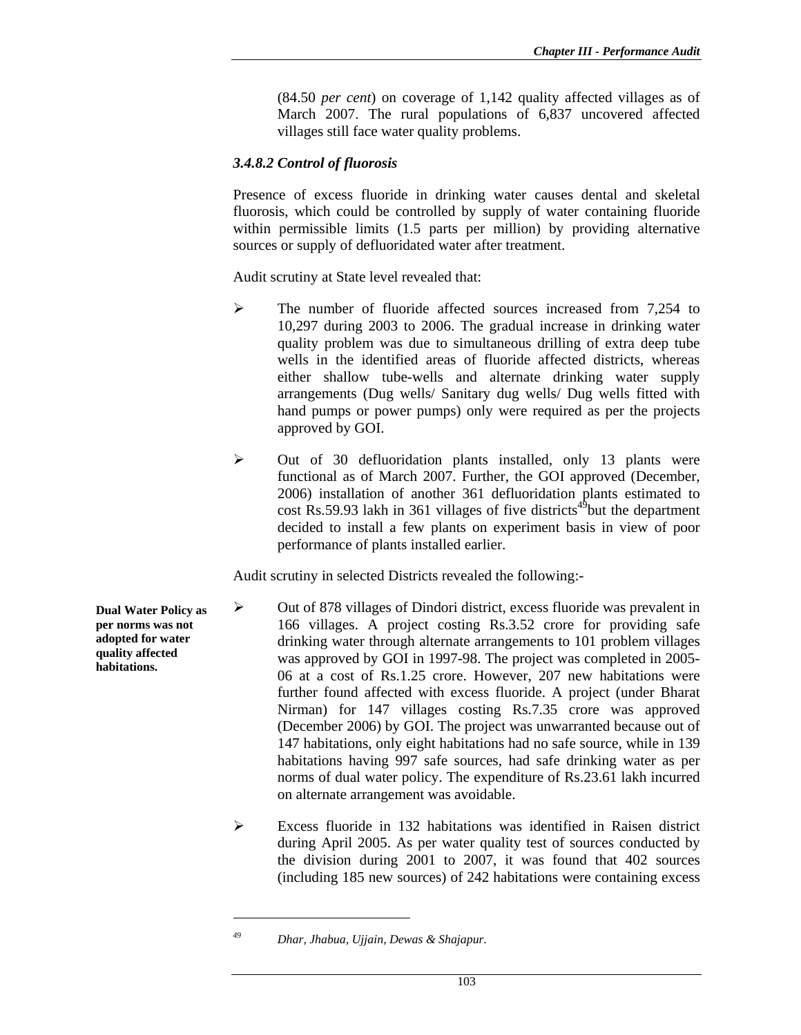(84.50 *per cent*) on coverage of 1,142 quality affected villages as of March 2007. The rural populations of 6,837 uncovered affected villages still face water quality problems.

### *3.4.8.2 Control of fluorosis*

Presence of excess fluoride in drinking water causes dental and skeletal fluorosis, which could be controlled by supply of water containing fluoride within permissible limits (1.5 parts per million) by providing alternative sources or supply of defluoridated water after treatment.

Audit scrutiny at State level revealed that:

- The number of fluoride affected sources increased from 7,254 to 10,297 during 2003 to 2006. The gradual increase in drinking water quality problem was due to simultaneous drilling of extra deep tube wells in the identified areas of fluoride affected districts, whereas either shallow tube-wells and alternate drinking water supply arrangements (Dug wells/ Sanitary dug wells/ Dug wells fitted with hand pumps or power pumps) only were required as per the projects approved by GOI.
- Out of 30 defluoridation plants installed, only 13 plants were functional as of March 2007. Further, the GOI approved (December, 2006) installation of another 361 defluoridation plants estimated to cost Rs.59.93 lakh in 361 villages of five districts[49] but the department decided to install a few plants on experiment basis in view of poor performance of plants installed earlier.

Audit scrutiny in selected Districts revealed the following:-

**Dual Water Policy as per norms was not adopted for water quality affected habitations.**

- Out of 878 villages of Dindori district, excess fluoride was prevalent in 166 villages. A project costing Rs.3.52 crore for providing safe drinking water through alternate arrangements to 101 problem villages was approved by GOI in 1997-98. The project was completed in 2005-06 at a cost of Rs.1.25 crore. However, 207 new habitations were further found affected with excess fluoride. A project (under Bharat Nirman) for 147 villages costing Rs.7.35 crore was approved (December 2006) by GOI. The project was unwarranted because out of 147 habitations, only eight habitations had no safe source, while in 139 habitations having 997 safe sources, had safe drinking water as per norms of dual water policy. The expenditure of Rs.23.61 lakh incurred on alternate arrangement was avoidable.
- Excess fluoride in 132 habitations was identified in Raisen district during April 2005. As per water quality test of sources conducted by the division during 2001 to 2007, it was found that 402 sources (including 185 new sources) of 242 habitations were containing excess

---

[49] *Dhar, Jhabua, Ujjain, Dewas & Shajapur.*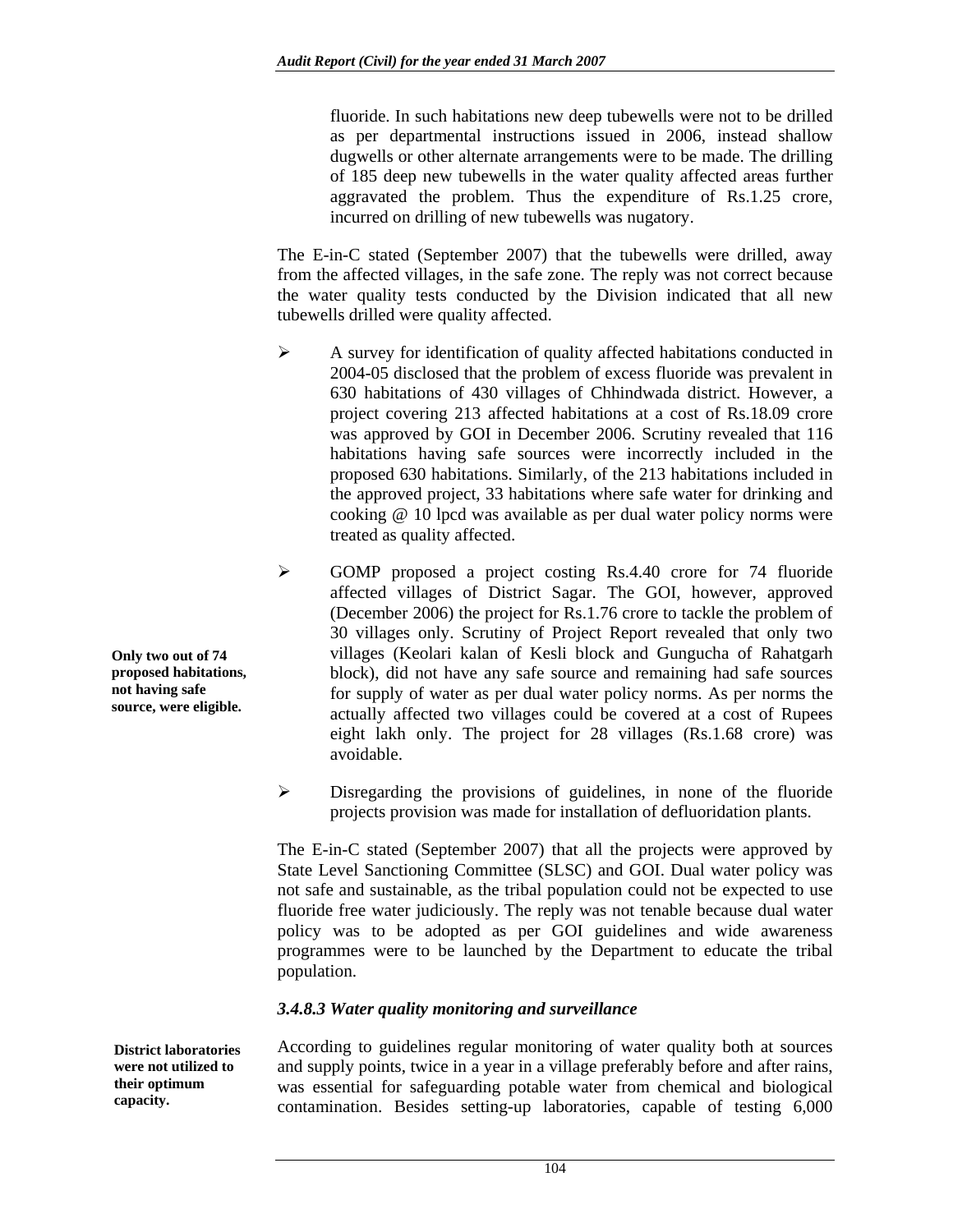fluoride. In such habitations new deep tubewells were not to be drilled as per departmental instructions issued in 2006, instead shallow dugwells or other alternate arrangements were to be made. The drilling of 185 deep new tubewells in the water quality affected areas further aggravated the problem. Thus the expenditure of Rs.1.25 crore, incurred on drilling of new tubewells was nugatory.

The E-in-C stated (September 2007) that the tubewells were drilled, away from the affected villages, in the safe zone. The reply was not correct because the water quality tests conducted by the Division indicated that all new tubewells drilled were quality affected.

- A survey for identification of quality affected habitations conducted in 2004-05 disclosed that the problem of excess fluoride was prevalent in 630 habitations of 430 villages of Chhindwada district. However, a project covering 213 affected habitations at a cost of Rs.18.09 crore was approved by GOI in December 2006. Scrutiny revealed that 116 habitations having safe sources were incorrectly included in the proposed 630 habitations. Similarly, of the 213 habitations included in the approved project, 33 habitations where safe water for drinking and cooking @ 10 lpcd was available as per dual water policy norms were treated as quality affected.

**Only two out of 74 proposed habitations, not having safe source, were eligible.**

- GOMP proposed a project costing Rs.4.40 crore for 74 fluoride affected villages of District Sagar. The GOI, however, approved (December 2006) the project for Rs.1.76 crore to tackle the problem of 30 villages only. Scrutiny of Project Report revealed that only two villages (Keolari kalan of Kesli block and Gungucha of Rahatgarh block), did not have any safe source and remaining had safe sources for supply of water as per dual water policy norms. As per norms the actually affected two villages could be covered at a cost of Rupees eight lakh only. The project for 28 villages (Rs.1.68 crore) was avoidable.

- Disregarding the provisions of guidelines, in none of the fluoride projects provision was made for installation of defluoridation plants.

The E-in-C stated (September 2007) that all the projects were approved by State Level Sanctioning Committee (SLSC) and GOI. Dual water policy was not safe and sustainable, as the tribal population could not be expected to use fluoride free water judiciously. The reply was not tenable because dual water policy was to be adopted as per GOI guidelines and wide awareness programmes were to be launched by the Department to educate the tribal population.

### *3.4.8.3 Water quality monitoring and surveillance*

**District laboratories were not utilized to their optimum capacity.**

According to guidelines regular monitoring of water quality both at sources and supply points, twice in a year in a village preferably before and after rains, was essential for safeguarding potable water from chemical and biological contamination. Besides setting-up laboratories, capable of testing 6,000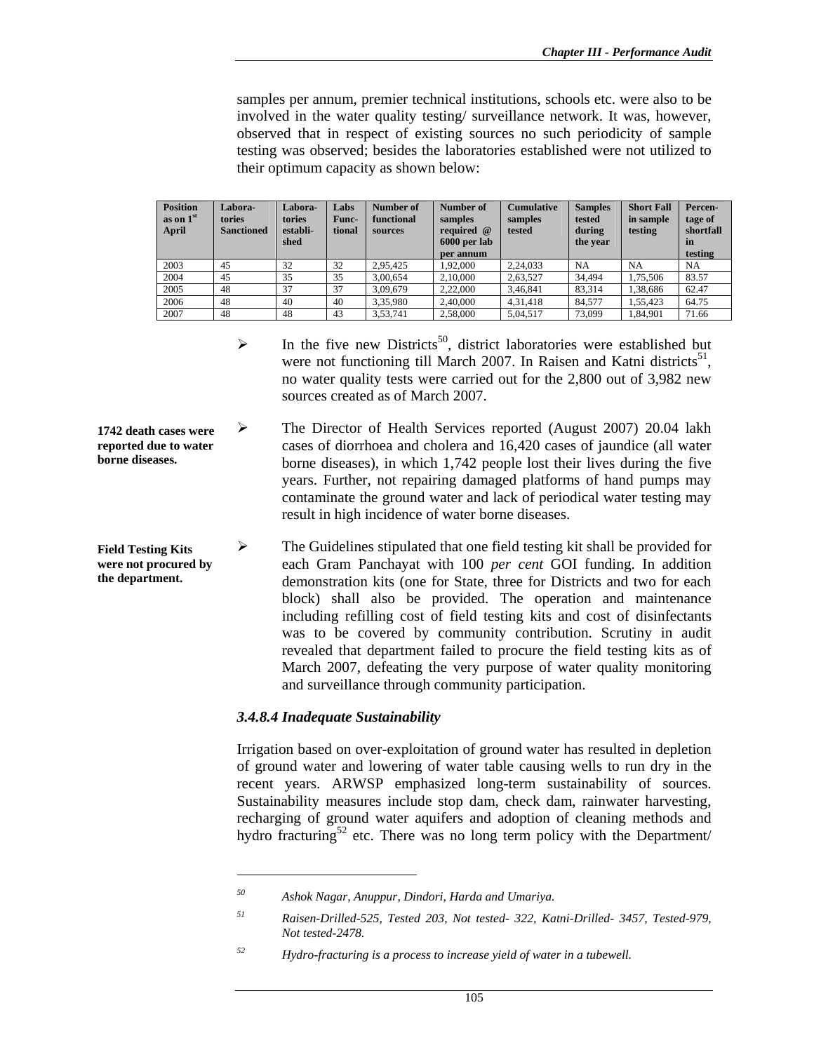samples per annum, premier technical institutions, schools etc. were also to be involved in the water quality testing/ surveillance network. It was, however, observed that in respect of existing sources no such periodicity of sample testing was observed; besides the laboratories established were not utilized to their optimum capacity as shown below:

| Position as on 1st April | Laboratories Sanctioned | Laboratories established | Labs Functional | Number of functional sources | Number of samples required @ 6000 per lab per annum | Cumulative samples tested | Samples tested during the year | Short Fall in sample testing | Percentage of shortfall in testing |
|---|---|---|---|---|---|---|---|---|---|
| 2003 | 45 | 32 | 32 | 2,95,425 | 1,92,000 | 2,24,033 | NA | NA | NA |
| 2004 | 45 | 35 | 35 | 3,00,654 | 2,10,000 | 2,63,527 | 34,494 | 1,75,506 | 83.57 |
| 2005 | 48 | 37 | 37 | 3,09,679 | 2,22,000 | 3,46,841 | 83,314 | 1,38,686 | 62.47 |
| 2006 | 48 | 40 | 40 | 3,35,980 | 2,40,000 | 4,31,418 | 84,577 | 1,55,423 | 64.75 |
| 2007 | 48 | 48 | 43 | 3,53,741 | 2,58,000 | 5,04,517 | 73,099 | 1,84,901 | 71.66 |

- In the five new Districts[50], district laboratories were established but were not functioning till March 2007. In Raisen and Katni districts[51], no water quality tests were carried out for the 2,800 out of 3,982 new sources created as of March 2007.

**1742 death cases were reported due to water borne diseases.**

- The Director of Health Services reported (August 2007) 20.04 lakh cases of diorrhoea and cholera and 16,420 cases of jaundice (all water borne diseases), in which 1,742 people lost their lives during the five years. Further, not repairing damaged platforms of hand pumps may contaminate the ground water and lack of periodical water testing may result in high incidence of water borne diseases.

**Field Testing Kits were not procured by the department.**

- The Guidelines stipulated that one field testing kit shall be provided for each Gram Panchayat with 100 *per cent* GOI funding. In addition demonstration kits (one for State, three for Districts and two for each block) shall also be provided. The operation and maintenance including refilling cost of field testing kits and cost of disinfectants was to be covered by community contribution. Scrutiny in audit revealed that department failed to procure the field testing kits as of March 2007, defeating the very purpose of water quality monitoring and surveillance through community participation.

### *3.4.8.4 Inadequate Sustainability*

Irrigation based on over-exploitation of ground water has resulted in depletion of ground water and lowering of water table causing wells to run dry in the recent years. ARWSP emphasized long-term sustainability of sources. Sustainability measures include stop dam, check dam, rainwater harvesting, recharging of ground water aquifers and adoption of cleaning methods and hydro fracturing[52] etc. There was no long term policy with the Department/

---

[50] *Ashok Nagar, Anuppur, Dindori, Harda and Umariya.*

[51] *Raisen-Drilled-525, Tested 203, Not tested- 322, Katni-Drilled- 3457, Tested-979, Not tested-2478.*

[52] *Hydro-fracturing is a process to increase yield of water in a tubewell.*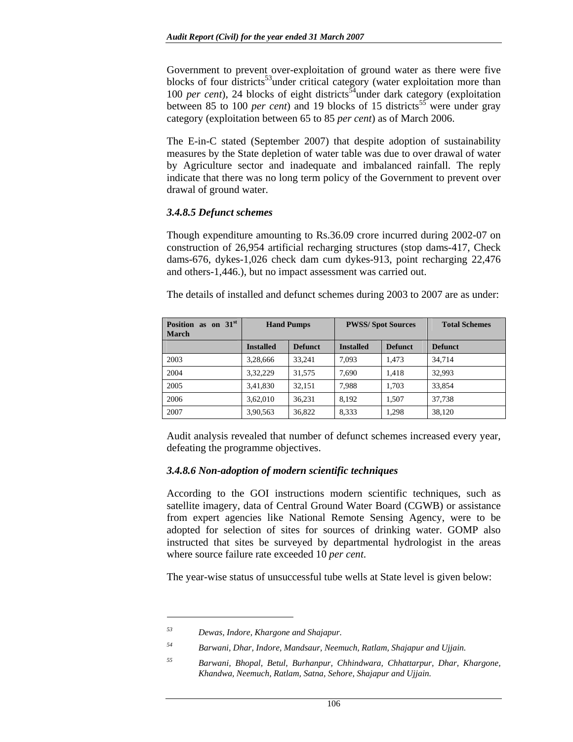Government to prevent over-exploitation of ground water as there were five blocks of four districts[53]under critical category (water exploitation more than 100 *per cent*), 24 blocks of eight districts[54]under dark category (exploitation between 85 to 100 *per cent*) and 19 blocks of 15 districts[55] were under gray category (exploitation between 65 to 85 *per cent*) as of March 2006.

The E-in-C stated (September 2007) that despite adoption of sustainability measures by the State depletion of water table was due to over drawal of water by Agriculture sector and inadequate and imbalanced rainfall. The reply indicate that there was no long term policy of the Government to prevent over drawal of ground water.

### *3.4.8.5 Defunct schemes*

Though expenditure amounting to Rs.36.09 crore incurred during 2002-07 on construction of 26,954 artificial recharging structures (stop dams-417, Check dams-676, dykes-1,026 check dam cum dykes-913, point recharging 22,476 and others-1,446.), but no impact assessment was carried out.

The details of installed and defunct schemes during 2003 to 2007 are as under:

| Position as on 31st March | Hand Pumps | | PWSS/ Spot Sources | | Total Schemes |
|---|---|---|---|---|---|
| | **Installed** | **Defunct** | **Installed** | **Defunct** | **Defunct** |
| 2003 | 3,28,666 | 33,241 | 7,093 | 1,473 | 34,714 |
| 2004 | 3,32,229 | 31,575 | 7,690 | 1,418 | 32,993 |
| 2005 | 3,41,830 | 32,151 | 7,988 | 1,703 | 33,854 |
| 2006 | 3,62,010 | 36,231 | 8,192 | 1,507 | 37,738 |
| 2007 | 3,90,563 | 36,822 | 8,333 | 1,298 | 38,120 |

Audit analysis revealed that number of defunct schemes increased every year, defeating the programme objectives.

### *3.4.8.6 Non-adoption of modern scientific techniques*

According to the GOI instructions modern scientific techniques, such as satellite imagery, data of Central Ground Water Board (CGWB) or assistance from expert agencies like National Remote Sensing Agency, were to be adopted for selection of sites for sources of drinking water. GOMP also instructed that sites be surveyed by departmental hydrologist in the areas where source failure rate exceeded 10 *per cent*.

The year-wise status of unsuccessful tube wells at State level is given below:

---

[53] *Dewas, Indore, Khargone and Shajapur.*

[54] *Barwani, Dhar, Indore, Mandsaur, Neemuch, Ratlam, Shajapur and Ujjain.*

[55] *Barwani, Bhopal, Betul, Burhanpur, Chhindwara, Chhattarpur, Dhar, Khargone, Khandwa, Neemuch, Ratlam, Satna, Sehore, Shajapur and Ujjain.*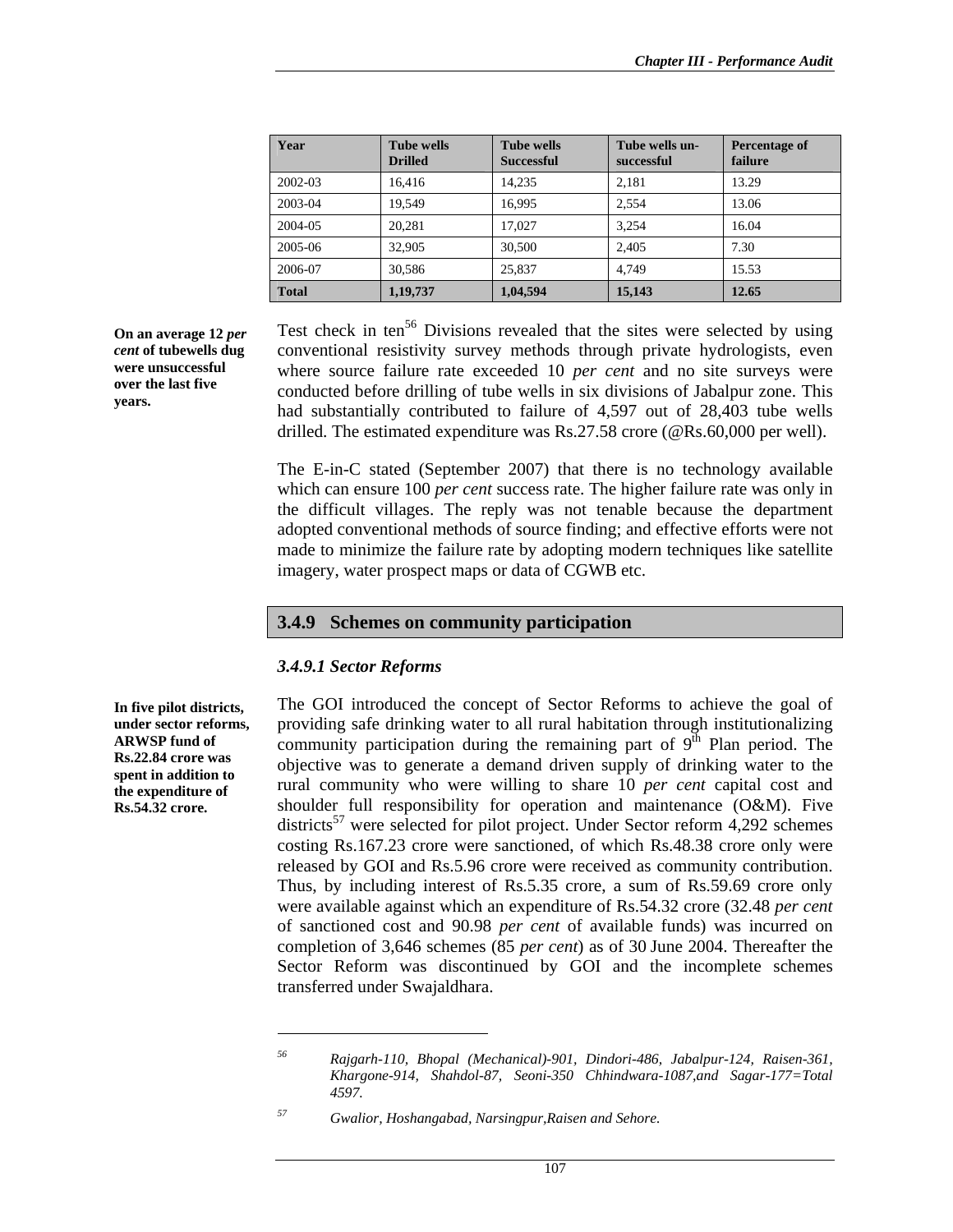| Year | Tube wells Drilled | Tube wells Successful | Tube wells un-successful | Percentage of failure |
|---|---|---|---|---|
| 2002-03 | 16,416 | 14,235 | 2,181 | 13.29 |
| 2003-04 | 19,549 | 16,995 | 2,554 | 13.06 |
| 2004-05 | 20,281 | 17,027 | 3,254 | 16.04 |
| 2005-06 | 32,905 | 30,500 | 2,405 | 7.30 |
| 2006-07 | 30,586 | 25,837 | 4,749 | 15.53 |
| **Total** | **1,19,737** | **1,04,594** | **15,143** | **12.65** |

**On an average 12 *per cent* of tubewells dug were unsuccessful over the last five years.**

Test check in ten[56] Divisions revealed that the sites were selected by using conventional resistivity survey methods through private hydrologists, even where source failure rate exceeded 10 *per cent* and no site surveys were conducted before drilling of tube wells in six divisions of Jabalpur zone. This had substantially contributed to failure of 4,597 out of 28,403 tube wells drilled. The estimated expenditure was Rs.27.58 crore (@Rs.60,000 per well).

The E-in-C stated (September 2007) that there is no technology available which can ensure 100 *per cent* success rate. The higher failure rate was only in the difficult villages. The reply was not tenable because the department adopted conventional methods of source finding; and effective efforts were not made to minimize the failure rate by adopting modern techniques like satellite imagery, water prospect maps or data of CGWB etc.

## 3.4.9 Schemes on community participation

### *3.4.9.1 Sector Reforms*

**In five pilot districts, under sector reforms, ARWSP fund of Rs.22.84 crore was spent in addition to the expenditure of Rs.54.32 crore.**

The GOI introduced the concept of Sector Reforms to achieve the goal of providing safe drinking water to all rural habitation through institutionalizing community participation during the remaining part of 9[th] Plan period. The objective was to generate a demand driven supply of drinking water to the rural community who were willing to share 10 *per cent* capital cost and shoulder full responsibility for operation and maintenance (O&M). Five districts[57] were selected for pilot project. Under Sector reform 4,292 schemes costing Rs.167.23 crore were sanctioned, of which Rs.48.38 crore only were released by GOI and Rs.5.96 crore were received as community contribution. Thus, by including interest of Rs.5.35 crore, a sum of Rs.59.69 crore only were available against which an expenditure of Rs.54.32 crore (32.48 *per cent* of sanctioned cost and 90.98 *per cent* of available funds) was incurred on completion of 3,646 schemes (85 *per cent*) as of 30 June 2004. Thereafter the Sector Reform was discontinued by GOI and the incomplete schemes transferred under Swajaldhara.

---

[56] *Rajgarh-110, Bhopal (Mechanical)-901, Dindori-486, Jabalpur-124, Raisen-361, Khargone-914, Shahdol-87, Seoni-350 Chhindwara-1087,and Sagar-177=Total 4597.*

[57] *Gwalior, Hoshangabad, Narsingpur,Raisen and Sehore.*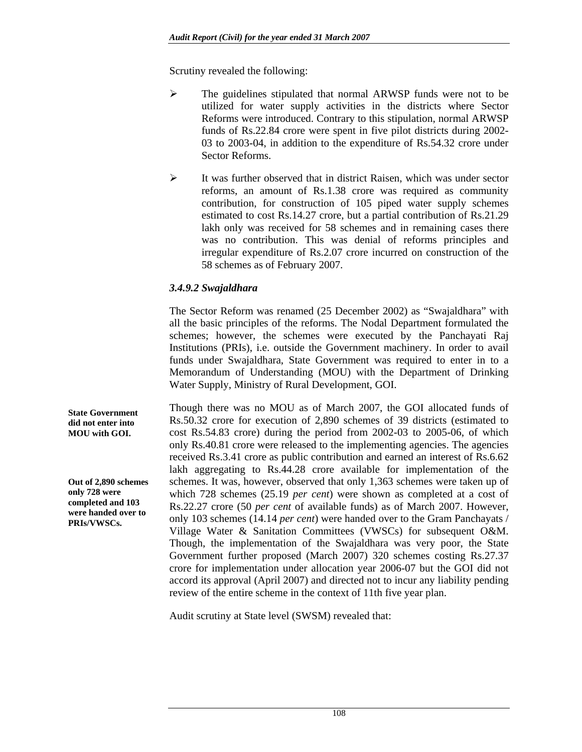Scrutiny revealed the following:

- The guidelines stipulated that normal ARWSP funds were not to be utilized for water supply activities in the districts where Sector Reforms were introduced. Contrary to this stipulation, normal ARWSP funds of Rs.22.84 crore were spent in five pilot districts during 2002-03 to 2003-04, in addition to the expenditure of Rs.54.32 crore under Sector Reforms.

- It was further observed that in district Raisen, which was under sector reforms, an amount of Rs.1.38 crore was required as community contribution, for construction of 105 piped water supply schemes estimated to cost Rs.14.27 crore, but a partial contribution of Rs.21.29 lakh only was received for 58 schemes and in remaining cases there was no contribution. This was denial of reforms principles and irregular expenditure of Rs.2.07 crore incurred on construction of the 58 schemes as of February 2007.

### *3.4.9.2 Swajaldhara*

The Sector Reform was renamed (25 December 2002) as "Swajaldhara" with all the basic principles of the reforms. The Nodal Department formulated the schemes; however, the schemes were executed by the Panchayati Raj Institutions (PRIs), i.e. outside the Government machinery. In order to avail funds under Swajaldhara, State Government was required to enter in to a Memorandum of Understanding (MOU) with the Department of Drinking Water Supply, Ministry of Rural Development, GOI.

**State Government did not enter into MOU with GOI.**

**Out of 2,890 schemes only 728 were completed and 103 were handed over to PRIs/VWSCs.**

Though there was no MOU as of March 2007, the GOI allocated funds of Rs.50.32 crore for execution of 2,890 schemes of 39 districts (estimated to cost Rs.54.83 crore) during the period from 2002-03 to 2005-06, of which only Rs.40.81 crore were released to the implementing agencies. The agencies received Rs.3.41 crore as public contribution and earned an interest of Rs.6.62 lakh aggregating to Rs.44.28 crore available for implementation of the schemes. It was, however, observed that only 1,363 schemes were taken up of which 728 schemes (25.19 *per cent*) were shown as completed at a cost of Rs.22.27 crore (50 *per cent* of available funds) as of March 2007. However, only 103 schemes (14.14 *per cent*) were handed over to the Gram Panchayats / Village Water & Sanitation Committees (VWSCs) for subsequent O&M. Though, the implementation of the Swajaldhara was very poor, the State Government further proposed (March 2007) 320 schemes costing Rs.27.37 crore for implementation under allocation year 2006-07 but the GOI did not accord its approval (April 2007) and directed not to incur any liability pending review of the entire scheme in the context of 11th five year plan.

Audit scrutiny at State level (SWSM) revealed that: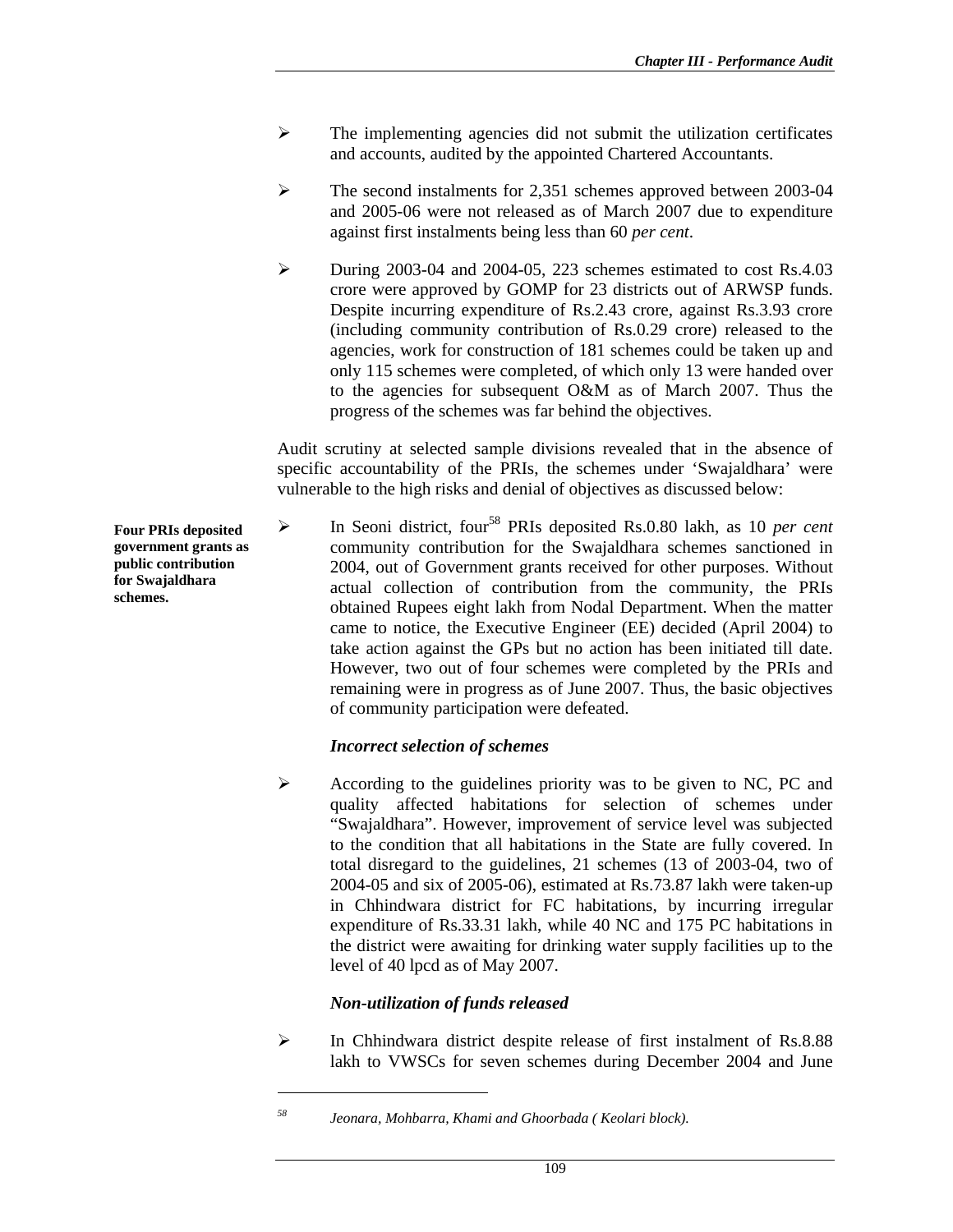- The implementing agencies did not submit the utilization certificates and accounts, audited by the appointed Chartered Accountants.

- The second instalments for 2,351 schemes approved between 2003-04 and 2005-06 were not released as of March 2007 due to expenditure against first instalments being less than 60 *per cent*.

- During 2003-04 and 2004-05, 223 schemes estimated to cost Rs.4.03 crore were approved by GOMP for 23 districts out of ARWSP funds. Despite incurring expenditure of Rs.2.43 crore, against Rs.3.93 crore (including community contribution of Rs.0.29 crore) released to the agencies, work for construction of 181 schemes could be taken up and only 115 schemes were completed, of which only 13 were handed over to the agencies for subsequent O&M as of March 2007. Thus the progress of the schemes was far behind the objectives.

Audit scrutiny at selected sample divisions revealed that in the absence of specific accountability of the PRIs, the schemes under 'Swajaldhara' were vulnerable to the high risks and denial of objectives as discussed below:

**Four PRIs deposited government grants as public contribution for Swajaldhara schemes.**

- In Seoni district, four[58] PRIs deposited Rs.0.80 lakh, as 10 *per cent* community contribution for the Swajaldhara schemes sanctioned in 2004, out of Government grants received for other purposes. Without actual collection of contribution from the community, the PRIs obtained Rupees eight lakh from Nodal Department. When the matter came to notice, the Executive Engineer (EE) decided (April 2004) to take action against the GPs but no action has been initiated till date. However, two out of four schemes were completed by the PRIs and remaining were in progress as of June 2007. Thus, the basic objectives of community participation were defeated.

***Incorrect selection of schemes***

- According to the guidelines priority was to be given to NC, PC and quality affected habitations for selection of schemes under "Swajaldhara". However, improvement of service level was subjected to the condition that all habitations in the State are fully covered. In total disregard to the guidelines, 21 schemes (13 of 2003-04, two of 2004-05 and six of 2005-06), estimated at Rs.73.87 lakh were taken-up in Chhindwara district for FC habitations, by incurring irregular expenditure of Rs.33.31 lakh, while 40 NC and 175 PC habitations in the district were awaiting for drinking water supply facilities up to the level of 40 lpcd as of May 2007.

***Non-utilization of funds released***

- In Chhindwara district despite release of first instalment of Rs.8.88 lakh to VWSCs for seven schemes during December 2004 and June

---

[58] *Jeonara, Mohbarra, Khami and Ghoorbada ( Keolari block).*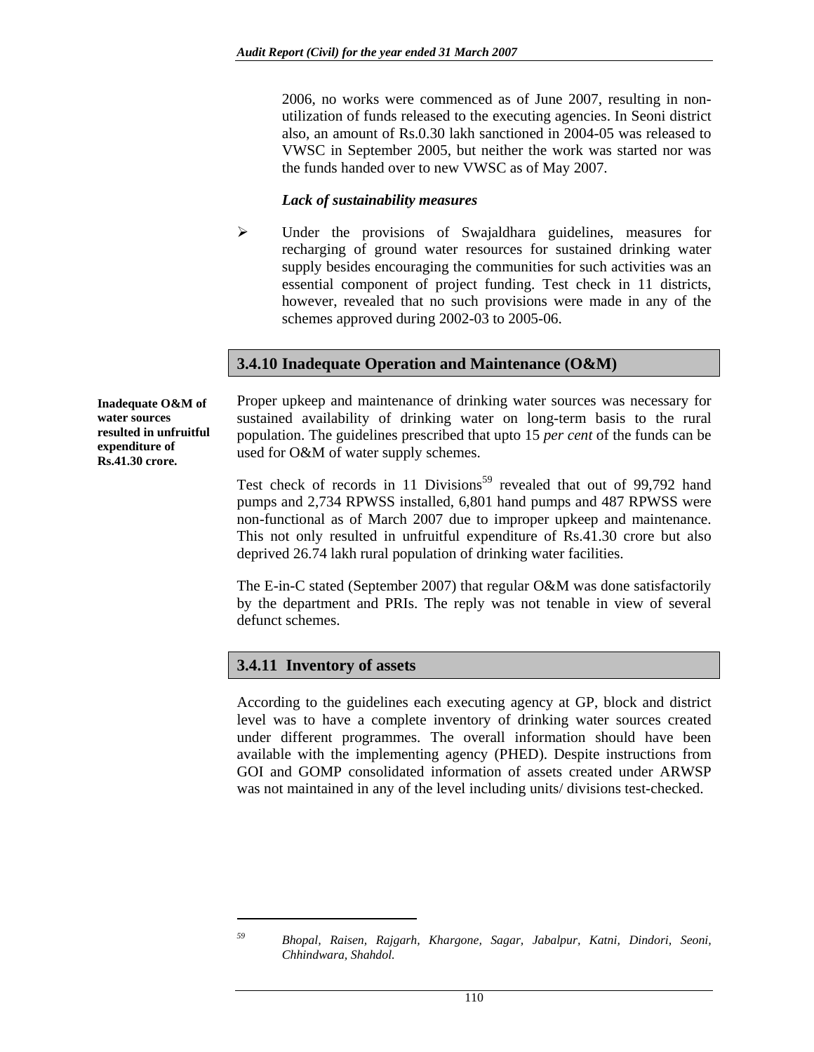2006, no works were commenced as of June 2007, resulting in non-utilization of funds released to the executing agencies. In Seoni district also, an amount of Rs.0.30 lakh sanctioned in 2004-05 was released to VWSC in September 2005, but neither the work was started nor was the funds handed over to new VWSC as of May 2007.

***Lack of sustainability measures***

- Under the provisions of Swajaldhara guidelines, measures for recharging of ground water resources for sustained drinking water supply besides encouraging the communities for such activities was an essential component of project funding. Test check in 11 districts, however, revealed that no such provisions were made in any of the schemes approved during 2002-03 to 2005-06.

## 3.4.10 Inadequate Operation and Maintenance (O&M)

**Inadequate O&M of water sources resulted in unfruitful expenditure of Rs.41.30 crore.**

Proper upkeep and maintenance of drinking water sources was necessary for sustained availability of drinking water on long-term basis to the rural population. The guidelines prescribed that upto 15 *per cent* of the funds can be used for O&M of water supply schemes.

Test check of records in 11 Divisions[59] revealed that out of 99,792 hand pumps and 2,734 RPWSS installed, 6,801 hand pumps and 487 RPWSS were non-functional as of March 2007 due to improper upkeep and maintenance. This not only resulted in unfruitful expenditure of Rs.41.30 crore but also deprived 26.74 lakh rural population of drinking water facilities.

The E-in-C stated (September 2007) that regular O&M was done satisfactorily by the department and PRIs. The reply was not tenable in view of several defunct schemes.

## 3.4.11 Inventory of assets

According to the guidelines each executing agency at GP, block and district level was to have a complete inventory of drinking water sources created under different programmes. The overall information should have been available with the implementing agency (PHED). Despite instructions from GOI and GOMP consolidated information of assets created under ARWSP was not maintained in any of the level including units/ divisions test-checked.

---

[59] *Bhopal, Raisen, Rajgarh, Khargone, Sagar, Jabalpur, Katni, Dindori, Seoni, Chhindwara, Shahdol.*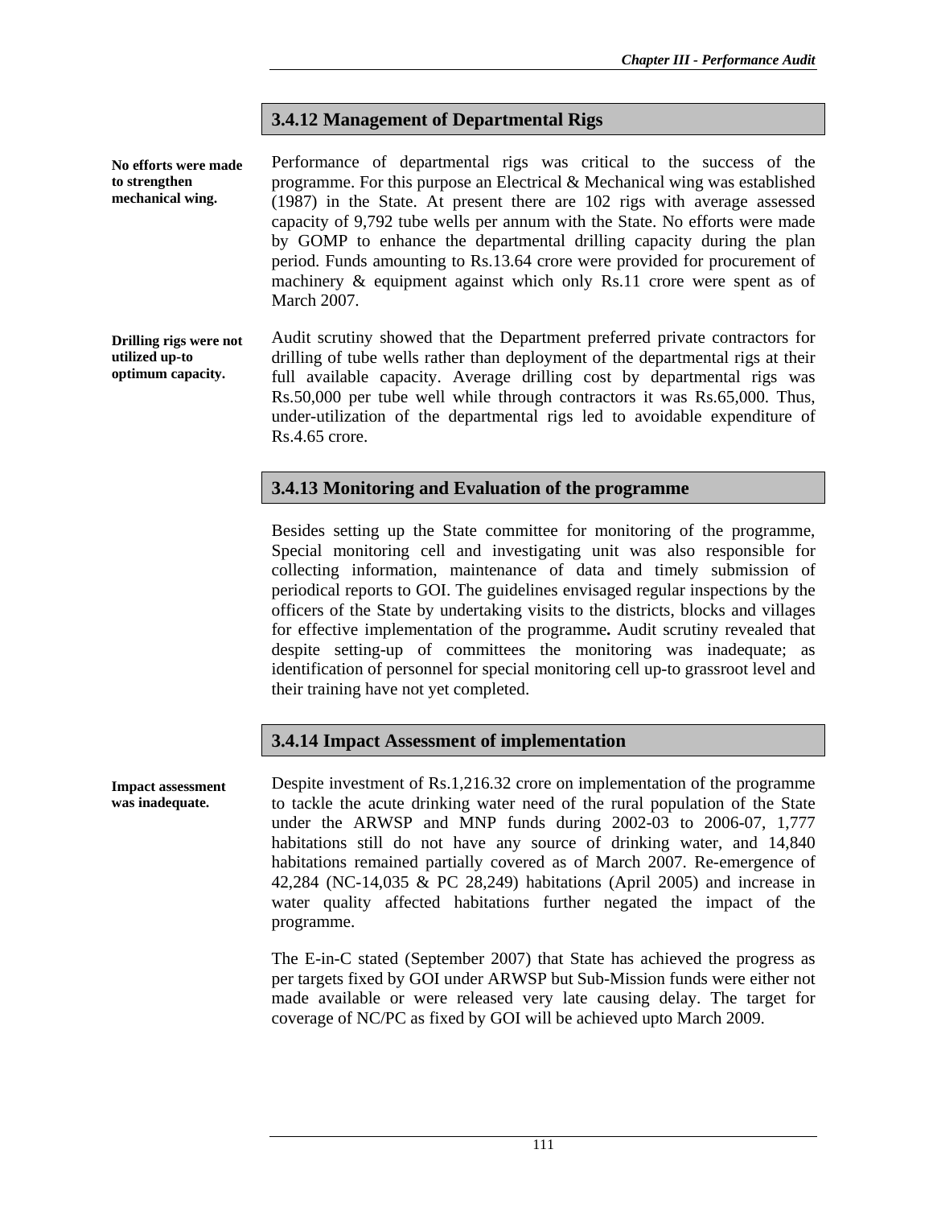### 3.4.12 Management of Departmental Rigs

**No efforts were made to strengthen mechanical wing.**

Performance of departmental rigs was critical to the success of the programme. For this purpose an Electrical & Mechanical wing was established (1987) in the State. At present there are 102 rigs with average assessed capacity of 9,792 tube wells per annum with the State. No efforts were made by GOMP to enhance the departmental drilling capacity during the plan period. Funds amounting to Rs.13.64 crore were provided for procurement of machinery & equipment against which only Rs.11 crore were spent as of March 2007.

**Drilling rigs were not utilized up-to optimum capacity.**

Audit scrutiny showed that the Department preferred private contractors for drilling of tube wells rather than deployment of the departmental rigs at their full available capacity. Average drilling cost by departmental rigs was Rs.50,000 per tube well while through contractors it was Rs.65,000. Thus, under-utilization of the departmental rigs led to avoidable expenditure of Rs.4.65 crore.

### 3.4.13 Monitoring and Evaluation of the programme

Besides setting up the State committee for monitoring of the programme, Special monitoring cell and investigating unit was also responsible for collecting information, maintenance of data and timely submission of periodical reports to GOI. The guidelines envisaged regular inspections by the officers of the State by undertaking visits to the districts, blocks and villages for effective implementation of the programme**.** Audit scrutiny revealed that despite setting-up of committees the monitoring was inadequate; as identification of personnel for special monitoring cell up-to grassroot level and their training have not yet completed.

### 3.4.14 Impact Assessment of implementation

**Impact assessment was inadequate.**

Despite investment of Rs.1,216.32 crore on implementation of the programme to tackle the acute drinking water need of the rural population of the State under the ARWSP and MNP funds during 2002-03 to 2006-07, 1,777 habitations still do not have any source of drinking water, and 14,840 habitations remained partially covered as of March 2007. Re-emergence of 42,284 (NC-14,035 & PC 28,249) habitations (April 2005) and increase in water quality affected habitations further negated the impact of the programme.

The E-in-C stated (September 2007) that State has achieved the progress as per targets fixed by GOI under ARWSP but Sub-Mission funds were either not made available or were released very late causing delay. The target for coverage of NC/PC as fixed by GOI will be achieved upto March 2009.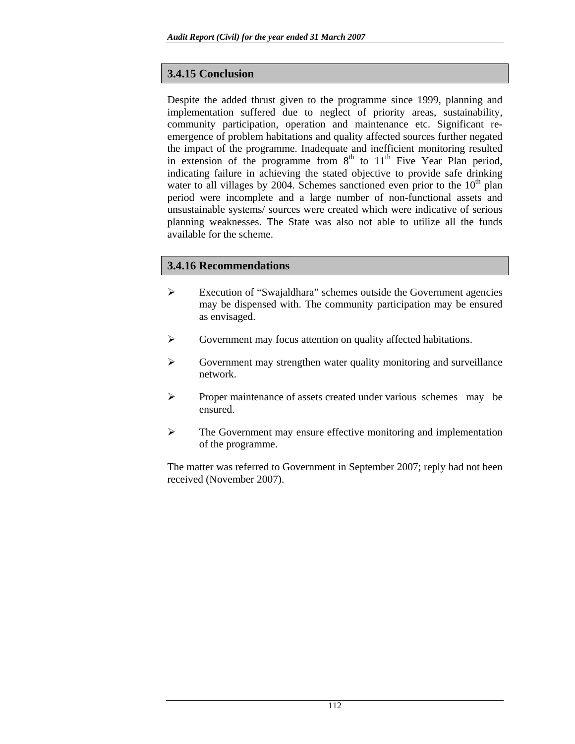### 3.4.15 Conclusion

Despite the added thrust given to the programme since 1999, planning and implementation suffered due to neglect of priority areas, sustainability, community participation, operation and maintenance etc. Significant re-emergence of problem habitations and quality affected sources further negated the impact of the programme. Inadequate and inefficient monitoring resulted in extension of the programme from 8th to 11th Five Year Plan period, indicating failure in achieving the stated objective to provide safe drinking water to all villages by 2004. Schemes sanctioned even prior to the 10th plan period were incomplete and a large number of non-functional assets and unsustainable systems/ sources were created which were indicative of serious planning weaknesses. The State was also not able to utilize all the funds available for the scheme.

### 3.4.16 Recommendations

- Execution of "Swajaldhara" schemes outside the Government agencies may be dispensed with. The community participation may be ensured as envisaged.
- Government may focus attention on quality affected habitations.
- Government may strengthen water quality monitoring and surveillance network.
- Proper maintenance of assets created under various schemes may be ensured.
- The Government may ensure effective monitoring and implementation of the programme.

The matter was referred to Government in September 2007; reply had not been received (November 2007).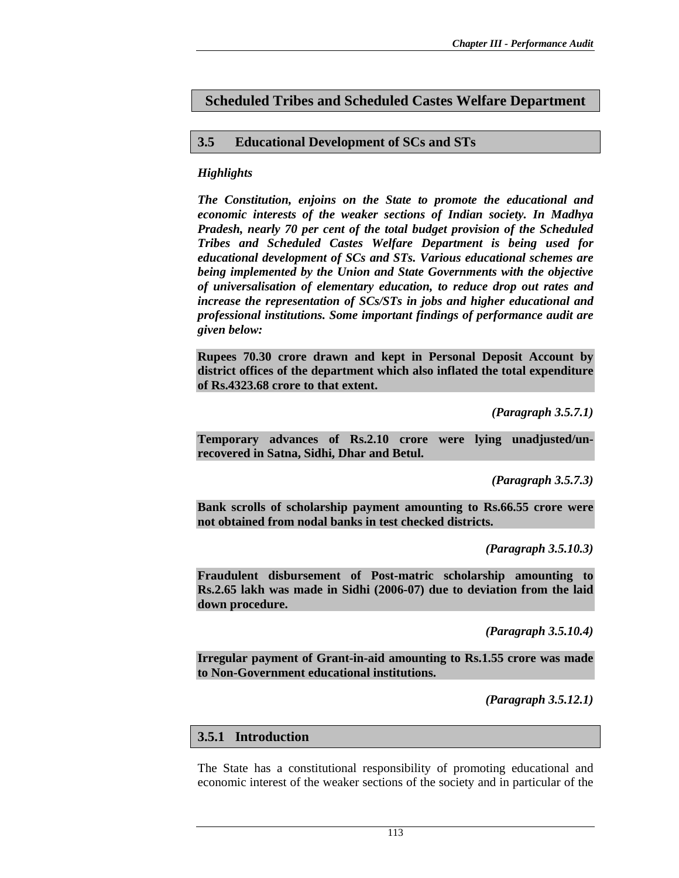## Scheduled Tribes and Scheduled Castes Welfare Department

### 3.5 Educational Development of SCs and STs

*Highlights*

***The Constitution, enjoins on the State to promote the educational and economic interests of the weaker sections of Indian society. In Madhya Pradesh, nearly 70 per cent of the total budget provision of the Scheduled Tribes and Scheduled Castes Welfare Department is being used for educational development of SCs and STs. Various educational schemes are being implemented by the Union and State Governments with the objective of universalisation of elementary education, to reduce drop out rates and increase the representation of SCs/STs in jobs and higher educational and professional institutions. Some important findings of performance audit are given below:***

**Rupees 70.30 crore drawn and kept in Personal Deposit Account by district offices of the department which also inflated the total expenditure of Rs.4323.68 crore to that extent.**

***(Paragraph 3.5.7.1)***

**Temporary advances of Rs.2.10 crore were lying unadjusted/un-recovered in Satna, Sidhi, Dhar and Betul.**

***(Paragraph 3.5.7.3)***

**Bank scrolls of scholarship payment amounting to Rs.66.55 crore were not obtained from nodal banks in test checked districts.**

***(Paragraph 3.5.10.3)***

**Fraudulent disbursement of Post-matric scholarship amounting to Rs.2.65 lakh was made in Sidhi (2006-07) due to deviation from the laid down procedure.**

***(Paragraph 3.5.10.4)***

**Irregular payment of Grant-in-aid amounting to Rs.1.55 crore was made to Non-Government educational institutions.**

***(Paragraph 3.5.12.1)***

### 3.5.1 Introduction

The State has a constitutional responsibility of promoting educational and economic interest of the weaker sections of the society and in particular of the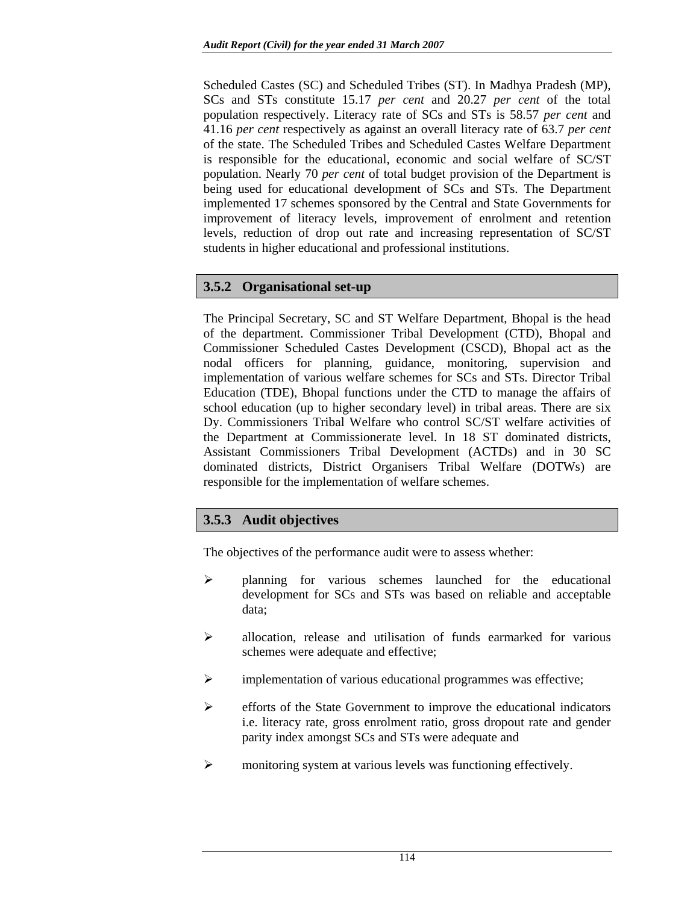Scheduled Castes (SC) and Scheduled Tribes (ST). In Madhya Pradesh (MP), SCs and STs constitute 15.17 *per cent* and 20.27 *per cent* of the total population respectively. Literacy rate of SCs and STs is 58.57 *per cent* and 41.16 *per cent* respectively as against an overall literacy rate of 63.7 *per cent* of the state. The Scheduled Tribes and Scheduled Castes Welfare Department is responsible for the educational, economic and social welfare of SC/ST population. Nearly 70 *per cent* of total budget provision of the Department is being used for educational development of SCs and STs. The Department implemented 17 schemes sponsored by the Central and State Governments for improvement of literacy levels, improvement of enrolment and retention levels, reduction of drop out rate and increasing representation of SC/ST students in higher educational and professional institutions.

### 3.5.2 Organisational set-up

The Principal Secretary, SC and ST Welfare Department, Bhopal is the head of the department. Commissioner Tribal Development (CTD), Bhopal and Commissioner Scheduled Castes Development (CSCD), Bhopal act as the nodal officers for planning, guidance, monitoring, supervision and implementation of various welfare schemes for SCs and STs. Director Tribal Education (TDE), Bhopal functions under the CTD to manage the affairs of school education (up to higher secondary level) in tribal areas. There are six Dy. Commissioners Tribal Welfare who control SC/ST welfare activities of the Department at Commissionerate level. In 18 ST dominated districts, Assistant Commissioners Tribal Development (ACTDs) and in 30 SC dominated districts, District Organisers Tribal Welfare (DOTWs) are responsible for the implementation of welfare schemes.

### 3.5.3 Audit objectives

The objectives of the performance audit were to assess whether:

- planning for various schemes launched for the educational development for SCs and STs was based on reliable and acceptable data;
- allocation, release and utilisation of funds earmarked for various schemes were adequate and effective;
- implementation of various educational programmes was effective;
- efforts of the State Government to improve the educational indicators i.e. literacy rate, gross enrolment ratio, gross dropout rate and gender parity index amongst SCs and STs were adequate and
- monitoring system at various levels was functioning effectively.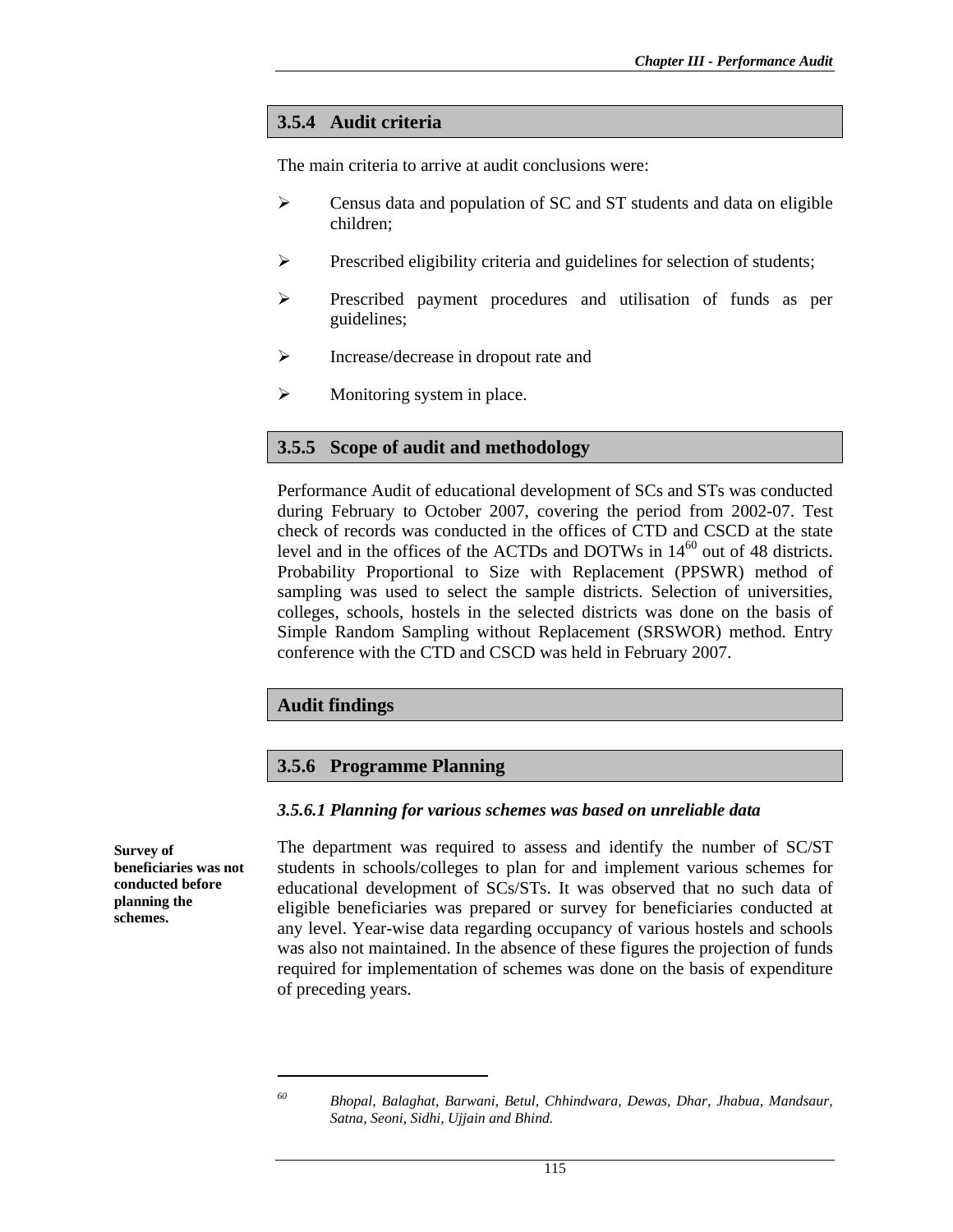## 3.5.4 Audit criteria

The main criteria to arrive at audit conclusions were:

- Census data and population of SC and ST students and data on eligible children;
- Prescribed eligibility criteria and guidelines for selection of students;
- Prescribed payment procedures and utilisation of funds as per guidelines;
- Increase/decrease in dropout rate and
- Monitoring system in place.

## 3.5.5 Scope of audit and methodology

Performance Audit of educational development of SCs and STs was conducted during February to October 2007, covering the period from 2002-07. Test check of records was conducted in the offices of CTD and CSCD at the state level and in the offices of the ACTDs and DOTWs in 14[60] out of 48 districts. Probability Proportional to Size with Replacement (PPSWR) method of sampling was used to select the sample districts. Selection of universities, colleges, schools, hostels in the selected districts was done on the basis of Simple Random Sampling without Replacement (SRSWOR) method. Entry conference with the CTD and CSCD was held in February 2007.

## Audit findings

## 3.5.6 Programme Planning

### *3.5.6.1 Planning for various schemes was based on unreliable data*

**Survey of beneficiaries was not conducted before planning the schemes.**

The department was required to assess and identify the number of SC/ST students in schools/colleges to plan for and implement various schemes for educational development of SCs/STs. It was observed that no such data of eligible beneficiaries was prepared or survey for beneficiaries conducted at any level. Year-wise data regarding occupancy of various hostels and schools was also not maintained. In the absence of these figures the projection of funds required for implementation of schemes was done on the basis of expenditure of preceding years.

---

[60] *Bhopal, Balaghat, Barwani, Betul, Chhindwara, Dewas, Dhar, Jhabua, Mandsaur, Satna, Seoni, Sidhi, Ujjain and Bhind.*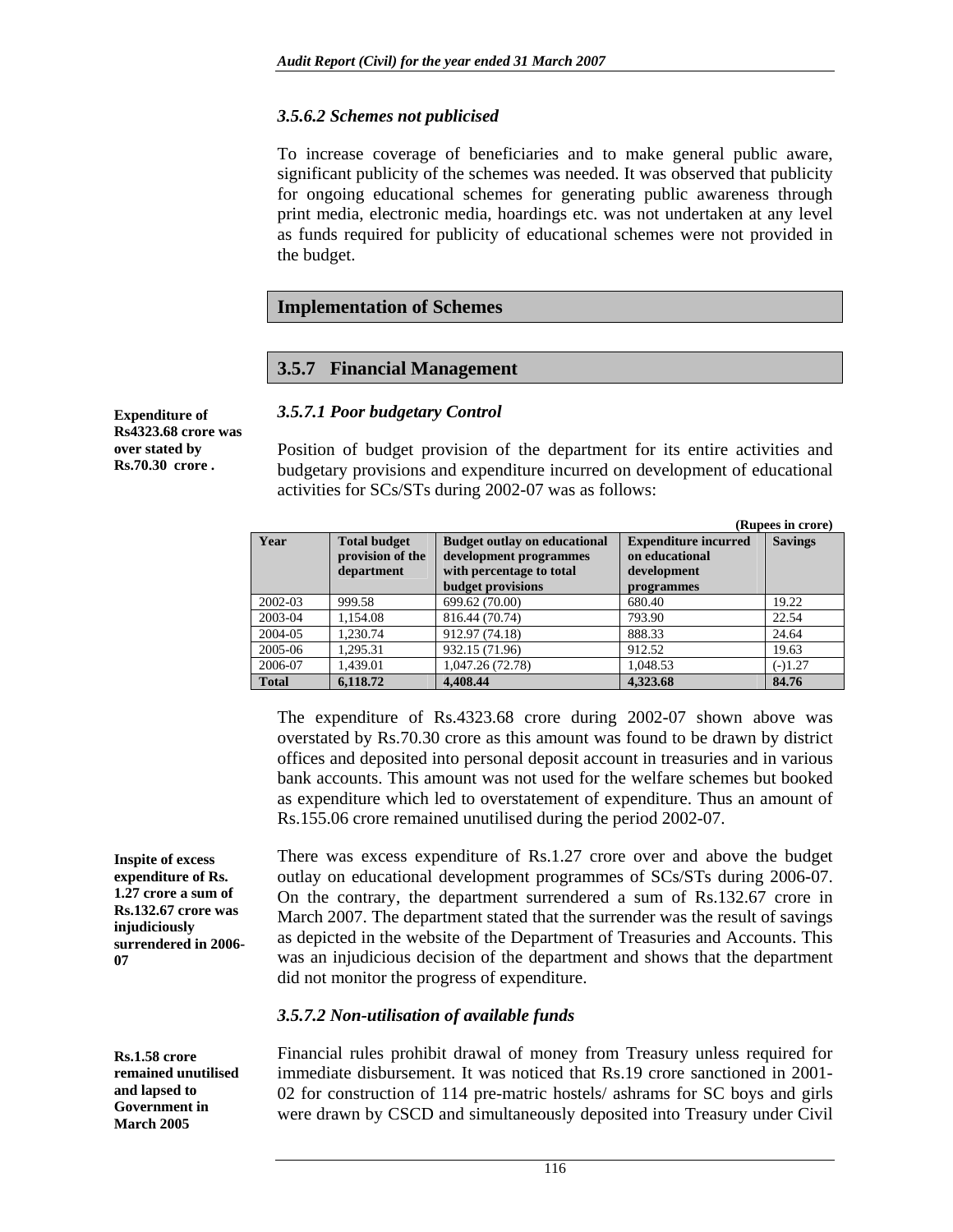### 3.5.6.2 Schemes not publicised

To increase coverage of beneficiaries and to make general public aware, significant publicity of the schemes was needed. It was observed that publicity for ongoing educational schemes for generating public awareness through print media, electronic media, hoardings etc. was not undertaken at any level as funds required for publicity of educational schemes were not provided in the budget.

## Implementation of Schemes

## 3.5.7 Financial Management

**Expenditure of Rs4323.68 crore was over stated by Rs.70.30 crore .**

### 3.5.7.1 Poor budgetary Control

Position of budget provision of the department for its entire activities and budgetary provisions and expenditure incurred on development of educational activities for SCs/STs during 2002-07 was as follows:

(Rupees in crore)

| Year | Total budget provision of the department | Budget outlay on educational development programmes with percentage to total budget provisions | Expenditure incurred on educational development programmes | Savings |
|---|---|---|---|---|
| 2002-03 | 999.58 | 699.62 (70.00) | 680.40 | 19.22 |
| 2003-04 | 1,154.08 | 816.44 (70.74) | 793.90 | 22.54 |
| 2004-05 | 1,230.74 | 912.97 (74.18) | 888.33 | 24.64 |
| 2005-06 | 1,295.31 | 932.15 (71.96) | 912.52 | 19.63 |
| 2006-07 | 1,439.01 | 1,047.26 (72.78) | 1,048.53 | (-)1.27 |
| **Total** | **6,118.72** | **4,408.44** | **4,323.68** | **84.76** |

The expenditure of Rs.4323.68 crore during 2002-07 shown above was overstated by Rs.70.30 crore as this amount was found to be drawn by district offices and deposited into personal deposit account in treasuries and in various bank accounts. This amount was not used for the welfare schemes but booked as expenditure which led to overstatement of expenditure. Thus an amount of Rs.155.06 crore remained unutilised during the period 2002-07.

**Inspite of excess expenditure of Rs. 1.27 crore a sum of Rs.132.67 crore was injudiciously surrendered in 2006-07**

There was excess expenditure of Rs.1.27 crore over and above the budget outlay on educational development programmes of SCs/STs during 2006-07. On the contrary, the department surrendered a sum of Rs.132.67 crore in March 2007. The department stated that the surrender was the result of savings as depicted in the website of the Department of Treasuries and Accounts. This was an injudicious decision of the department and shows that the department did not monitor the progress of expenditure.

### 3.5.7.2 Non-utilisation of available funds

**Rs.1.58 crore remained unutilised and lapsed to Government in March 2005**

Financial rules prohibit drawal of money from Treasury unless required for immediate disbursement. It was noticed that Rs.19 crore sanctioned in 2001-02 for construction of 114 pre-matric hostels/ ashrams for SC boys and girls were drawn by CSCD and simultaneously deposited into Treasury under Civil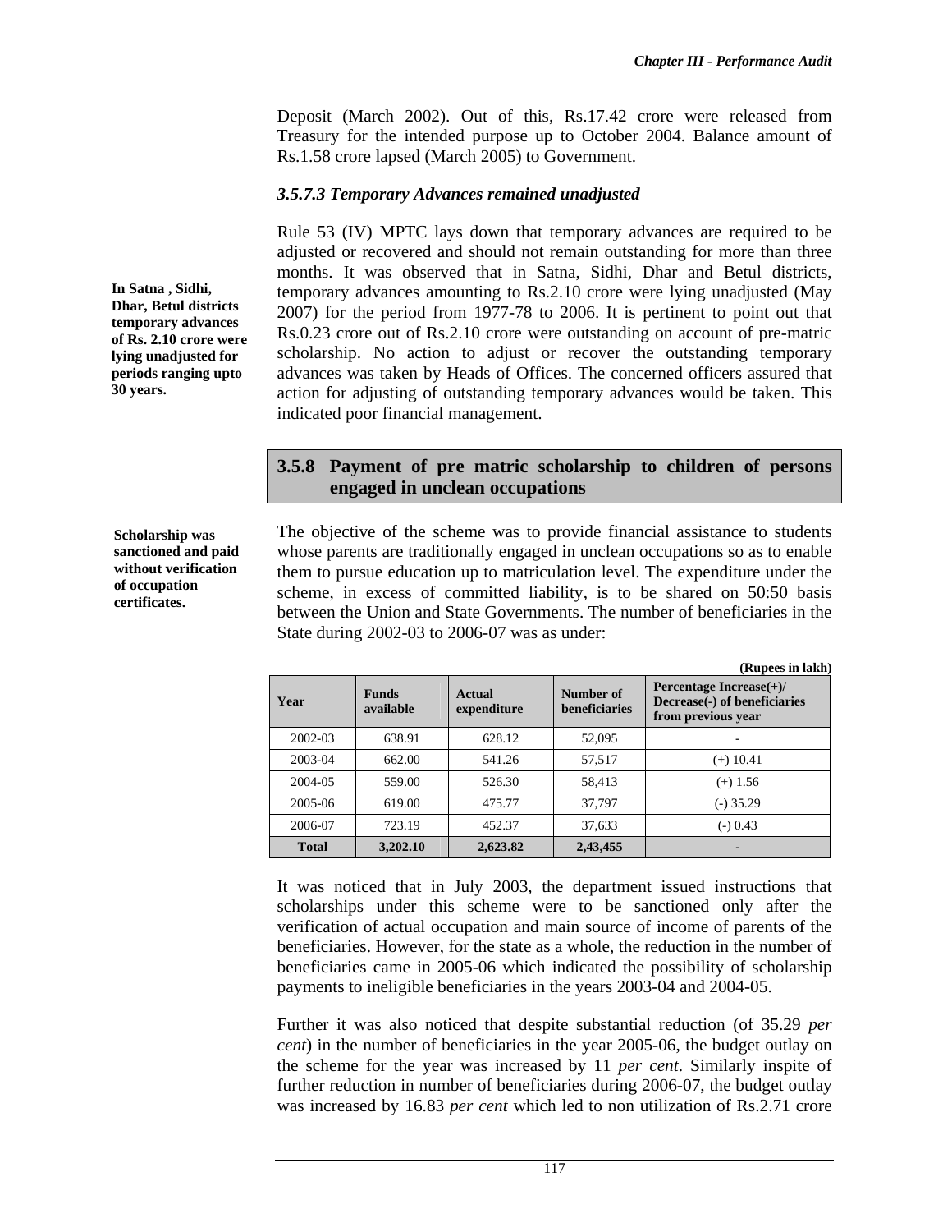Deposit (March 2002). Out of this, Rs.17.42 crore were released from Treasury for the intended purpose up to October 2004. Balance amount of Rs.1.58 crore lapsed (March 2005) to Government.

### *3.5.7.3 Temporary Advances remained unadjusted*

**In Satna , Sidhi, Dhar, Betul districts temporary advances of Rs. 2.10 crore were lying unadjusted for periods ranging upto 30 years.**

Rule 53 (IV) MPTC lays down that temporary advances are required to be adjusted or recovered and should not remain outstanding for more than three months. It was observed that in Satna, Sidhi, Dhar and Betul districts, temporary advances amounting to Rs.2.10 crore were lying unadjusted (May 2007) for the period from 1977-78 to 2006. It is pertinent to point out that Rs.0.23 crore out of Rs.2.10 crore were outstanding on account of pre-matric scholarship. No action to adjust or recover the outstanding temporary advances was taken by Heads of Offices. The concerned officers assured that action for adjusting of outstanding temporary advances would be taken. This indicated poor financial management.

## 3.5.8 Payment of pre matric scholarship to children of persons engaged in unclean occupations

**Scholarship was sanctioned and paid without verification of occupation certificates.**

The objective of the scheme was to provide financial assistance to students whose parents are traditionally engaged in unclean occupations so as to enable them to pursue education up to matriculation level. The expenditure under the scheme, in excess of committed liability, is to be shared on 50:50 basis between the Union and State Governments. The number of beneficiaries in the State during 2002-03 to 2006-07 was as under:

**(Rupees in lakh)**

| Year | Funds available | Actual expenditure | Number of beneficiaries | Percentage Increase(+)/ Decrease(-) of beneficiaries from previous year |
|---|---|---|---|---|
| 2002-03 | 638.91 | 628.12 | 52,095 | - |
| 2003-04 | 662.00 | 541.26 | 57,517 | (+) 10.41 |
| 2004-05 | 559.00 | 526.30 | 58,413 | (+) 1.56 |
| 2005-06 | 619.00 | 475.77 | 37,797 | (-) 35.29 |
| 2006-07 | 723.19 | 452.37 | 37,633 | (-) 0.43 |
| **Total** | **3,202.10** | **2,623.82** | **2,43,455** | **-** |

It was noticed that in July 2003, the department issued instructions that scholarships under this scheme were to be sanctioned only after the verification of actual occupation and main source of income of parents of the beneficiaries. However, for the state as a whole, the reduction in the number of beneficiaries came in 2005-06 which indicated the possibility of scholarship payments to ineligible beneficiaries in the years 2003-04 and 2004-05.

Further it was also noticed that despite substantial reduction (of 35.29 *per cent*) in the number of beneficiaries in the year 2005-06, the budget outlay on the scheme for the year was increased by 11 *per cent*. Similarly inspite of further reduction in number of beneficiaries during 2006-07, the budget outlay was increased by 16.83 *per cent* which led to non utilization of Rs.2.71 crore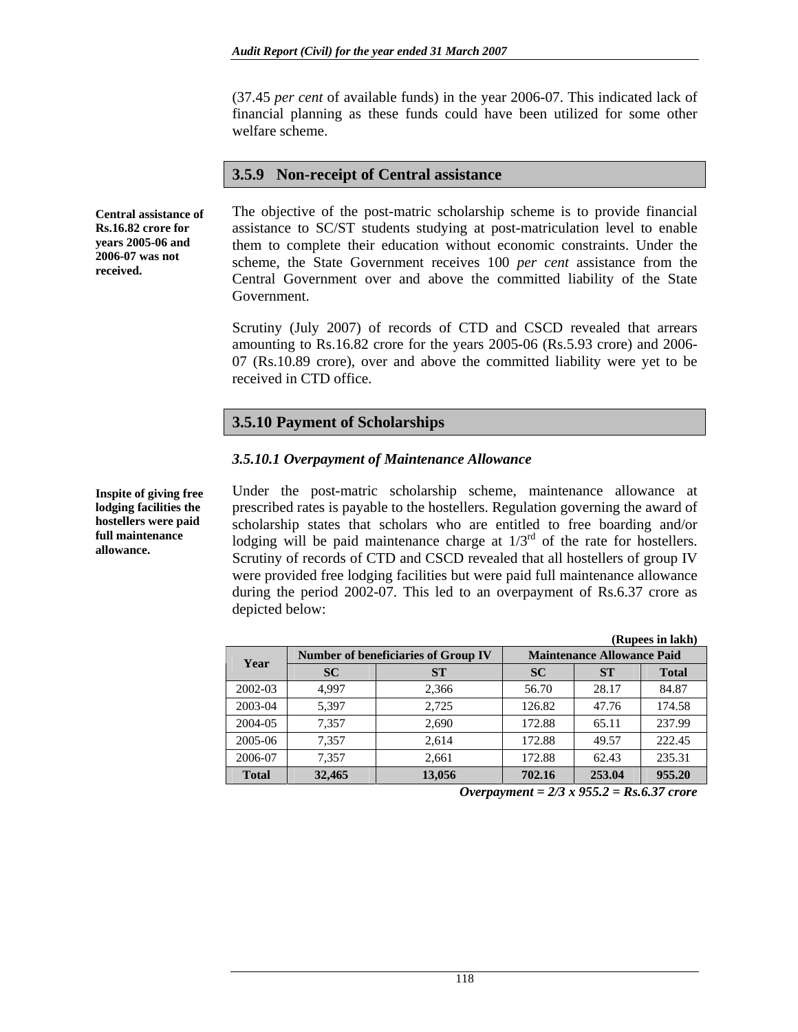(37.45 *per cent* of available funds) in the year 2006-07. This indicated lack of financial planning as these funds could have been utilized for some other welfare scheme.

## 3.5.9 Non-receipt of Central assistance

**Central assistance of Rs.16.82 crore for years 2005-06 and 2006-07 was not received.**

The objective of the post-matric scholarship scheme is to provide financial assistance to SC/ST students studying at post-matriculation level to enable them to complete their education without economic constraints. Under the scheme, the State Government receives 100 *per cent* assistance from the Central Government over and above the committed liability of the State Government.

Scrutiny (July 2007) of records of CTD and CSCD revealed that arrears amounting to Rs.16.82 crore for the years 2005-06 (Rs.5.93 crore) and 2006-07 (Rs.10.89 crore), over and above the committed liability were yet to be received in CTD office.

## 3.5.10 Payment of Scholarships

### *3.5.10.1 Overpayment of Maintenance Allowance*

**Inspite of giving free lodging facilities the hostellers were paid full maintenance allowance.**

Under the post-matric scholarship scheme, maintenance allowance at prescribed rates is payable to the hostellers. Regulation governing the award of scholarship states that scholars who are entitled to free boarding and/or lodging will be paid maintenance charge at 1/3rd of the rate for hostellers. Scrutiny of records of CTD and CSCD revealed that all hostellers of group IV were provided free lodging facilities but were paid full maintenance allowance during the period 2002-07. This led to an overpayment of Rs.6.37 crore as depicted below:

**(Rupees in lakh)**

| Year | Number of beneficiaries of Group IV | | Maintenance Allowance Paid | | |
|---|---|---|---|---|---|
| | SC | ST | SC | ST | Total |
| 2002-03 | 4,997 | 2,366 | 56.70 | 28.17 | 84.87 |
| 2003-04 | 5,397 | 2,725 | 126.82 | 47.76 | 174.58 |
| 2004-05 | 7,357 | 2,690 | 172.88 | 65.11 | 237.99 |
| 2005-06 | 7,357 | 2,614 | 172.88 | 49.57 | 222.45 |
| 2006-07 | 7,357 | 2,661 | 172.88 | 62.43 | 235.31 |
| **Total** | **32,465** | **13,056** | **702.16** | **253.04** | **955.20** |

***Overpayment = 2/3 x 955.2 = Rs.6.37 crore***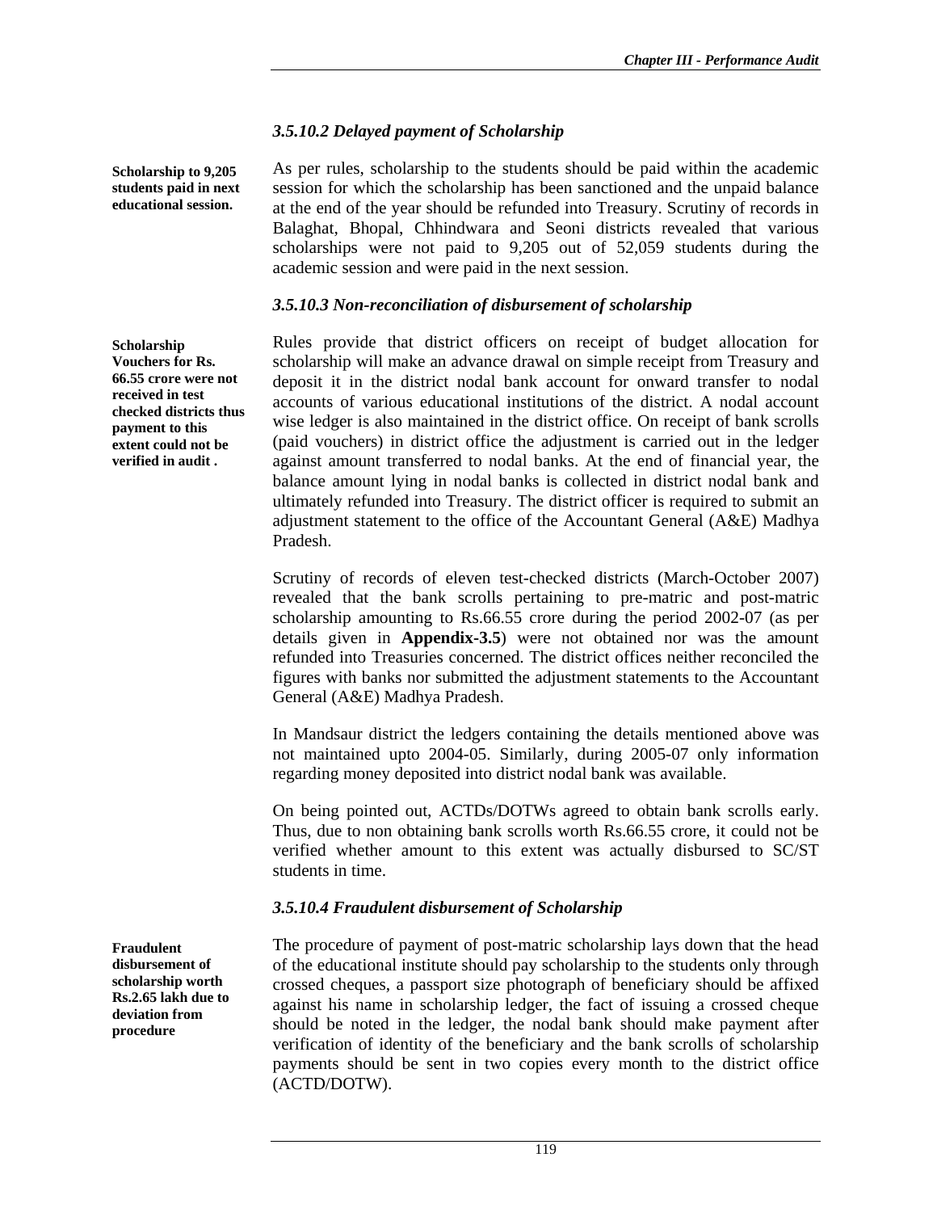### *3.5.10.2 Delayed payment of Scholarship*

**Scholarship to 9,205 students paid in next educational session.**

As per rules, scholarship to the students should be paid within the academic session for which the scholarship has been sanctioned and the unpaid balance at the end of the year should be refunded into Treasury. Scrutiny of records in Balaghat, Bhopal, Chhindwara and Seoni districts revealed that various scholarships were not paid to 9,205 out of 52,059 students during the academic session and were paid in the next session.

### *3.5.10.3 Non-reconciliation of disbursement of scholarship*

**Scholarship Vouchers for Rs. 66.55 crore were not received in test checked districts thus payment to this extent could not be verified in audit .**

Rules provide that district officers on receipt of budget allocation for scholarship will make an advance drawal on simple receipt from Treasury and deposit it in the district nodal bank account for onward transfer to nodal accounts of various educational institutions of the district. A nodal account wise ledger is also maintained in the district office. On receipt of bank scrolls (paid vouchers) in district office the adjustment is carried out in the ledger against amount transferred to nodal banks. At the end of financial year, the balance amount lying in nodal banks is collected in district nodal bank and ultimately refunded into Treasury. The district officer is required to submit an adjustment statement to the office of the Accountant General (A&E) Madhya Pradesh.

Scrutiny of records of eleven test-checked districts (March-October 2007) revealed that the bank scrolls pertaining to pre-matric and post-matric scholarship amounting to Rs.66.55 crore during the period 2002-07 (as per details given in **Appendix-3.5**) were not obtained nor was the amount refunded into Treasuries concerned. The district offices neither reconciled the figures with banks nor submitted the adjustment statements to the Accountant General (A&E) Madhya Pradesh.

In Mandsaur district the ledgers containing the details mentioned above was not maintained upto 2004-05. Similarly, during 2005-07 only information regarding money deposited into district nodal bank was available.

On being pointed out, ACTDs/DOTWs agreed to obtain bank scrolls early. Thus, due to non obtaining bank scrolls worth Rs.66.55 crore, it could not be verified whether amount to this extent was actually disbursed to SC/ST students in time.

### *3.5.10.4 Fraudulent disbursement of Scholarship*

**Fraudulent disbursement of scholarship worth Rs.2.65 lakh due to deviation from procedure**

The procedure of payment of post-matric scholarship lays down that the head of the educational institute should pay scholarship to the students only through crossed cheques, a passport size photograph of beneficiary should be affixed against his name in scholarship ledger, the fact of issuing a crossed cheque should be noted in the ledger, the nodal bank should make payment after verification of identity of the beneficiary and the bank scrolls of scholarship payments should be sent in two copies every month to the district office (ACTD/DOTW).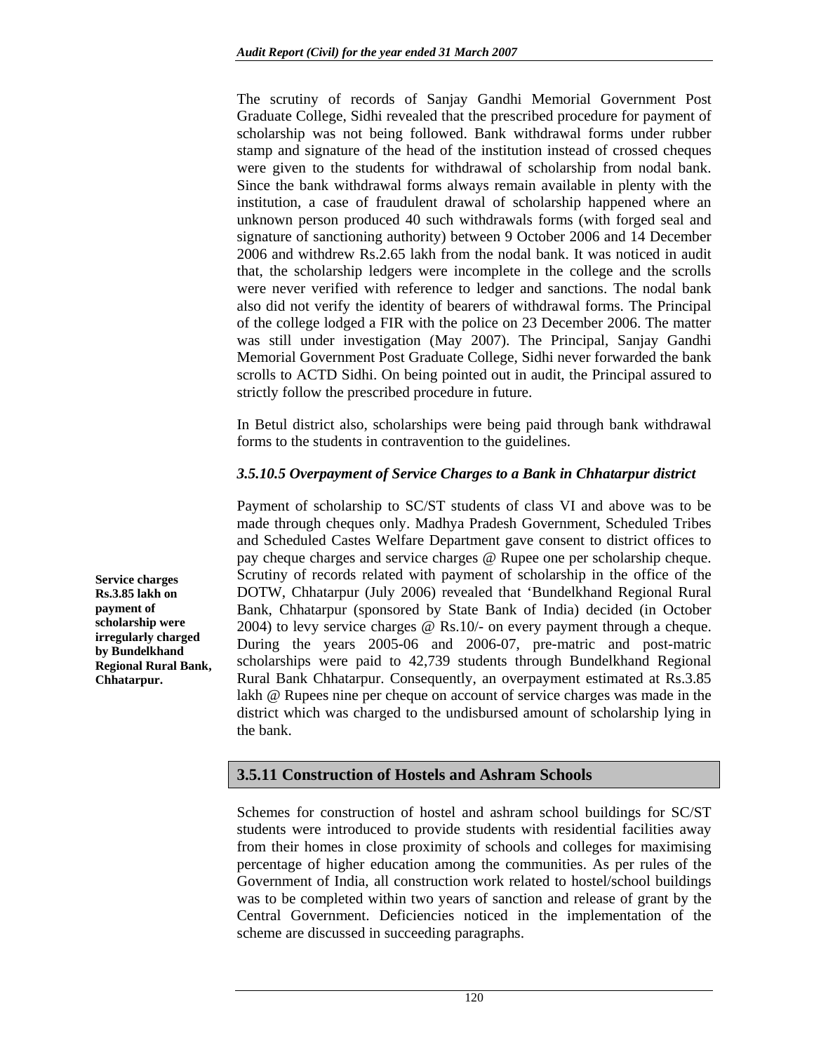The scrutiny of records of Sanjay Gandhi Memorial Government Post Graduate College, Sidhi revealed that the prescribed procedure for payment of scholarship was not being followed. Bank withdrawal forms under rubber stamp and signature of the head of the institution instead of crossed cheques were given to the students for withdrawal of scholarship from nodal bank. Since the bank withdrawal forms always remain available in plenty with the institution, a case of fraudulent drawal of scholarship happened where an unknown person produced 40 such withdrawals forms (with forged seal and signature of sanctioning authority) between 9 October 2006 and 14 December 2006 and withdrew Rs.2.65 lakh from the nodal bank. It was noticed in audit that, the scholarship ledgers were incomplete in the college and the scrolls were never verified with reference to ledger and sanctions. The nodal bank also did not verify the identity of bearers of withdrawal forms. The Principal of the college lodged a FIR with the police on 23 December 2006. The matter was still under investigation (May 2007). The Principal, Sanjay Gandhi Memorial Government Post Graduate College, Sidhi never forwarded the bank scrolls to ACTD Sidhi. On being pointed out in audit, the Principal assured to strictly follow the prescribed procedure in future.

In Betul district also, scholarships were being paid through bank withdrawal forms to the students in contravention to the guidelines.

#### *3.5.10.5 Overpayment of Service Charges to a Bank in Chhatarpur district*

**Service charges Rs.3.85 lakh on payment of scholarship were irregularly charged by Bundelkhand Regional Rural Bank, Chhatarpur.**

Payment of scholarship to SC/ST students of class VI and above was to be made through cheques only. Madhya Pradesh Government, Scheduled Tribes and Scheduled Castes Welfare Department gave consent to district offices to pay cheque charges and service charges @ Rupee one per scholarship cheque. Scrutiny of records related with payment of scholarship in the office of the DOTW, Chhatarpur (July 2006) revealed that 'Bundelkhand Regional Rural Bank, Chhatarpur (sponsored by State Bank of India) decided (in October 2004) to levy service charges @ Rs.10/- on every payment through a cheque. During the years 2005-06 and 2006-07, pre-matric and post-matric scholarships were paid to 42,739 students through Bundelkhand Regional Rural Bank Chhatarpur. Consequently, an overpayment estimated at Rs.3.85 lakh @ Rupees nine per cheque on account of service charges was made in the district which was charged to the undisbursed amount of scholarship lying in the bank.

### 3.5.11 Construction of Hostels and Ashram Schools

Schemes for construction of hostel and ashram school buildings for SC/ST students were introduced to provide students with residential facilities away from their homes in close proximity of schools and colleges for maximising percentage of higher education among the communities. As per rules of the Government of India, all construction work related to hostel/school buildings was to be completed within two years of sanction and release of grant by the Central Government. Deficiencies noticed in the implementation of the scheme are discussed in succeeding paragraphs.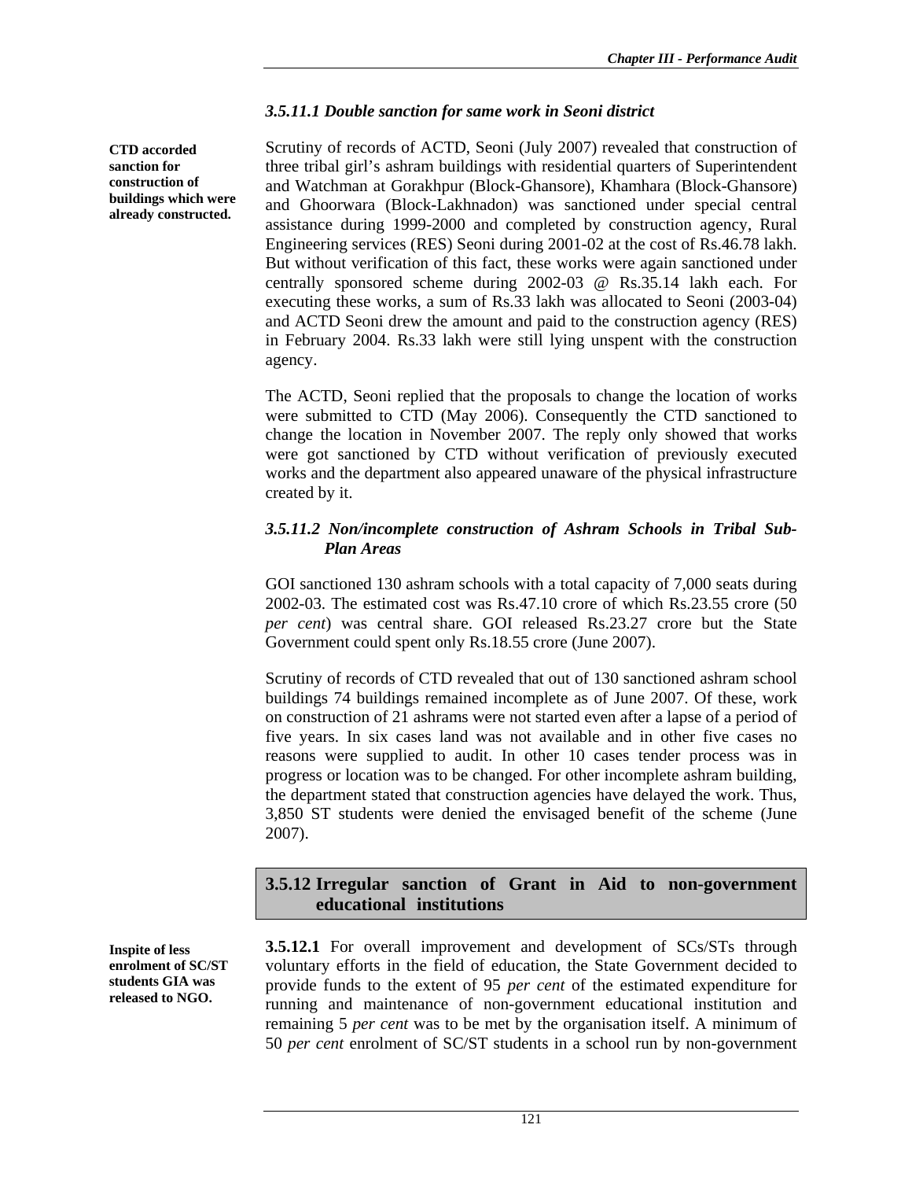### *3.5.11.1 Double sanction for same work in Seoni district*

**CTD accorded sanction for construction of buildings which were already constructed.**

Scrutiny of records of ACTD, Seoni (July 2007) revealed that construction of three tribal girl's ashram buildings with residential quarters of Superintendent and Watchman at Gorakhpur (Block-Ghansore), Khamhara (Block-Ghansore) and Ghoorwara (Block-Lakhnadon) was sanctioned under special central assistance during 1999-2000 and completed by construction agency, Rural Engineering services (RES) Seoni during 2001-02 at the cost of Rs.46.78 lakh. But without verification of this fact, these works were again sanctioned under centrally sponsored scheme during 2002-03 @ Rs.35.14 lakh each. For executing these works, a sum of Rs.33 lakh was allocated to Seoni (2003-04) and ACTD Seoni drew the amount and paid to the construction agency (RES) in February 2004. Rs.33 lakh were still lying unspent with the construction agency.

The ACTD, Seoni replied that the proposals to change the location of works were submitted to CTD (May 2006). Consequently the CTD sanctioned to change the location in November 2007. The reply only showed that works were got sanctioned by CTD without verification of previously executed works and the department also appeared unaware of the physical infrastructure created by it.

### *3.5.11.2 Non/incomplete construction of Ashram Schools in Tribal Sub-Plan Areas*

GOI sanctioned 130 ashram schools with a total capacity of 7,000 seats during 2002-03. The estimated cost was Rs.47.10 crore of which Rs.23.55 crore (50 *per cent*) was central share. GOI released Rs.23.27 crore but the State Government could spent only Rs.18.55 crore (June 2007).

Scrutiny of records of CTD revealed that out of 130 sanctioned ashram school buildings 74 buildings remained incomplete as of June 2007. Of these, work on construction of 21 ashrams were not started even after a lapse of a period of five years. In six cases land was not available and in other five cases no reasons were supplied to audit. In other 10 cases tender process was in progress or location was to be changed. For other incomplete ashram building, the department stated that construction agencies have delayed the work. Thus, 3,850 ST students were denied the envisaged benefit of the scheme (June 2007).

## 3.5.12 Irregular sanction of Grant in Aid to non-government educational institutions

**Inspite of less enrolment of SC/ST students GIA was released to NGO.**

**3.5.12.1** For overall improvement and development of SCs/STs through voluntary efforts in the field of education, the State Government decided to provide funds to the extent of 95 *per cent* of the estimated expenditure for running and maintenance of non-government educational institution and remaining 5 *per cent* was to be met by the organisation itself. A minimum of 50 *per cent* enrolment of SC/ST students in a school run by non-government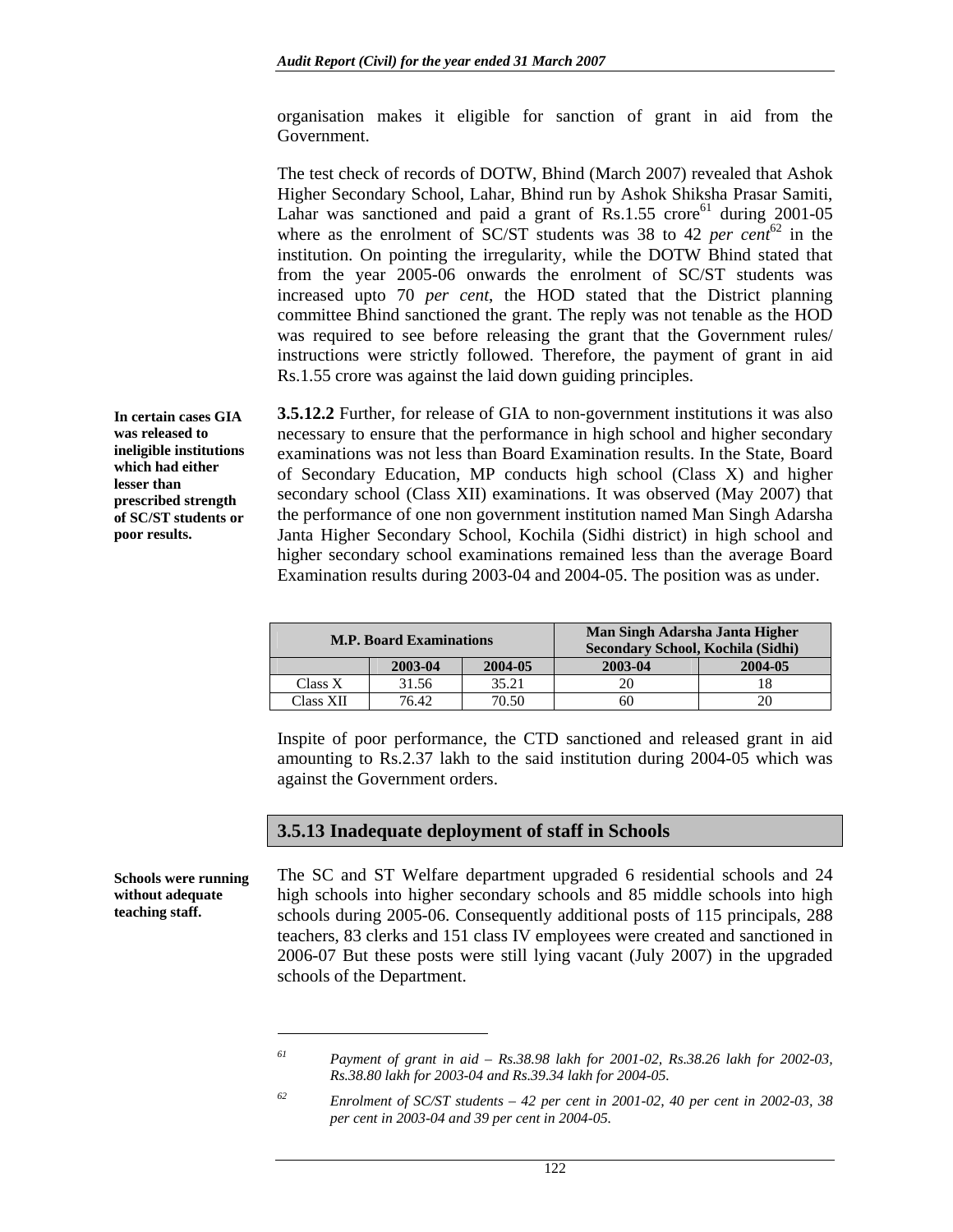organisation makes it eligible for sanction of grant in aid from the Government.

The test check of records of DOTW, Bhind (March 2007) revealed that Ashok Higher Secondary School, Lahar, Bhind run by Ashok Shiksha Prasar Samiti, Lahar was sanctioned and paid a grant of Rs.1.55 crore[61] during 2001-05 where as the enrolment of SC/ST students was 38 to 42 *per cent*[62] in the institution. On pointing the irregularity, while the DOTW Bhind stated that from the year 2005-06 onwards the enrolment of SC/ST students was increased upto 70 *per cent*, the HOD stated that the District planning committee Bhind sanctioned the grant. The reply was not tenable as the HOD was required to see before releasing the grant that the Government rules/ instructions were strictly followed. Therefore, the payment of grant in aid Rs.1.55 crore was against the laid down guiding principles.

**In certain cases GIA was released to ineligible institutions which had either lesser than prescribed strength of SC/ST students or poor results.**

**3.5.12.2** Further, for release of GIA to non-government institutions it was also necessary to ensure that the performance in high school and higher secondary examinations was not less than Board Examination results. In the State, Board of Secondary Education, MP conducts high school (Class X) and higher secondary school (Class XII) examinations. It was observed (May 2007) that the performance of one non government institution named Man Singh Adarsha Janta Higher Secondary School, Kochila (Sidhi district) in high school and higher secondary school examinations remained less than the average Board Examination results during 2003-04 and 2004-05. The position was as under.

| M.P. Board Examinations | | | Man Singh Adarsha Janta Higher Secondary School, Kochila (Sidhi) | |
|---|---|---|---|---|
| | 2003-04 | 2004-05 | 2003-04 | 2004-05 |
| Class X | 31.56 | 35.21 | 20 | 18 |
| Class XII | 76.42 | 70.50 | 60 | 20 |

Inspite of poor performance, the CTD sanctioned and released grant in aid amounting to Rs.2.37 lakh to the said institution during 2004-05 which was against the Government orders.

### 3.5.13 Inadequate deployment of staff in Schools

**Schools were running without adequate teaching staff.**

The SC and ST Welfare department upgraded 6 residential schools and 24 high schools into higher secondary schools and 85 middle schools into high schools during 2005-06. Consequently additional posts of 115 principals, 288 teachers, 83 clerks and 151 class IV employees were created and sanctioned in 2006-07 But these posts were still lying vacant (July 2007) in the upgraded schools of the Department.

---

[61] *Payment of grant in aid – Rs.38.98 lakh for 2001-02, Rs.38.26 lakh for 2002-03, Rs.38.80 lakh for 2003-04 and Rs.39.34 lakh for 2004-05.*

[62] *Enrolment of SC/ST students – 42 per cent in 2001-02, 40 per cent in 2002-03, 38 per cent in 2003-04 and 39 per cent in 2004-05.*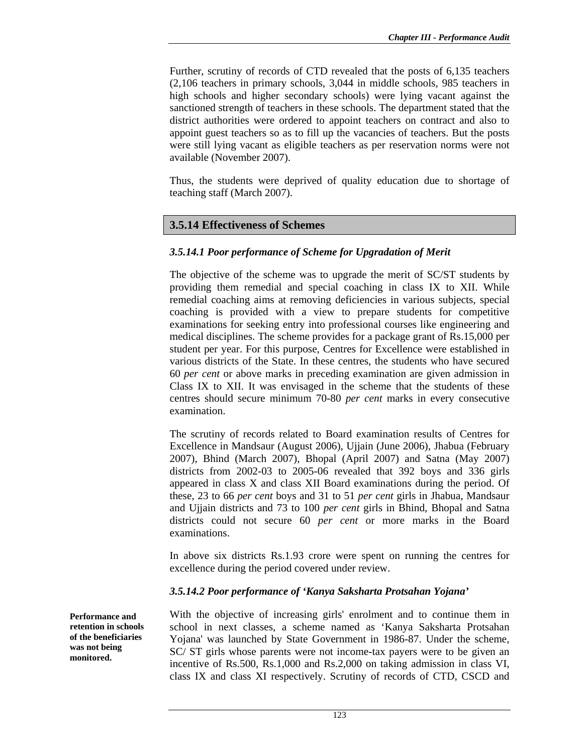Further, scrutiny of records of CTD revealed that the posts of 6,135 teachers (2,106 teachers in primary schools, 3,044 in middle schools, 985 teachers in high schools and higher secondary schools) were lying vacant against the sanctioned strength of teachers in these schools. The department stated that the district authorities were ordered to appoint teachers on contract and also to appoint guest teachers so as to fill up the vacancies of teachers. But the posts were still lying vacant as eligible teachers as per reservation norms were not available (November 2007).

Thus, the students were deprived of quality education due to shortage of teaching staff (March 2007).

## 3.5.14 Effectiveness of Schemes

### *3.5.14.1 Poor performance of Scheme for Upgradation of Merit*

The objective of the scheme was to upgrade the merit of SC/ST students by providing them remedial and special coaching in class IX to XII. While remedial coaching aims at removing deficiencies in various subjects, special coaching is provided with a view to prepare students for competitive examinations for seeking entry into professional courses like engineering and medical disciplines. The scheme provides for a package grant of Rs.15,000 per student per year. For this purpose, Centres for Excellence were established in various districts of the State. In these centres, the students who have secured 60 *per cent* or above marks in preceding examination are given admission in Class IX to XII. It was envisaged in the scheme that the students of these centres should secure minimum 70-80 *per cent* marks in every consecutive examination.

The scrutiny of records related to Board examination results of Centres for Excellence in Mandsaur (August 2006), Ujjain (June 2006), Jhabua (February 2007), Bhind (March 2007), Bhopal (April 2007) and Satna (May 2007) districts from 2002-03 to 2005-06 revealed that 392 boys and 336 girls appeared in class X and class XII Board examinations during the period. Of these, 23 to 66 *per cent* boys and 31 to 51 *per cent* girls in Jhabua, Mandsaur and Ujjain districts and 73 to 100 *per cent* girls in Bhind, Bhopal and Satna districts could not secure 60 *per cent* or more marks in the Board examinations.

In above six districts Rs.1.93 crore were spent on running the centres for excellence during the period covered under review.

### *3.5.14.2 Poor performance of 'Kanya Saksharta Protsahan Yojana'*

**Performance and retention in schools of the beneficiaries was not being monitored.**

With the objective of increasing girls' enrolment and to continue them in school in next classes, a scheme named as 'Kanya Saksharta Protsahan Yojana' was launched by State Government in 1986-87. Under the scheme, SC/ ST girls whose parents were not income-tax payers were to be given an incentive of Rs.500, Rs.1,000 and Rs.2,000 on taking admission in class VI, class IX and class XI respectively. Scrutiny of records of CTD, CSCD and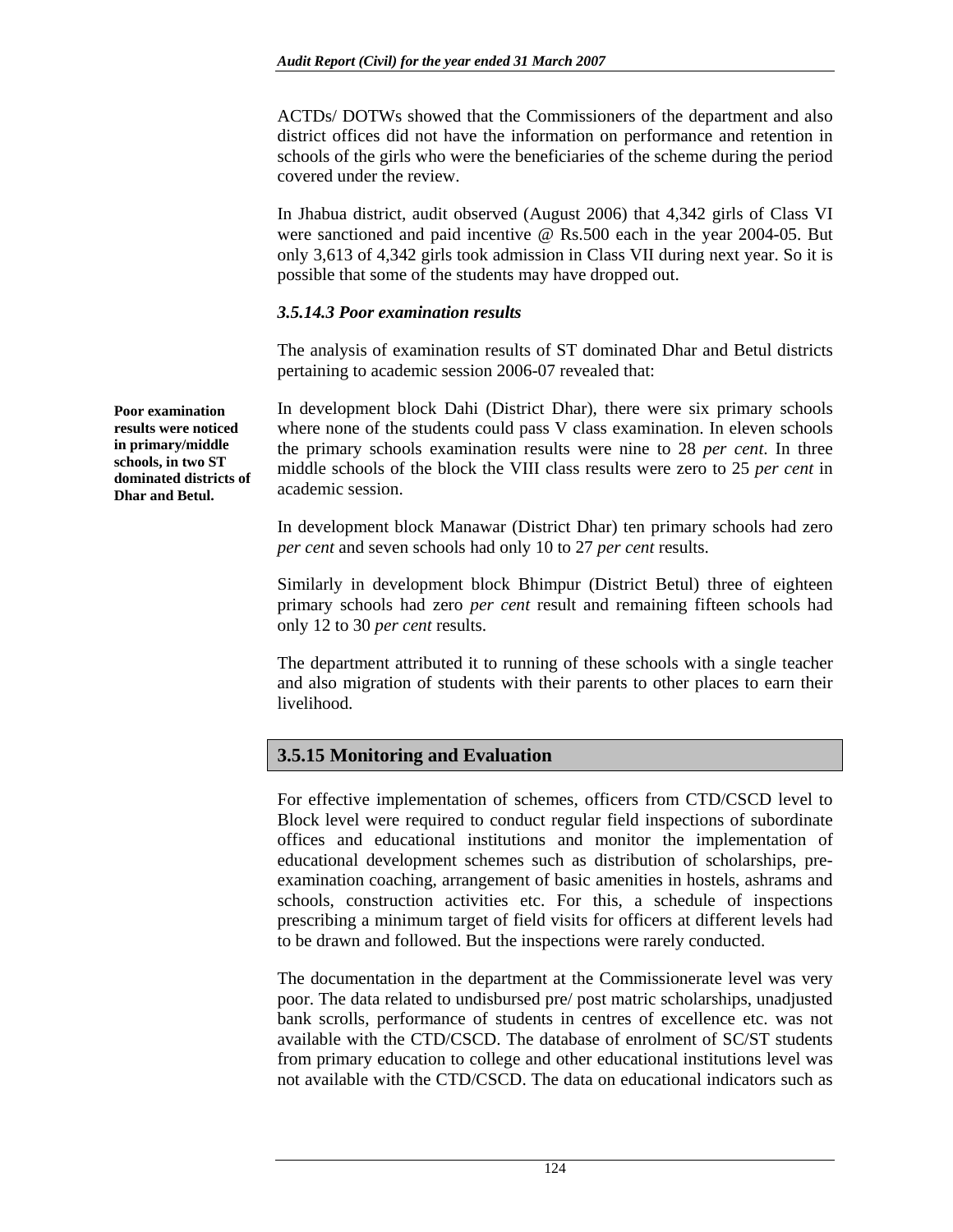ACTDs/ DOTWs showed that the Commissioners of the department and also district offices did not have the information on performance and retention in schools of the girls who were the beneficiaries of the scheme during the period covered under the review.

In Jhabua district, audit observed (August 2006) that 4,342 girls of Class VI were sanctioned and paid incentive @ Rs.500 each in the year 2004-05. But only 3,613 of 4,342 girls took admission in Class VII during next year. So it is possible that some of the students may have dropped out.

### *3.5.14.3 Poor examination results*

The analysis of examination results of ST dominated Dhar and Betul districts pertaining to academic session 2006-07 revealed that:

**Poor examination results were noticed in primary/middle schools, in two ST dominated districts of Dhar and Betul.**

In development block Dahi (District Dhar), there were six primary schools where none of the students could pass V class examination. In eleven schools the primary schools examination results were nine to 28 *per cent*. In three middle schools of the block the VIII class results were zero to 25 *per cent* in academic session.

In development block Manawar (District Dhar) ten primary schools had zero *per cent* and seven schools had only 10 to 27 *per cent* results.

Similarly in development block Bhimpur (District Betul) three of eighteen primary schools had zero *per cent* result and remaining fifteen schools had only 12 to 30 *per cent* results.

The department attributed it to running of these schools with a single teacher and also migration of students with their parents to other places to earn their livelihood.

## 3.5.15 Monitoring and Evaluation

For effective implementation of schemes, officers from CTD/CSCD level to Block level were required to conduct regular field inspections of subordinate offices and educational institutions and monitor the implementation of educational development schemes such as distribution of scholarships, pre-examination coaching, arrangement of basic amenities in hostels, ashrams and schools, construction activities etc. For this, a schedule of inspections prescribing a minimum target of field visits for officers at different levels had to be drawn and followed. But the inspections were rarely conducted.

The documentation in the department at the Commissionerate level was very poor. The data related to undisbursed pre/ post matric scholarships, unadjusted bank scrolls, performance of students in centres of excellence etc. was not available with the CTD/CSCD. The database of enrolment of SC/ST students from primary education to college and other educational institutions level was not available with the CTD/CSCD. The data on educational indicators such as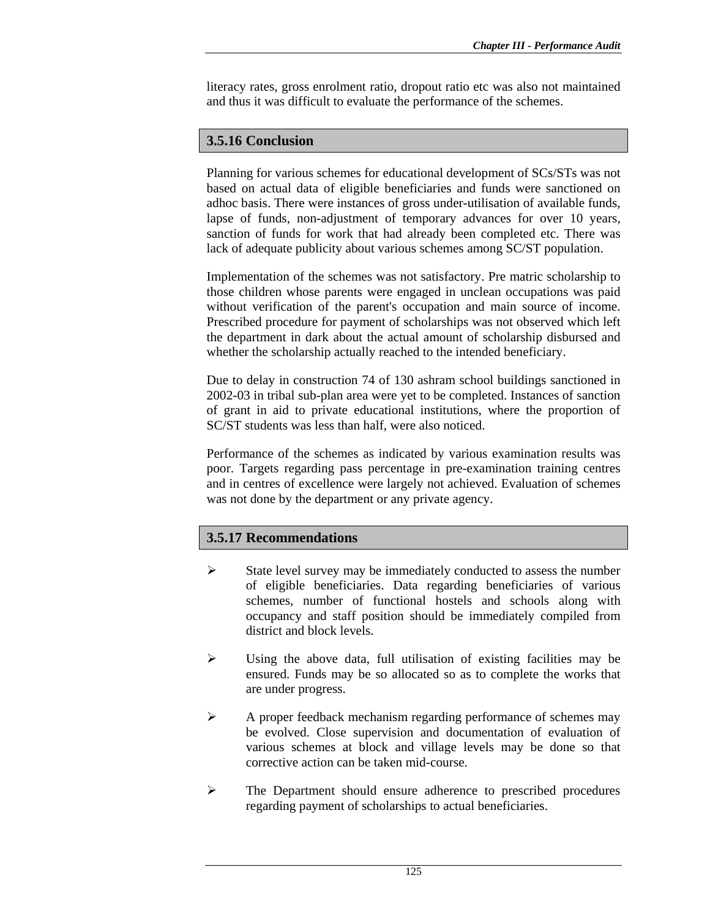literacy rates, gross enrolment ratio, dropout ratio etc was also not maintained and thus it was difficult to evaluate the performance of the schemes.

### 3.5.16 Conclusion

Planning for various schemes for educational development of SCs/STs was not based on actual data of eligible beneficiaries and funds were sanctioned on adhoc basis. There were instances of gross under-utilisation of available funds, lapse of funds, non-adjustment of temporary advances for over 10 years, sanction of funds for work that had already been completed etc. There was lack of adequate publicity about various schemes among SC/ST population.

Implementation of the schemes was not satisfactory. Pre matric scholarship to those children whose parents were engaged in unclean occupations was paid without verification of the parent's occupation and main source of income. Prescribed procedure for payment of scholarships was not observed which left the department in dark about the actual amount of scholarship disbursed and whether the scholarship actually reached to the intended beneficiary.

Due to delay in construction 74 of 130 ashram school buildings sanctioned in 2002-03 in tribal sub-plan area were yet to be completed. Instances of sanction of grant in aid to private educational institutions, where the proportion of SC/ST students was less than half, were also noticed.

Performance of the schemes as indicated by various examination results was poor. Targets regarding pass percentage in pre-examination training centres and in centres of excellence were largely not achieved. Evaluation of schemes was not done by the department or any private agency.

### 3.5.17 Recommendations

- State level survey may be immediately conducted to assess the number of eligible beneficiaries. Data regarding beneficiaries of various schemes, number of functional hostels and schools along with occupancy and staff position should be immediately compiled from district and block levels.
- Using the above data, full utilisation of existing facilities may be ensured. Funds may be so allocated so as to complete the works that are under progress.
- A proper feedback mechanism regarding performance of schemes may be evolved. Close supervision and documentation of evaluation of various schemes at block and village levels may be done so that corrective action can be taken mid-course.
- The Department should ensure adherence to prescribed procedures regarding payment of scholarships to actual beneficiaries.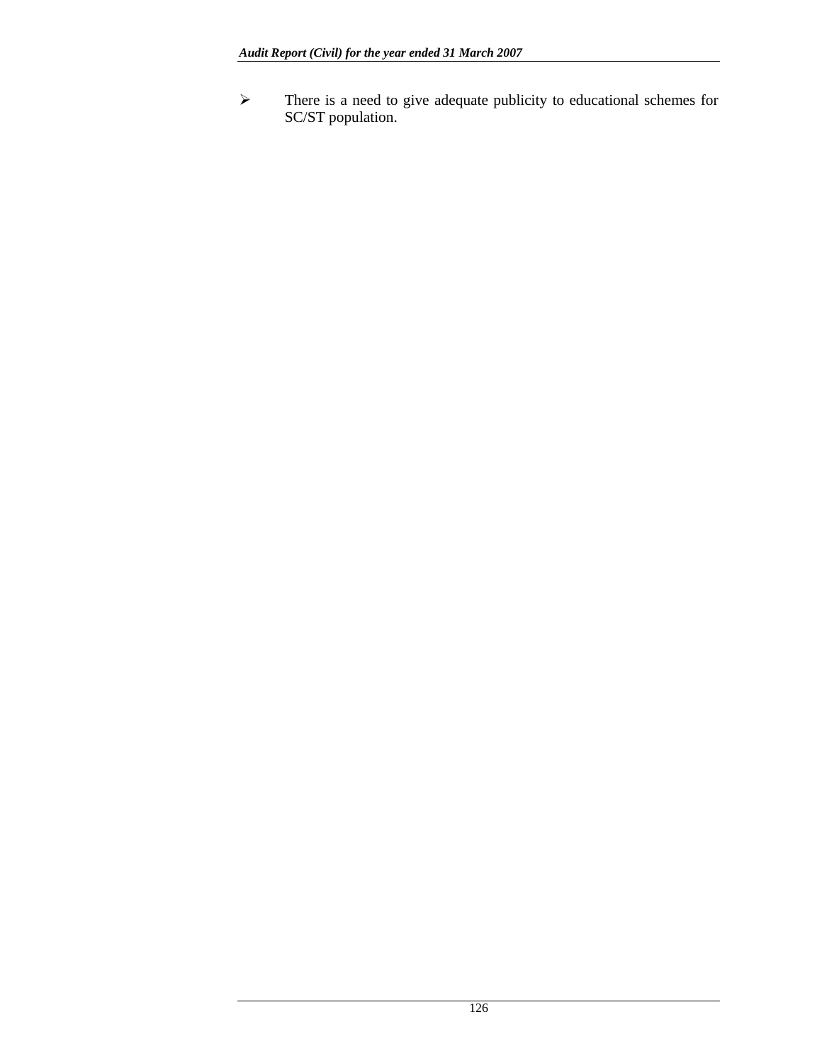- There is a need to give adequate publicity to educational schemes for SC/ST population.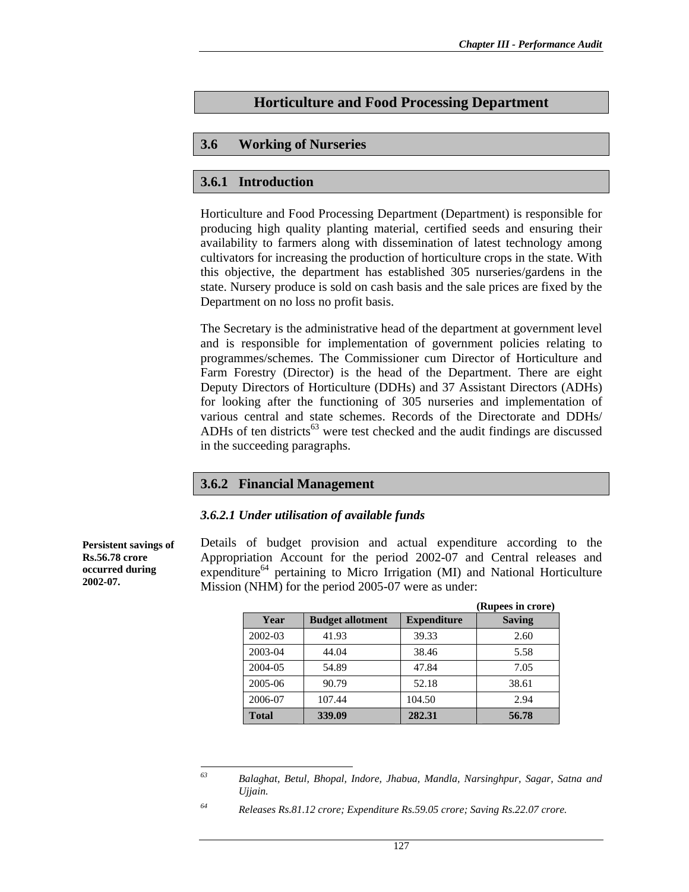## Horticulture and Food Processing Department

### 3.6 Working of Nurseries

### 3.6.1 Introduction

Horticulture and Food Processing Department (Department) is responsible for producing high quality planting material, certified seeds and ensuring their availability to farmers along with dissemination of latest technology among cultivators for increasing the production of horticulture crops in the state. With this objective, the department has established 305 nurseries/gardens in the state. Nursery produce is sold on cash basis and the sale prices are fixed by the Department on no loss no profit basis.

The Secretary is the administrative head of the department at government level and is responsible for implementation of government policies relating to programmes/schemes. The Commissioner cum Director of Horticulture and Farm Forestry (Director) is the head of the Department. There are eight Deputy Directors of Horticulture (DDHs) and 37 Assistant Directors (ADHs) for looking after the functioning of 305 nurseries and implementation of various central and state schemes. Records of the Directorate and DDHs/ ADHs of ten districts[63] were test checked and the audit findings are discussed in the succeeding paragraphs.

### 3.6.2 Financial Management

#### *3.6.2.1 Under utilisation of available funds*

**Persistent savings of Rs.56.78 crore occurred during 2002-07.**

Details of budget provision and actual expenditure according to the Appropriation Account for the period 2002-07 and Central releases and expenditure[64] pertaining to Micro Irrigation (MI) and National Horticulture Mission (NHM) for the period 2005-07 were as under:

**(Rupees in crore)**

| Year | Budget allotment | Expenditure | Saving |
|---|---|---|---|
| 2002-03 | 41.93 | 39.33 | 2.60 |
| 2003-04 | 44.04 | 38.46 | 5.58 |
| 2004-05 | 54.89 | 47.84 | 7.05 |
| 2005-06 | 90.79 | 52.18 | 38.61 |
| 2006-07 | 107.44 | 104.50 | 2.94 |
| **Total** | **339.09** | **282.31** | **56.78** |

---

[63] *Balaghat, Betul, Bhopal, Indore, Jhabua, Mandla, Narsinghpur, Sagar, Satna and Ujjain.*

[64] *Releases Rs.81.12 crore; Expenditure Rs.59.05 crore; Saving Rs.22.07 crore.*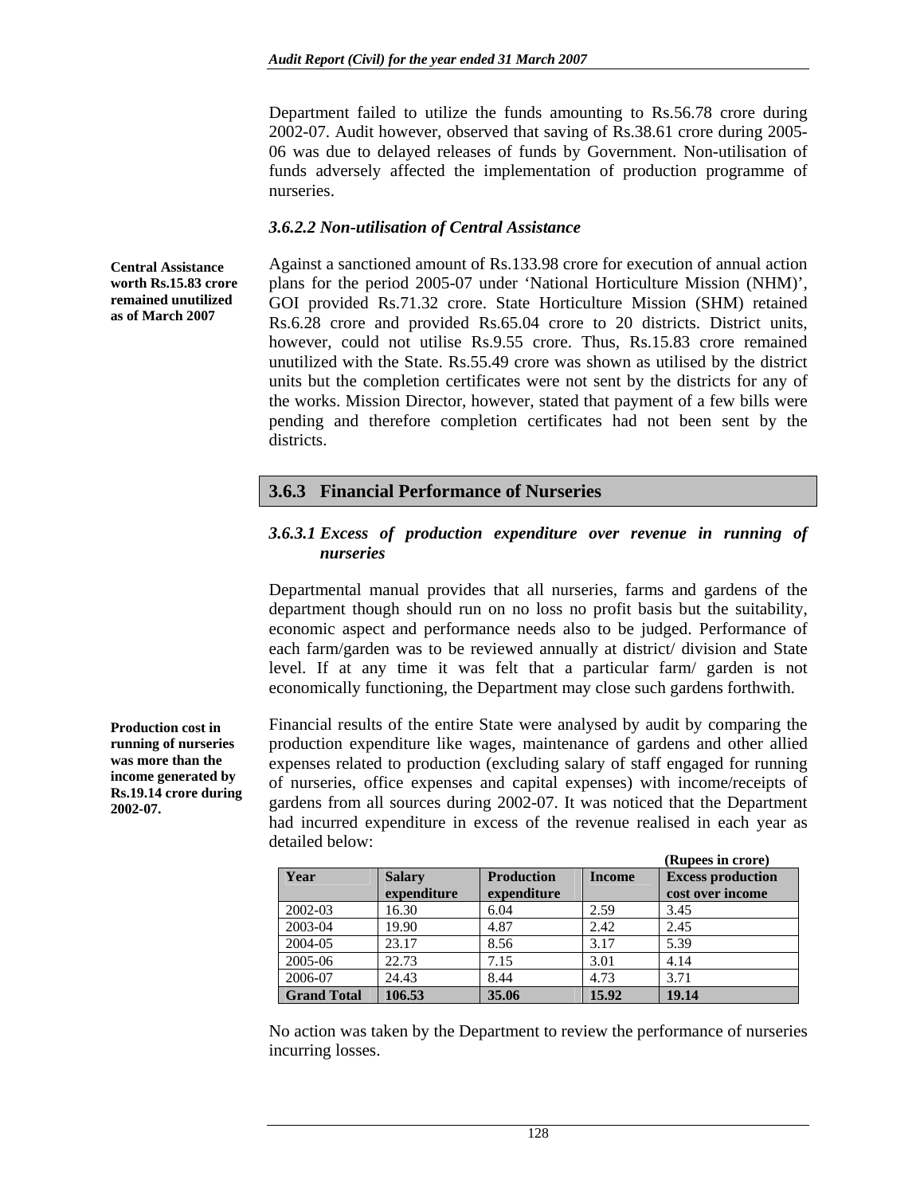Department failed to utilize the funds amounting to Rs.56.78 crore during 2002-07. Audit however, observed that saving of Rs.38.61 crore during 2005-06 was due to delayed releases of funds by Government. Non-utilisation of funds adversely affected the implementation of production programme of nurseries.

### *3.6.2.2 Non-utilisation of Central Assistance*

**Central Assistance worth Rs.15.83 crore remained unutilized as of March 2007**

Against a sanctioned amount of Rs.133.98 crore for execution of annual action plans for the period 2005-07 under 'National Horticulture Mission (NHM)', GOI provided Rs.71.32 crore. State Horticulture Mission (SHM) retained Rs.6.28 crore and provided Rs.65.04 crore to 20 districts. District units, however, could not utilise Rs.9.55 crore. Thus, Rs.15.83 crore remained unutilized with the State. Rs.55.49 crore was shown as utilised by the district units but the completion certificates were not sent by the districts for any of the works. Mission Director, however, stated that payment of a few bills were pending and therefore completion certificates had not been sent by the districts.

## 3.6.3 Financial Performance of Nurseries

### *3.6.3.1 Excess of production expenditure over revenue in running of nurseries*

Departmental manual provides that all nurseries, farms and gardens of the department though should run on no loss no profit basis but the suitability, economic aspect and performance needs also to be judged. Performance of each farm/garden was to be reviewed annually at district/ division and State level. If at any time it was felt that a particular farm/ garden is not economically functioning, the Department may close such gardens forthwith.

**Production cost in running of nurseries was more than the income generated by Rs.19.14 crore during 2002-07.**

Financial results of the entire State were analysed by audit by comparing the production expenditure like wages, maintenance of gardens and other allied expenses related to production (excluding salary of staff engaged for running of nurseries, office expenses and capital expenses) with income/receipts of gardens from all sources during 2002-07. It was noticed that the Department had incurred expenditure in excess of the revenue realised in each year as detailed below:

**(Rupees in crore)**

| Year | Salary expenditure | Production expenditure | Income | Excess production cost over income |
|---|---|---|---|---|
| 2002-03 | 16.30 | 6.04 | 2.59 | 3.45 |
| 2003-04 | 19.90 | 4.87 | 2.42 | 2.45 |
| 2004-05 | 23.17 | 8.56 | 3.17 | 5.39 |
| 2005-06 | 22.73 | 7.15 | 3.01 | 4.14 |
| 2006-07 | 24.43 | 8.44 | 4.73 | 3.71 |
| **Grand Total** | **106.53** | **35.06** | **15.92** | **19.14** |

No action was taken by the Department to review the performance of nurseries incurring losses.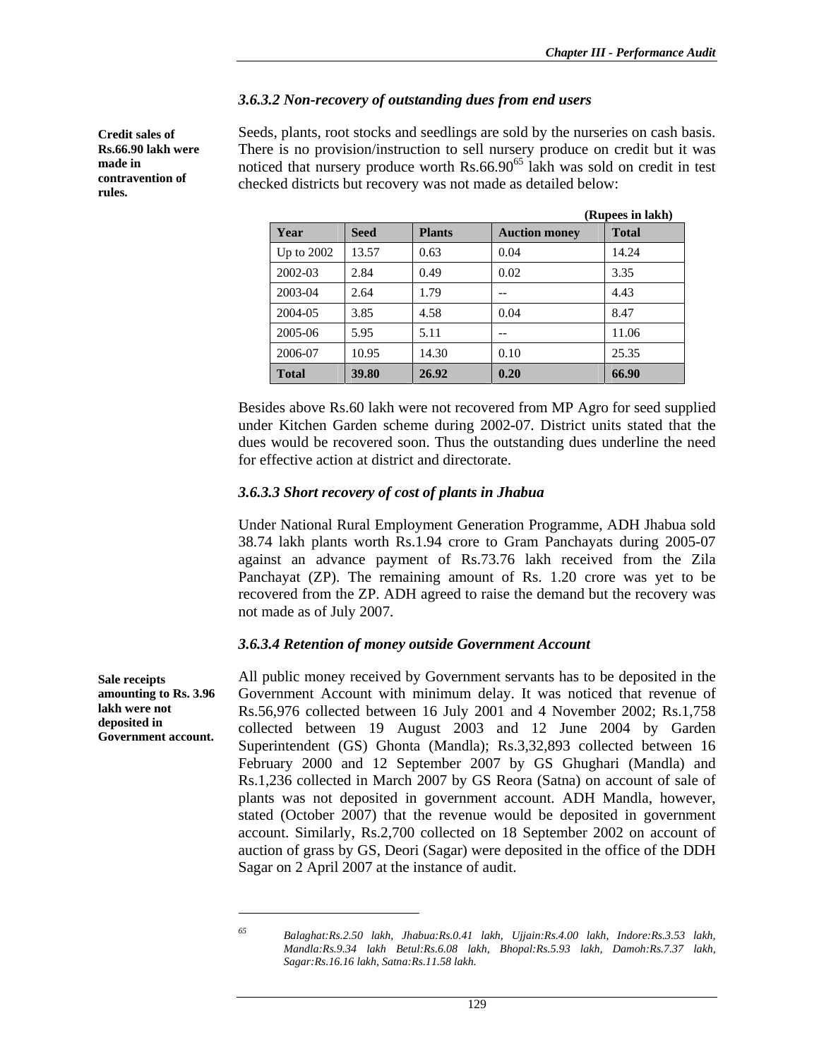### *3.6.3.2 Non-recovery of outstanding dues from end users*

**Credit sales of Rs.66.90 lakh were made in contravention of rules.**

Seeds, plants, root stocks and seedlings are sold by the nurseries on cash basis. There is no provision/instruction to sell nursery produce on credit but it was noticed that nursery produce worth Rs.66.90[65] lakh was sold on credit in test checked districts but recovery was not made as detailed below:

**(Rupees in lakh)**

| Year | Seed | Plants | Auction money | Total |
|---|---|---|---|---|
| Up to 2002 | 13.57 | 0.63 | 0.04 | 14.24 |
| 2002-03 | 2.84 | 0.49 | 0.02 | 3.35 |
| 2003-04 | 2.64 | 1.79 | -- | 4.43 |
| 2004-05 | 3.85 | 4.58 | 0.04 | 8.47 |
| 2005-06 | 5.95 | 5.11 | -- | 11.06 |
| 2006-07 | 10.95 | 14.30 | 0.10 | 25.35 |
| **Total** | **39.80** | **26.92** | **0.20** | **66.90** |

Besides above Rs.60 lakh were not recovered from MP Agro for seed supplied under Kitchen Garden scheme during 2002-07. District units stated that the dues would be recovered soon. Thus the outstanding dues underline the need for effective action at district and directorate.

### *3.6.3.3 Short recovery of cost of plants in Jhabua*

Under National Rural Employment Generation Programme, ADH Jhabua sold 38.74 lakh plants worth Rs.1.94 crore to Gram Panchayats during 2005-07 against an advance payment of Rs.73.76 lakh received from the Zila Panchayat (ZP). The remaining amount of Rs. 1.20 crore was yet to be recovered from the ZP. ADH agreed to raise the demand but the recovery was not made as of July 2007.

### *3.6.3.4 Retention of money outside Government Account*

**Sale receipts amounting to Rs. 3.96 lakh were not deposited in Government account.**

All public money received by Government servants has to be deposited in the Government Account with minimum delay. It was noticed that revenue of Rs.56,976 collected between 16 July 2001 and 4 November 2002; Rs.1,758 collected between 19 August 2003 and 12 June 2004 by Garden Superintendent (GS) Ghonta (Mandla); Rs.3,32,893 collected between 16 February 2000 and 12 September 2007 by GS Ghughari (Mandla) and Rs.1,236 collected in March 2007 by GS Reora (Satna) on account of sale of plants was not deposited in government account. ADH Mandla, however, stated (October 2007) that the revenue would be deposited in government account. Similarly, Rs.2,700 collected on 18 September 2002 on account of auction of grass by GS, Deori (Sagar) were deposited in the office of the DDH Sagar on 2 April 2007 at the instance of audit.

---

[65] *Balaghat:Rs.2.50 lakh, Jhabua:Rs.0.41 lakh, Ujjain:Rs.4.00 lakh, Indore:Rs.3.53 lakh, Mandla:Rs.9.34 lakh Betul:Rs.6.08 lakh, Bhopal:Rs.5.93 lakh, Damoh:Rs.7.37 lakh, Sagar:Rs.16.16 lakh, Satna:Rs.11.58 lakh.*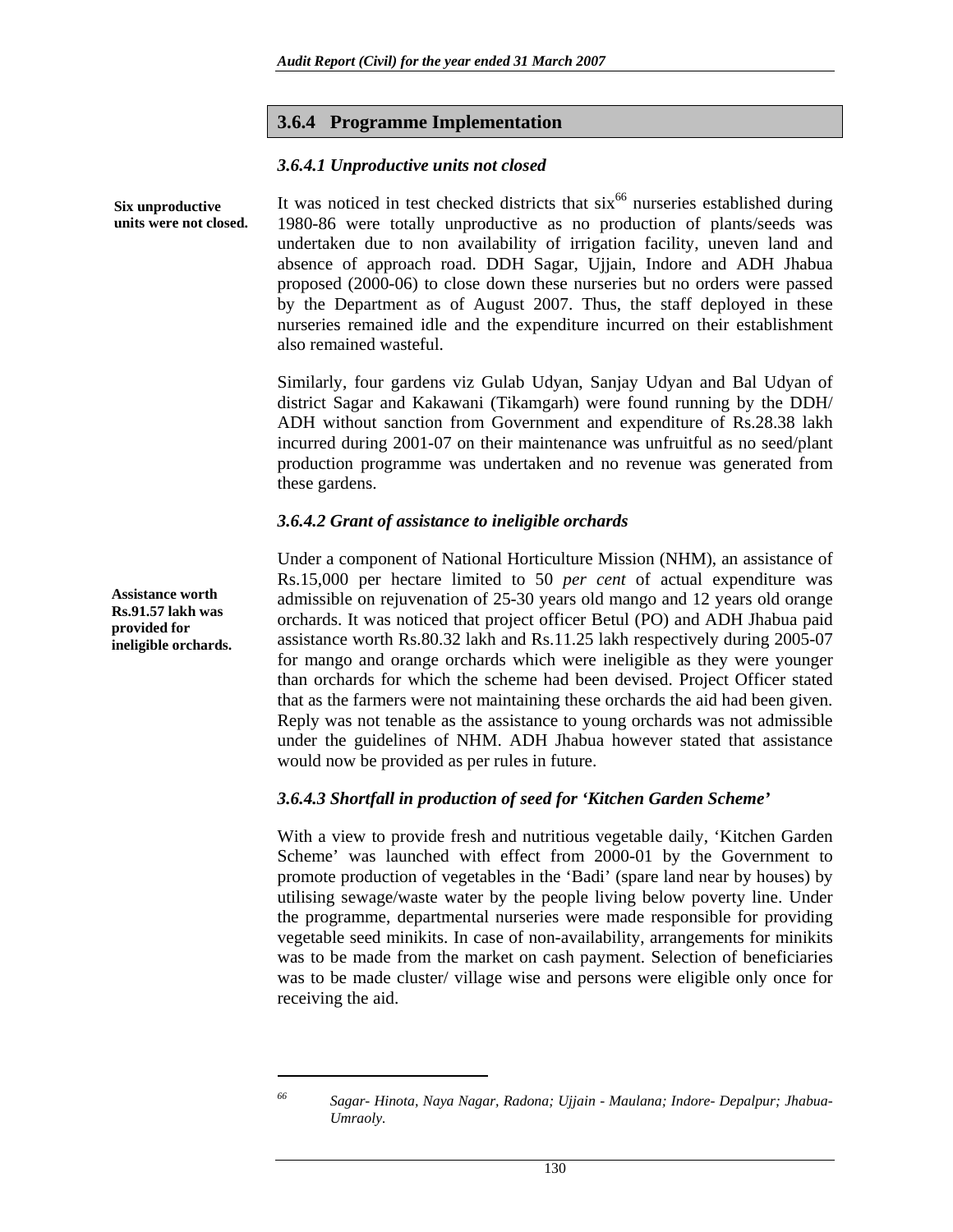## 3.6.4 Programme Implementation

### *3.6.4.1 Unproductive units not closed*

**Six unproductive units were not closed.**

It was noticed in test checked districts that six[66] nurseries established during 1980-86 were totally unproductive as no production of plants/seeds was undertaken due to non availability of irrigation facility, uneven land and absence of approach road. DDH Sagar, Ujjain, Indore and ADH Jhabua proposed (2000-06) to close down these nurseries but no orders were passed by the Department as of August 2007. Thus, the staff deployed in these nurseries remained idle and the expenditure incurred on their establishment also remained wasteful.

Similarly, four gardens viz Gulab Udyan, Sanjay Udyan and Bal Udyan of district Sagar and Kakawani (Tikamgarh) were found running by the DDH/ ADH without sanction from Government and expenditure of Rs.28.38 lakh incurred during 2001-07 on their maintenance was unfruitful as no seed/plant production programme was undertaken and no revenue was generated from these gardens.

### *3.6.4.2 Grant of assistance to ineligible orchards*

**Assistance worth Rs.91.57 lakh was provided for ineligible orchards.**

Under a component of National Horticulture Mission (NHM), an assistance of Rs.15,000 per hectare limited to 50 *per cent* of actual expenditure was admissible on rejuvenation of 25-30 years old mango and 12 years old orange orchards. It was noticed that project officer Betul (PO) and ADH Jhabua paid assistance worth Rs.80.32 lakh and Rs.11.25 lakh respectively during 2005-07 for mango and orange orchards which were ineligible as they were younger than orchards for which the scheme had been devised. Project Officer stated that as the farmers were not maintaining these orchards the aid had been given. Reply was not tenable as the assistance to young orchards was not admissible under the guidelines of NHM. ADH Jhabua however stated that assistance would now be provided as per rules in future.

### *3.6.4.3 Shortfall in production of seed for 'Kitchen Garden Scheme'*

With a view to provide fresh and nutritious vegetable daily, 'Kitchen Garden Scheme' was launched with effect from 2000-01 by the Government to promote production of vegetables in the 'Badi' (spare land near by houses) by utilising sewage/waste water by the people living below poverty line. Under the programme, departmental nurseries were made responsible for providing vegetable seed minikits. In case of non-availability, arrangements for minikits was to be made from the market on cash payment. Selection of beneficiaries was to be made cluster/ village wise and persons were eligible only once for receiving the aid.

---

[66] *Sagar- Hinota, Naya Nagar, Radona; Ujjain - Maulana; Indore- Depalpur; Jhabua-Umraoly.*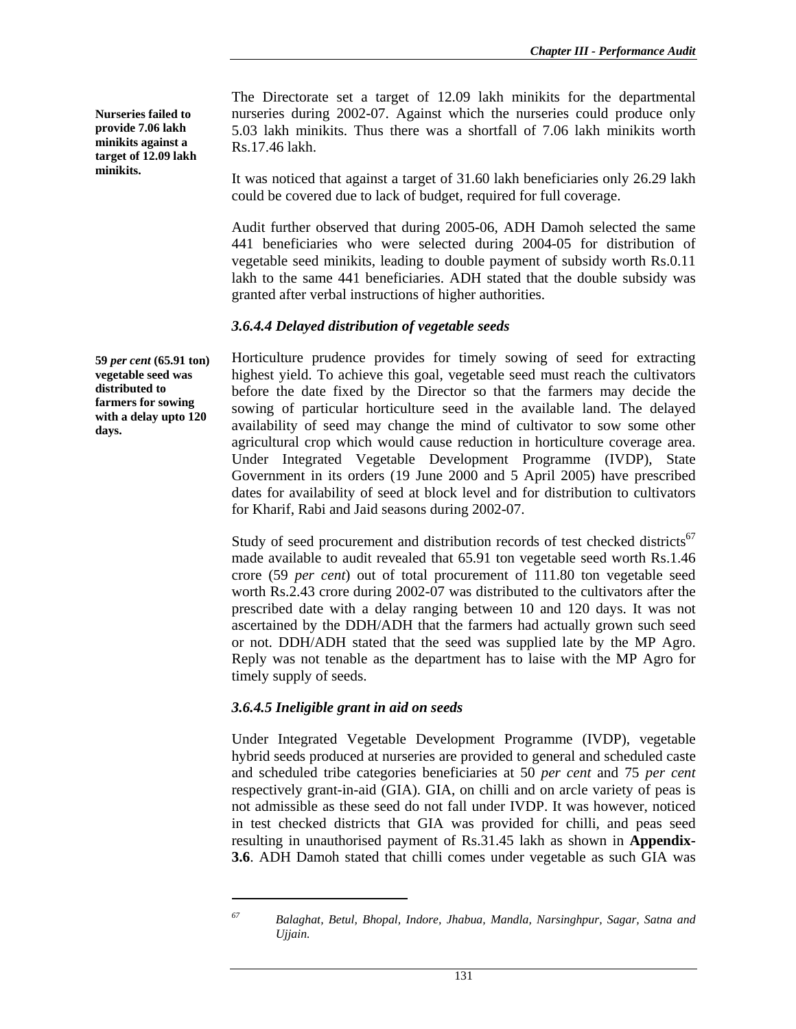**Nurseries failed to provide 7.06 lakh minikits against a target of 12.09 lakh minikits.**

The Directorate set a target of 12.09 lakh minikits for the departmental nurseries during 2002-07. Against which the nurseries could produce only 5.03 lakh minikits. Thus there was a shortfall of 7.06 lakh minikits worth Rs.17.46 lakh.

It was noticed that against a target of 31.60 lakh beneficiaries only 26.29 lakh could be covered due to lack of budget, required for full coverage.

Audit further observed that during 2005-06, ADH Damoh selected the same 441 beneficiaries who were selected during 2004-05 for distribution of vegetable seed minikits, leading to double payment of subsidy worth Rs.0.11 lakh to the same 441 beneficiaries. ADH stated that the double subsidy was granted after verbal instructions of higher authorities.

### *3.6.4.4 Delayed distribution of vegetable seeds*

**59 *per cent* (65.91 ton) vegetable seed was distributed to farmers for sowing with a delay upto 120 days.**

Horticulture prudence provides for timely sowing of seed for extracting highest yield. To achieve this goal, vegetable seed must reach the cultivators before the date fixed by the Director so that the farmers may decide the sowing of particular horticulture seed in the available land. The delayed availability of seed may change the mind of cultivator to sow some other agricultural crop which would cause reduction in horticulture coverage area. Under Integrated Vegetable Development Programme (IVDP), State Government in its orders (19 June 2000 and 5 April 2005) have prescribed dates for availability of seed at block level and for distribution to cultivators for Kharif, Rabi and Jaid seasons during 2002-07.

Study of seed procurement and distribution records of test checked districts[67] made available to audit revealed that 65.91 ton vegetable seed worth Rs.1.46 crore (59 *per cent*) out of total procurement of 111.80 ton vegetable seed worth Rs.2.43 crore during 2002-07 was distributed to the cultivators after the prescribed date with a delay ranging between 10 and 120 days. It was not ascertained by the DDH/ADH that the farmers had actually grown such seed or not. DDH/ADH stated that the seed was supplied late by the MP Agro. Reply was not tenable as the department has to laise with the MP Agro for timely supply of seeds.

### *3.6.4.5 Ineligible grant in aid on seeds*

Under Integrated Vegetable Development Programme (IVDP), vegetable hybrid seeds produced at nurseries are provided to general and scheduled caste and scheduled tribe categories beneficiaries at 50 *per cent* and 75 *per cent* respectively grant-in-aid (GIA). GIA, on chilli and on arcle variety of peas is not admissible as these seed do not fall under IVDP. It was however, noticed in test checked districts that GIA was provided for chilli, and peas seed resulting in unauthorised payment of Rs.31.45 lakh as shown in **Appendix-3.6**. ADH Damoh stated that chilli comes under vegetable as such GIA was

---

[67] *Balaghat, Betul, Bhopal, Indore, Jhabua, Mandla, Narsinghpur, Sagar, Satna and Ujjain.*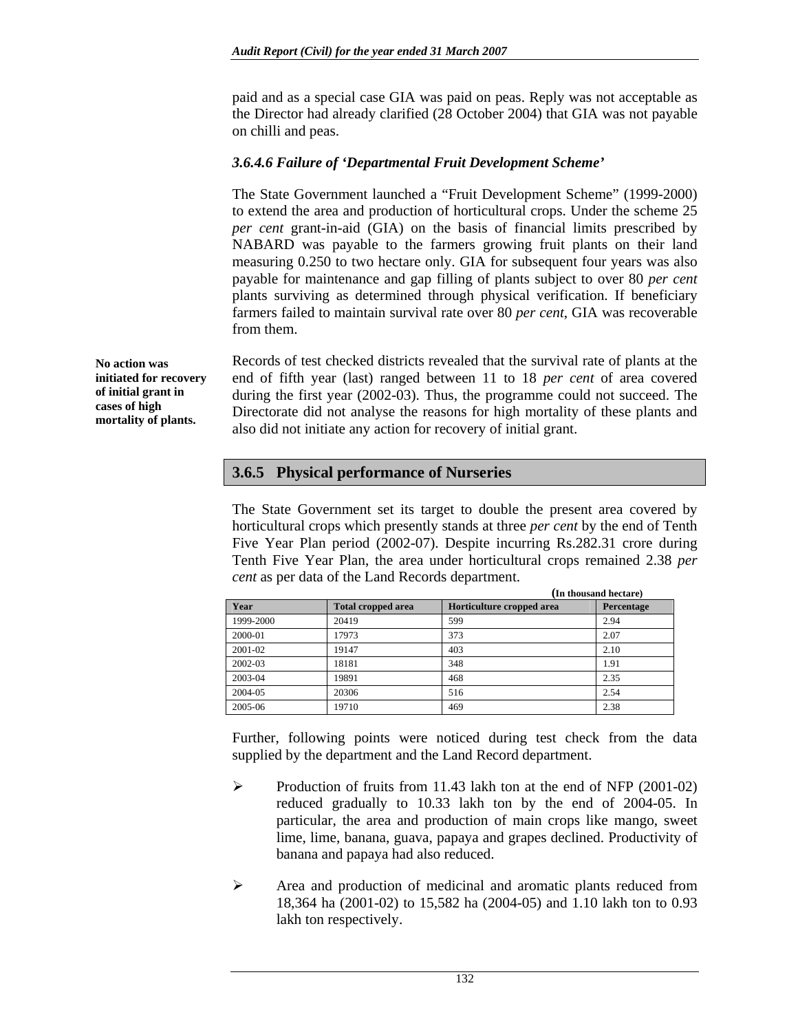paid and as a special case GIA was paid on peas. Reply was not acceptable as the Director had already clarified (28 October 2004) that GIA was not payable on chilli and peas.

#### *3.6.4.6 Failure of 'Departmental Fruit Development Scheme'*

The State Government launched a "Fruit Development Scheme" (1999-2000) to extend the area and production of horticultural crops. Under the scheme 25 *per cent* grant-in-aid (GIA) on the basis of financial limits prescribed by NABARD was payable to the farmers growing fruit plants on their land measuring 0.250 to two hectare only. GIA for subsequent four years was also payable for maintenance and gap filling of plants subject to over 80 *per cent* plants surviving as determined through physical verification. If beneficiary farmers failed to maintain survival rate over 80 *per cent*, GIA was recoverable from them.

**No action was initiated for recovery of initial grant in cases of high mortality of plants.**

Records of test checked districts revealed that the survival rate of plants at the end of fifth year (last) ranged between 11 to 18 *per cent* of area covered during the first year (2002-03). Thus, the programme could not succeed. The Directorate did not analyse the reasons for high mortality of these plants and also did not initiate any action for recovery of initial grant.

### 3.6.5 Physical performance of Nurseries

The State Government set its target to double the present area covered by horticultural crops which presently stands at three *per cent* by the end of Tenth Five Year Plan period (2002-07). Despite incurring Rs.282.31 crore during Tenth Five Year Plan, the area under horticultural crops remained 2.38 *per cent* as per data of the Land Records department.

**(In thousand hectare)**

| Year | Total cropped area | Horticulture cropped area | Percentage |
|---|---|---|---|
| 1999-2000 | 20419 | 599 | 2.94 |
| 2000-01 | 17973 | 373 | 2.07 |
| 2001-02 | 19147 | 403 | 2.10 |
| 2002-03 | 18181 | 348 | 1.91 |
| 2003-04 | 19891 | 468 | 2.35 |
| 2004-05 | 20306 | 516 | 2.54 |
| 2005-06 | 19710 | 469 | 2.38 |

Further, following points were noticed during test check from the data supplied by the department and the Land Record department.

- Production of fruits from 11.43 lakh ton at the end of NFP (2001-02) reduced gradually to 10.33 lakh ton by the end of 2004-05. In particular, the area and production of main crops like mango, sweet lime, lime, banana, guava, papaya and grapes declined. Productivity of banana and papaya had also reduced.

- Area and production of medicinal and aromatic plants reduced from 18,364 ha (2001-02) to 15,582 ha (2004-05) and 1.10 lakh ton to 0.93 lakh ton respectively.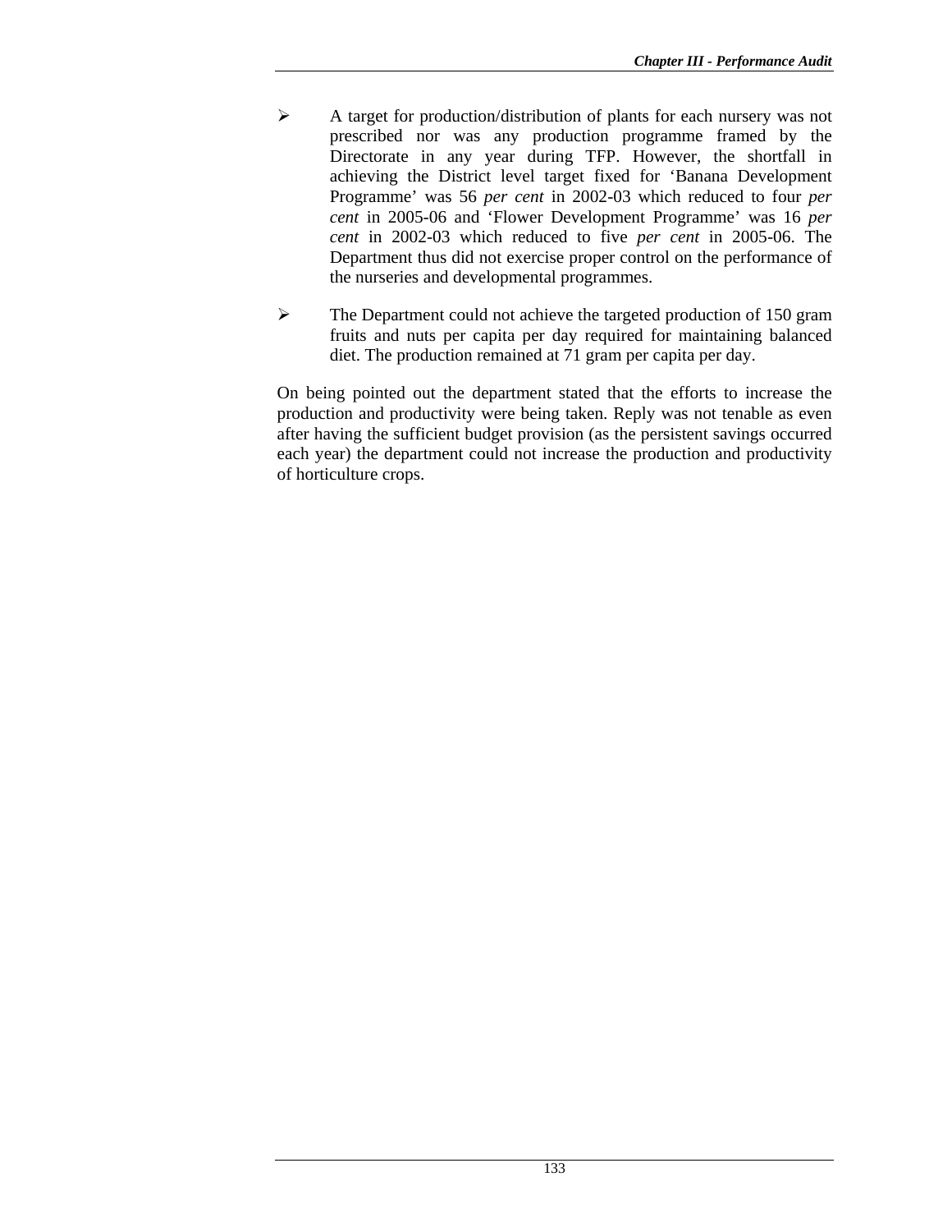- A target for production/distribution of plants for each nursery was not prescribed nor was any production programme framed by the Directorate in any year during TFP. However, the shortfall in achieving the District level target fixed for 'Banana Development Programme' was 56 *per cent* in 2002-03 which reduced to four *per cent* in 2005-06 and 'Flower Development Programme' was 16 *per cent* in 2002-03 which reduced to five *per cent* in 2005-06. The Department thus did not exercise proper control on the performance of the nurseries and developmental programmes.

- The Department could not achieve the targeted production of 150 gram fruits and nuts per capita per day required for maintaining balanced diet. The production remained at 71 gram per capita per day.

On being pointed out the department stated that the efforts to increase the production and productivity were being taken. Reply was not tenable as even after having the sufficient budget provision (as the persistent savings occurred each year) the department could not increase the production and productivity of horticulture crops.